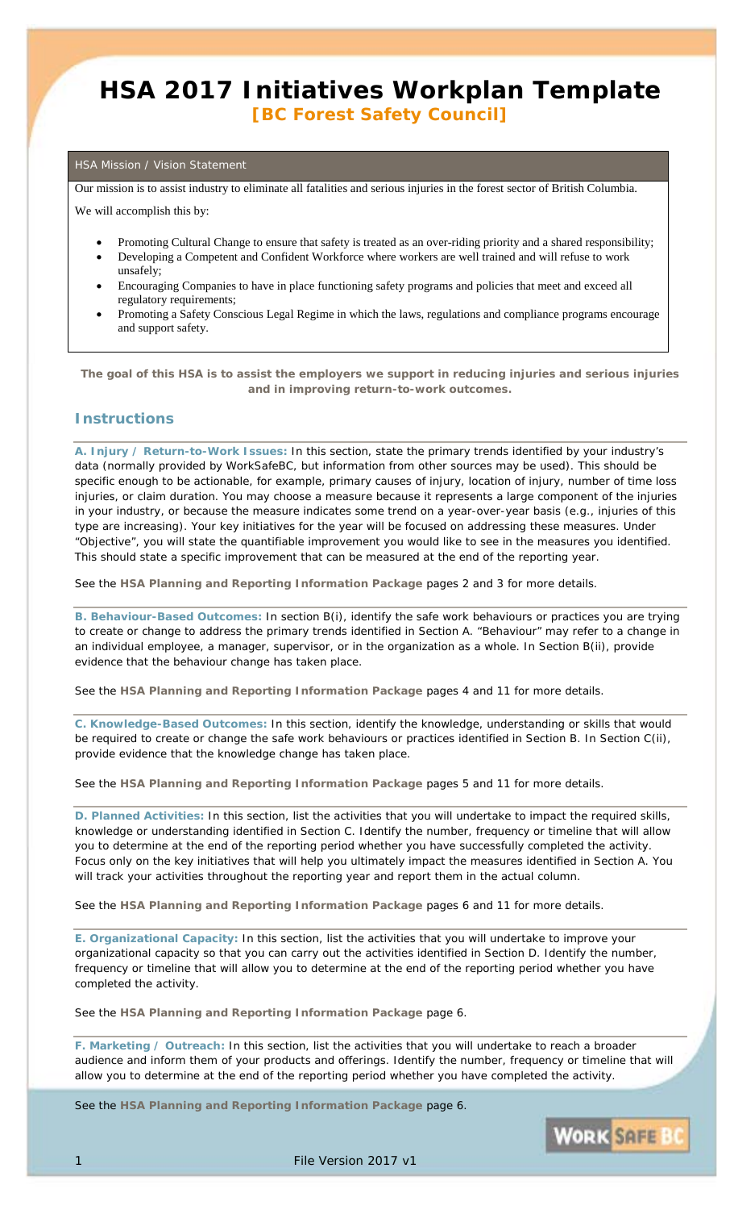# HSA 2017 Initiatives Workplan Template

**[BC Forest Safety Council]**

## HSA Mission / Vision Statement

Our mission is to assist industry to eliminate all fatalities and serious injuries in the forest sector of British Columbia.

We will accomplish this by:

- Promoting Cultural Change to ensure that safety is treated as an over-riding priority and a shared responsibility;
- Developing a Competent and Confident Workforce where workers are well trained and will refuse to work unsafely;
- Encouraging Companies to have in place functioning safety programs and policies that meet and exceed all regulatory requirements;
- Promoting a Safety Conscious Legal Regime in which the laws, regulations and compliance programs encourage and support safety.

**The goal of this HSA is to assist the employers we support in reducing injuries and serious injuries and in improving return-to-work outcomes.**

## Instructions

**A. Injury / Return-to-Work Issues:** In this section, state the primary trends identified by your industry's data (normally provided by WorkSafeBC, but information from other sources may be used). This should be specific enough to be actionable, for example, primary causes of injury, location of injury, number of time loss injuries, or claim duration. You may choose a measure because it represents a large component of the injuries in your industry, or because the measure indicates some trend on a year-over-year basis (e.g., injuries of this type are increasing). Your key initiatives for the year will be focused on addressing these measures. Under "Objective", you will state the quantifiable improvement you would like to see in the measures you identified. This should state a specific improvement that can be measured at the end of the reporting year.

See the **HSA Planning and Reporting Information Package** pages 2 and 3 for more details.

**B. Behaviour-Based Outcomes:** In section B(i), identify the safe work behaviours or practices you are trying to create or change to address the primary trends identified in Section A. "Behaviour" may refer to a change in an individual employee, a manager, supervisor, or in the organization as a whole. In Section B(ii), provide evidence that the behaviour change has taken place.

See the **HSA Planning and Reporting Information Package** pages 4 and 11 for more details.

**C. Knowledge-Based Outcomes:** In this section, identify the knowledge, understanding or skills that would be required to create or change the safe work behaviours or practices identified in Section B. In Section C(ii), provide evidence that the knowledge change has taken place.

See the **HSA Planning and Reporting Information Package** pages 5 and 11 for more details.

**D. Planned Activities:** In this section, list the activities that you will undertake to impact the required skills, knowledge or understanding identified in Section C. Identify the number, frequency or timeline that will allow you to determine at the end of the reporting period whether you have successfully completed the activity. Focus only on the key initiatives that will help you ultimately impact the measures identified in Section A. You will track your activities throughout the reporting year and report them in the actual column.

See the **HSA Planning and Reporting Information Package** pages 6 and 11 for more details.

**E. Organizational Capacity:** In this section, list the activities that you will undertake to improve your organizational capacity so that you can carry out the activities identified in Section D. Identify the number, frequency or timeline that will allow you to determine at the end of the reporting period whether you have completed the activity.

See the **HSA Planning and Reporting Information Package** page 6.

**F. Marketing / Outreach:** In this section, list the activities that you will undertake to reach a broader audience and inform them of your products and offerings. Identify the number, frequency or timeline that will allow you to determine at the end of the reporting period whether you have completed the activity.

See the **HSA Planning and Reporting Information Package** page 6.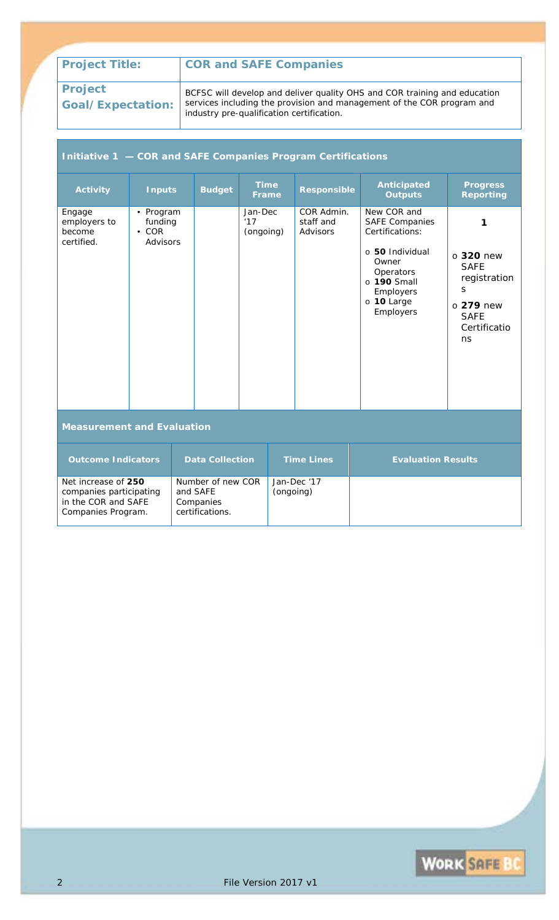| Project Title: | COR and SAFE Companies |
| --- | --- |
| Project Goal/Expectation: | BCFSC will develop and deliver quality OHS and COR training and education services including the provision and management of the COR program and industry pre-qualification certification. |

## Initiative 1 — COR and SAFE Companies Program Certifications

| Activity | Inputs | Budget | Time Frame | Responsible | Anticipated Outputs | Progress Reporting |
| --- | --- | --- | --- | --- | --- | --- |
| Engage employers to become certified. | • Program funding<br>• COR Advisors | | Jan-Dec '17 (ongoing) | COR Admin. staff and Advisors | New COR and SAFE Companies Certifications:<br>o **50** Individual Owner Operators<br>o **190** Small Employers<br>o **10** Large Employers | **1**<br>o **320** new SAFE registrations<br>o **279** new SAFE Certifications |

### Measurement and Evaluation

| Outcome Indicators | Data Collection | Time Lines | Evaluation Results |
| --- | --- | --- | --- |
| Net increase of **250** companies participating in the COR and SAFE Companies Program. | Number of new COR and SAFE Companies certifications. | Jan-Dec '17 (ongoing) | |

File Version 2017 v1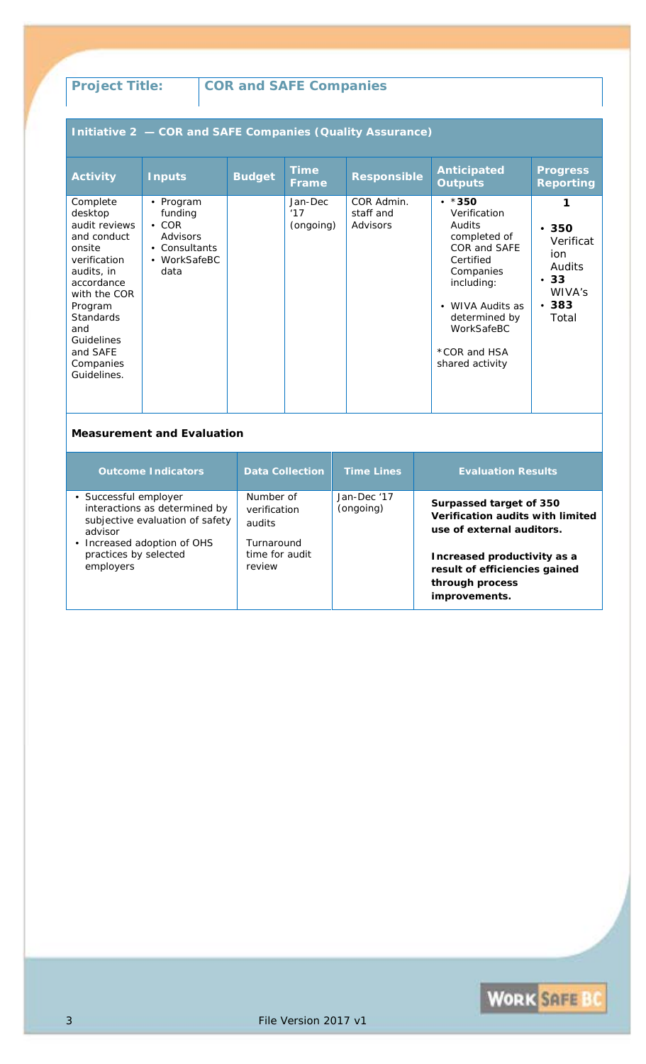| **Project Title:** | **COR and SAFE Companies** |
|---|---|

**Initiative 2 — COR and SAFE Companies (Quality Assurance)**

| Activity | Inputs | Budget | Time Frame | Responsible | Anticipated Outputs | Progress Reporting |
|---|---|---|---|---|---|---|
| Complete desktop audit reviews and conduct onsite verification audits, in accordance with the COR Program Standards and Guidelines and SAFE Companies Guidelines. | • Program funding<br>• COR Advisors<br>• Consultants<br>• WorkSafeBC data | | Jan-Dec '17 (ongoing) | COR Admin. staff and Advisors | • ***350** Verification Audits completed of COR and SAFE Certified Companies including:<br>• WIVA Audits as determined by WorkSafeBC<br><br>*COR and HSA shared activity | **1**<br>• **350** Verification Audits<br>• **33** WIVA's<br>• **383** Total |

**Measurement and Evaluation**

| Outcome Indicators | Data Collection | Time Lines | Evaluation Results |
|---|---|---|---|
| • Successful employer interactions as determined by subjective evaluation of safety advisor<br>• Increased adoption of OHS practices by selected employers | Number of verification audits<br><br>Turnaround time for audit review | Jan-Dec '17 (ongoing) | **Surpassed target of 350 Verification audits with limited use of external auditors.**<br><br>**Increased productivity as a result of efficiencies gained through process improvements.** |

File Version 2017 v1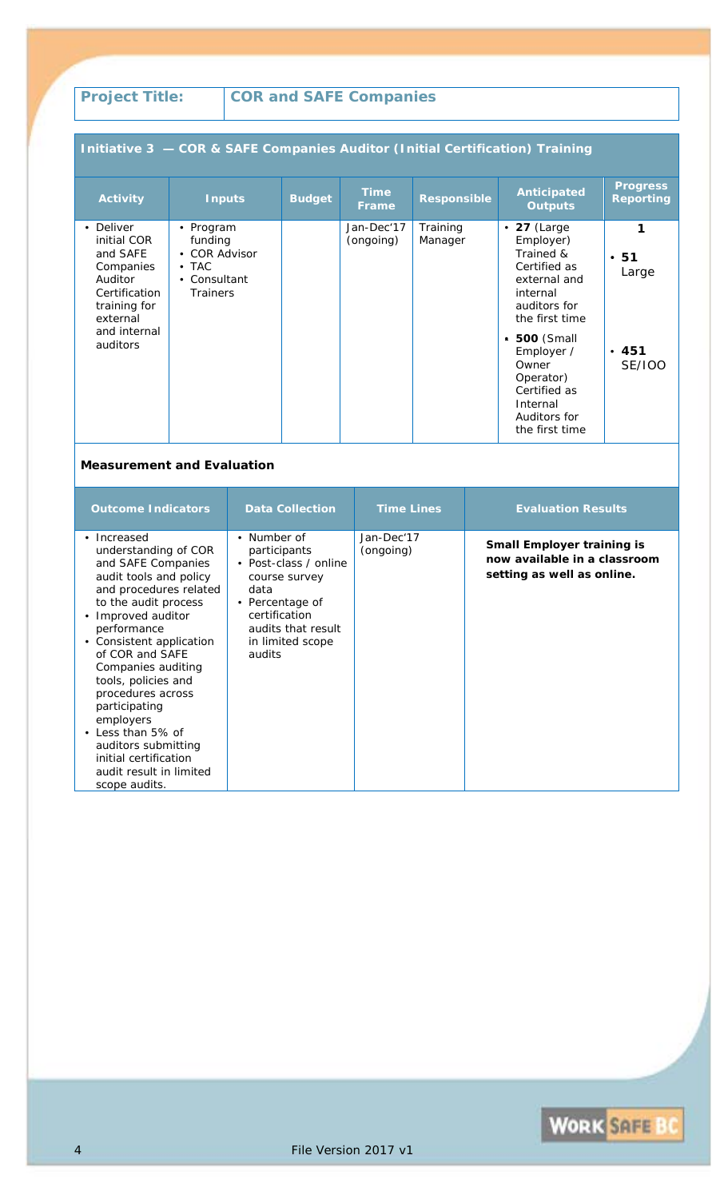| Project Title: | COR and SAFE Companies |
|---|---|

## Initiative 3 — COR & SAFE Companies Auditor (Initial Certification) Training

| Activity | Inputs | Budget | Time Frame | Responsible | Anticipated Outputs | Progress Reporting |
|---|---|---|---|---|---|---|
| • Deliver initial COR and SAFE Companies Auditor Certification training for external and internal auditors | • Program funding<br>• COR Advisor<br>• TAC<br>• Consultant Trainers | | Jan-Dec'17 (ongoing) | Training Manager | • **27** (Large Employer) Trained & Certified as external and internal auditors for the first time<br>• **500** (Small Employer / Owner Operator) Certified as Internal Auditors for the first time | **1**<br>• **51** Large<br>• **451** SE/IOO |

### Measurement and Evaluation

| Outcome Indicators | Data Collection | Time Lines | Evaluation Results |
|---|---|---|---|
| • Increased understanding of COR and SAFE Companies audit tools and policy and procedures related to the audit process<br>• Improved auditor performance<br>• Consistent application of COR and SAFE Companies auditing tools, policies and procedures across participating employers<br>• Less than 5% of auditors submitting initial certification audit result in limited scope audits. | • Number of participants<br>• Post-class / online course survey data<br>• Percentage of certification audits that result in limited scope audits | Jan-Dec'17 (ongoing) | **Small Employer training is now available in a classroom setting as well as online.** |

File Version 2017 v1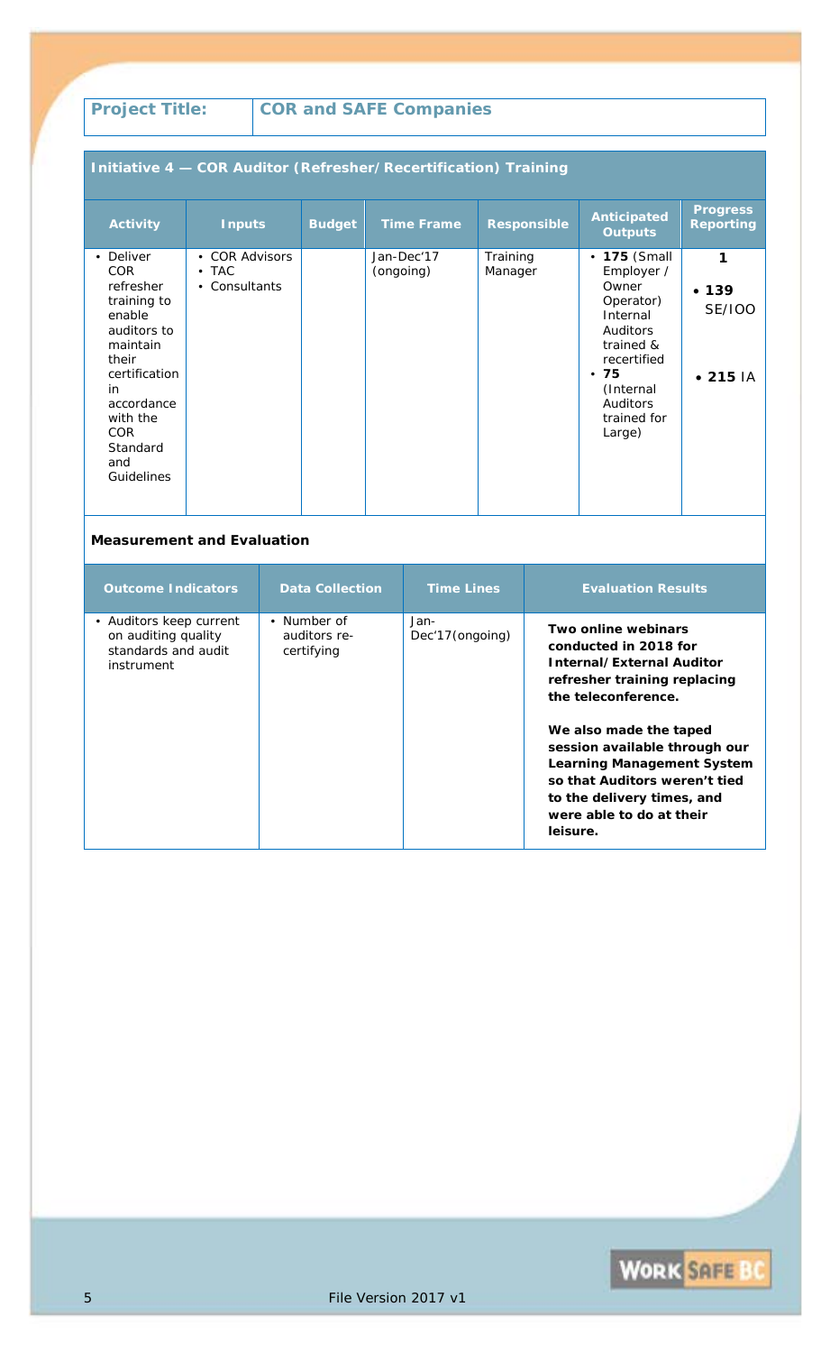| **Project Title:** | **COR and SAFE Companies** |
|---|---|

**Initiative 4 — COR Auditor (Refresher/Recertification) Training**

| Activity | Inputs | Budget | Time Frame | Responsible | Anticipated Outputs | Progress Reporting |
|---|---|---|---|---|---|---|
| • Deliver COR refresher training to enable auditors to maintain their certification in accordance with the COR Standard and Guidelines | • COR Advisors<br>• TAC<br>• Consultants | | Jan-Dec'17 (ongoing) | Training Manager | • **175** (Small Employer / Owner Operator) Internal Auditors trained & recertified<br>• **75** (Internal Auditors trained for Large) | **1**<br>• **139** SE/IOO<br>• **215** IA |

**Measurement and Evaluation**

| Outcome Indicators | Data Collection | Time Lines | Evaluation Results |
|---|---|---|---|
| • Auditors keep current on auditing quality standards and audit instrument | • Number of auditors re-certifying | Jan-Dec'17(ongoing) | **Two online webinars conducted in 2018 for Internal/External Auditor refresher training replacing the teleconference.**<br><br>**We also made the taped session available through our Learning Management System so that Auditors weren't tied to the delivery times, and were able to do at their leisure.** |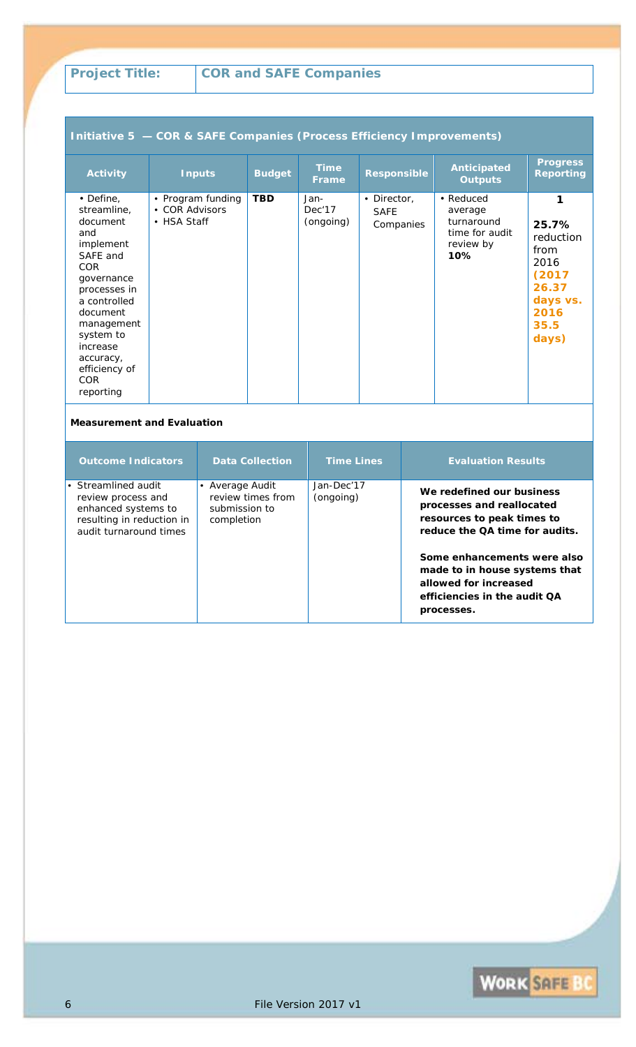| **Project Title:** | **COR and SAFE Companies** |
|---|---|

**Initiative 5 — COR & SAFE Companies (Process Efficiency Improvements)**

| Activity | Inputs | Budget | Time Frame | Responsible | Anticipated Outputs | Progress Reporting |
|---|---|---|---|---|---|---|
| • Define, streamline, document and implement SAFE and COR governance processes in a controlled document management system to increase accuracy, efficiency of COR reporting | • Program funding<br>• COR Advisors<br>• HSA Staff | **TBD** | Jan-Dec'17 (ongoing) | • Director, SAFE Companies | • Reduced average turnaround time for audit review by **10%** | **1**<br><br>**25.7%** reduction from 2016 **(2017 26.37 days vs. 2016 35.5 days)** |

**Measurement and Evaluation**

| Outcome Indicators | Data Collection | Time Lines | Evaluation Results |
|---|---|---|---|
| • Streamlined audit review process and enhanced systems to resulting in reduction in audit turnaround times | • Average Audit review times from submission to completion | Jan-Dec'17 (ongoing) | **We redefined our business processes and reallocated resources to peak times to reduce the QA time for audits.**<br><br>**Some enhancements were also made to in house systems that allowed for increased efficiencies in the audit QA processes.** |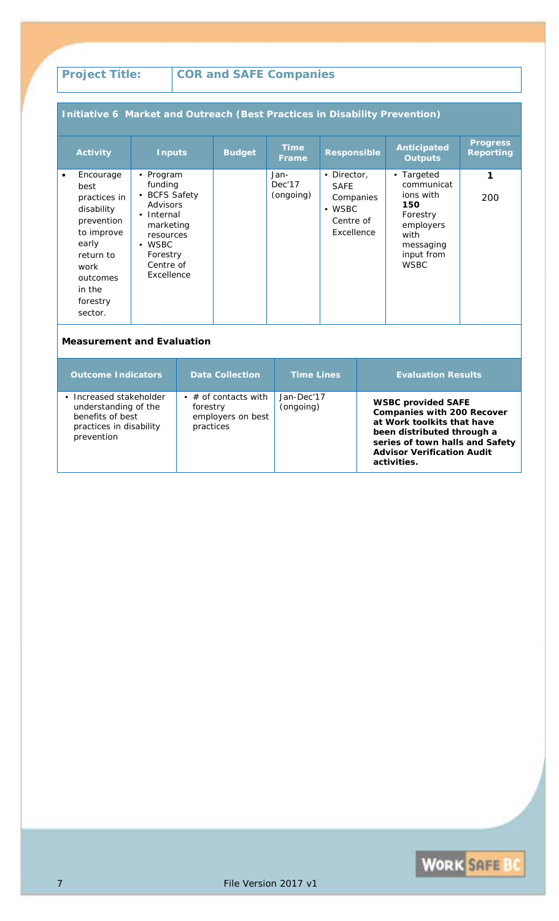| Project Title: | COR and SAFE Companies |
|---|---|

**Initiative 6 Market and Outreach (Best Practices in Disability Prevention)**

| Activity | Inputs | Budget | Time Frame | Responsible | Anticipated Outputs | Progress Reporting |
|---|---|---|---|---|---|---|
| • Encourage best practices in disability prevention to improve early return to work outcomes in the forestry sector. | • Program funding<br>• BCFS Safety Advisors<br>• Internal marketing resources<br>• WSBC Forestry Centre of Excellence | | Jan-Dec'17 (ongoing) | • Director, SAFE Companies<br>• WSBC Centre of Excellence | • Targeted communications with **150** Forestry employers with messaging input from WSBC | **1**<br><br>200 |

**Measurement and Evaluation**

| Outcome Indicators | Data Collection | Time Lines | Evaluation Results |
|---|---|---|---|
| • Increased stakeholder understanding of the benefits of best practices in disability prevention | • # of contacts with forestry employers on best practices | Jan-Dec'17 (ongoing) | **WSBC provided SAFE Companies with 200 Recover at Work toolkits that have been distributed through a series of town halls and Safety Advisor Verification Audit activities.** |

File Version 2017 v1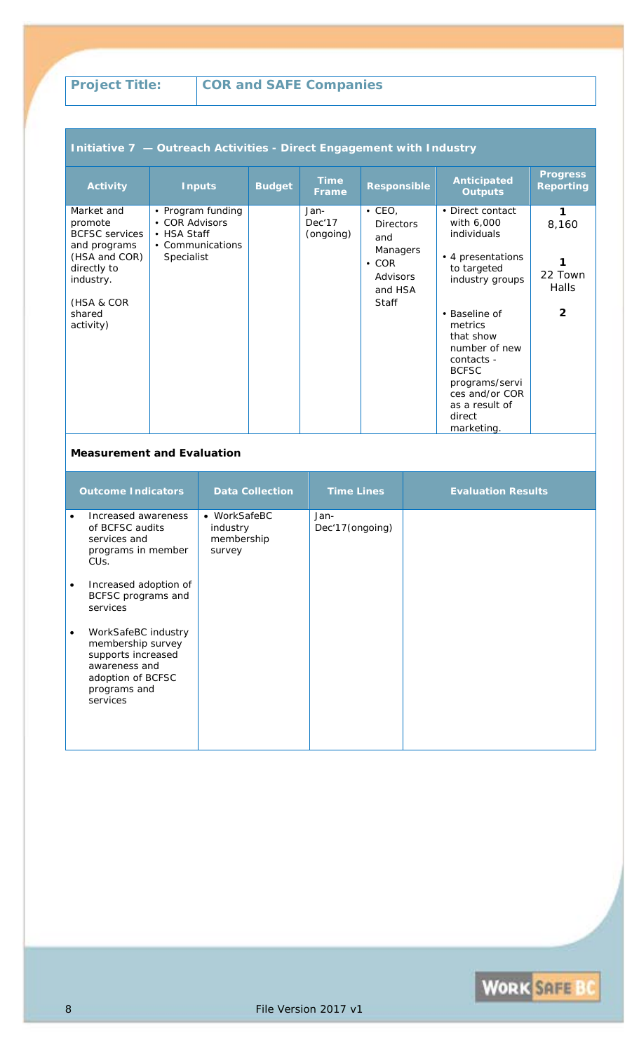| Project Title: | COR and SAFE Companies |
|---|---|

## Initiative 7 — Outreach Activities - Direct Engagement with Industry

| Activity | Inputs | Budget | Time Frame | Responsible | Anticipated Outputs | Progress Reporting |
|---|---|---|---|---|---|---|
| Market and promote BCFSC services and programs (HSA and COR) directly to industry.<br><br>(HSA & COR shared activity) | • Program funding<br>• COR Advisors<br>• HSA Staff<br>• Communications Specialist | | Jan-Dec'17 (ongoing) | • CEO, Directors and Managers<br>• COR Advisors and HSA Staff | • Direct contact with 6,000 individuals<br><br>• 4 presentations to targeted industry groups<br><br>• Baseline of metrics that show number of new contacts - BCFSC programs/services and/or COR as a result of direct marketing. | **1**<br>8,160<br><br>**1**<br>22 Town Halls<br><br>**2** |

### Measurement and Evaluation

| Outcome Indicators | Data Collection | Time Lines | Evaluation Results |
|---|---|---|---|
| • Increased awareness of BCFSC audits services and programs in member CUs.<br><br>• Increased adoption of BCFSC programs and services<br><br>• WorkSafeBC industry membership survey supports increased awareness and adoption of BCFSC programs and services | • WorkSafeBC industry membership survey | Jan-Dec'17(ongoing) | |

File Version 2017 v1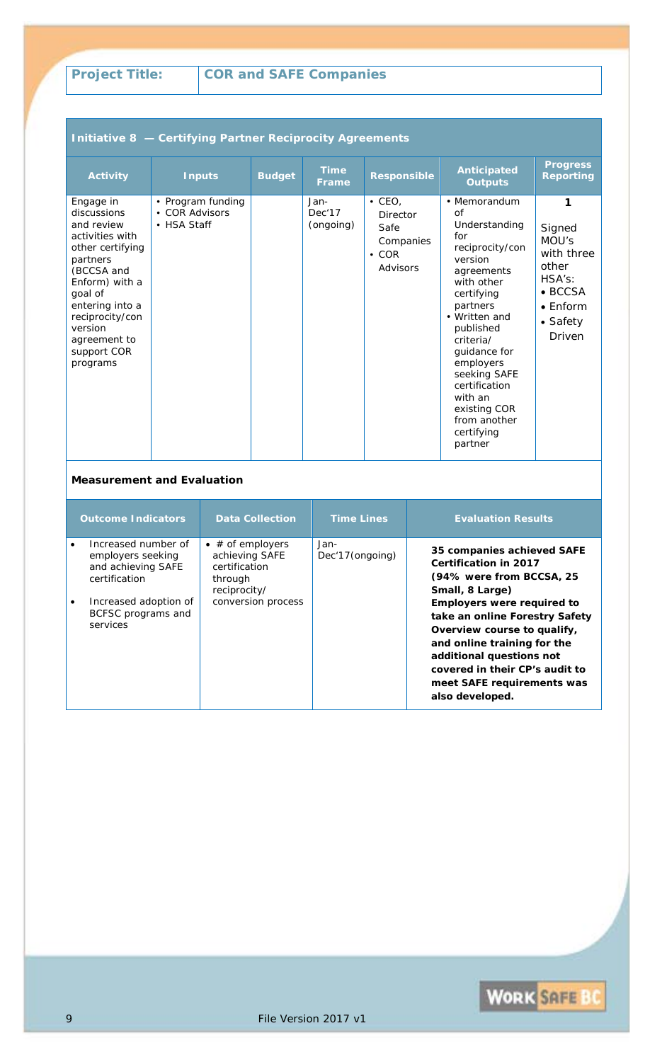| Project Title: | COR and SAFE Companies |
|---|---|

## Initiative 8 — Certifying Partner Reciprocity Agreements

| Activity | Inputs | Budget | Time Frame | Responsible | Anticipated Outputs | Progress Reporting |
|---|---|---|---|---|---|---|
| Engage in discussions and review activities with other certifying partners (BCCSA and Enform) with a goal of entering into a reciprocity/conversion agreement to support COR programs | • Program funding<br>• COR Advisors<br>• HSA Staff | | Jan-Dec'17 (ongoing) | • CEO, Director Safe Companies<br>• COR Advisors | • Memorandum of Understanding for reciprocity/conversion agreements with other certifying partners<br>• Written and published criteria/ guidance for employers seeking SAFE certification with an existing COR from another certifying partner | **1**<br>Signed MOU's with three other HSA's:<br>• BCCSA<br>• Enform<br>• Safety Driven |

### Measurement and Evaluation

| Outcome Indicators | Data Collection | Time Lines | Evaluation Results |
|---|---|---|---|
| • Increased number of employers seeking and achieving SAFE certification<br>• Increased adoption of BCFSC programs and services | • # of employers achieving SAFE certification through reciprocity/ conversion process | Jan-Dec'17(ongoing) | **35 companies achieved SAFE Certification in 2017 (94% were from BCCSA, 25 Small, 8 Large) Employers were required to take an online Forestry Safety Overview course to qualify, and online training for the additional questions not covered in their CP's audit to meet SAFE requirements was also developed.** |

File Version 2017 v1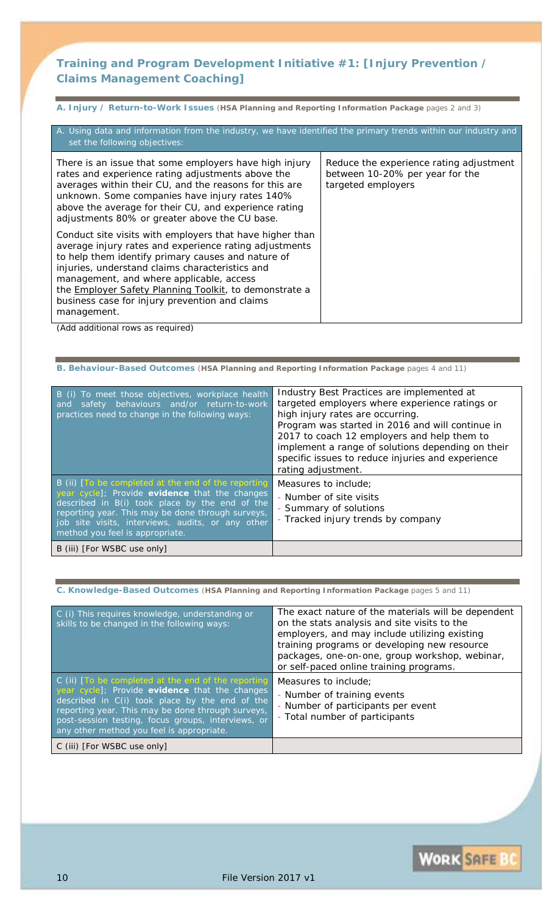## Training and Program Development Initiative #1: [Injury Prevention / Claims Management Coaching]

**A. Injury / Return-to-Work Issues** (**HSA Planning and Reporting Information Package** pages 2 and 3)

| A. Using data and information from the industry, we have identified the primary trends within our industry and set the following objectives: | |
|---|---|
| There is an issue that some employers have high injury rates and experience rating adjustments above the averages within their CU, and the reasons for this are unknown. Some companies have injury rates 140% above the average for their CU, and experience rating adjustments 80% or greater above the CU base.<br><br>Conduct site visits with employers that have higher than average injury rates and experience rating adjustments to help them identify primary causes and nature of injuries, understand claims characteristics and management, and where applicable, access the Employer Safety Planning Toolkit, to demonstrate a business case for injury prevention and claims management. | Reduce the experience rating adjustment between 10-20% per year for the targeted employers |

(Add additional rows as required)

**B. Behaviour-Based Outcomes** (**HSA Planning and Reporting Information Package** pages 4 and 11)

| | |
|---|---|
| B (i) To meet those objectives, workplace health and safety behaviours and/or return-to-work practices need to change in the following ways: | Industry Best Practices are implemented at targeted employers where experience ratings or high injury rates are occurring.<br>Program was started in 2016 and will continue in 2017 to coach 12 employers and help them to implement a range of solutions depending on their specific issues to reduce injuries and experience rating adjustment. |
| B (ii) [To be completed at the end of the reporting year cycle]; Provide **evidence** that the changes described in B(i) took place by the end of the reporting year. This may be done through surveys, job site visits, interviews, audits, or any other method you feel is appropriate. | Measures to include;<br>- Number of site visits<br>- Summary of solutions<br>- Tracked injury trends by company |
| B (iii) [For WSBC use only] | |

**C. Knowledge-Based Outcomes** (**HSA Planning and Reporting Information Package** pages 5 and 11)

| | |
|---|---|
| C (i) This requires knowledge, understanding or skills to be changed in the following ways: | The exact nature of the materials will be dependent on the stats analysis and site visits to the employers, and may include utilizing existing training programs or developing new resource packages, one-on-one, group workshop, webinar, or self-paced online training programs. |
| C (ii) [To be completed at the end of the reporting year cycle]; Provide **evidence** that the changes described in C(i) took place by the end of the reporting year. This may be done through surveys, post-session testing, focus groups, interviews, or any other method you feel is appropriate. | Measures to include;<br>- Number of training events<br>- Number of participants per event<br>- Total number of participants |
| C (iii) [For WSBC use only] | |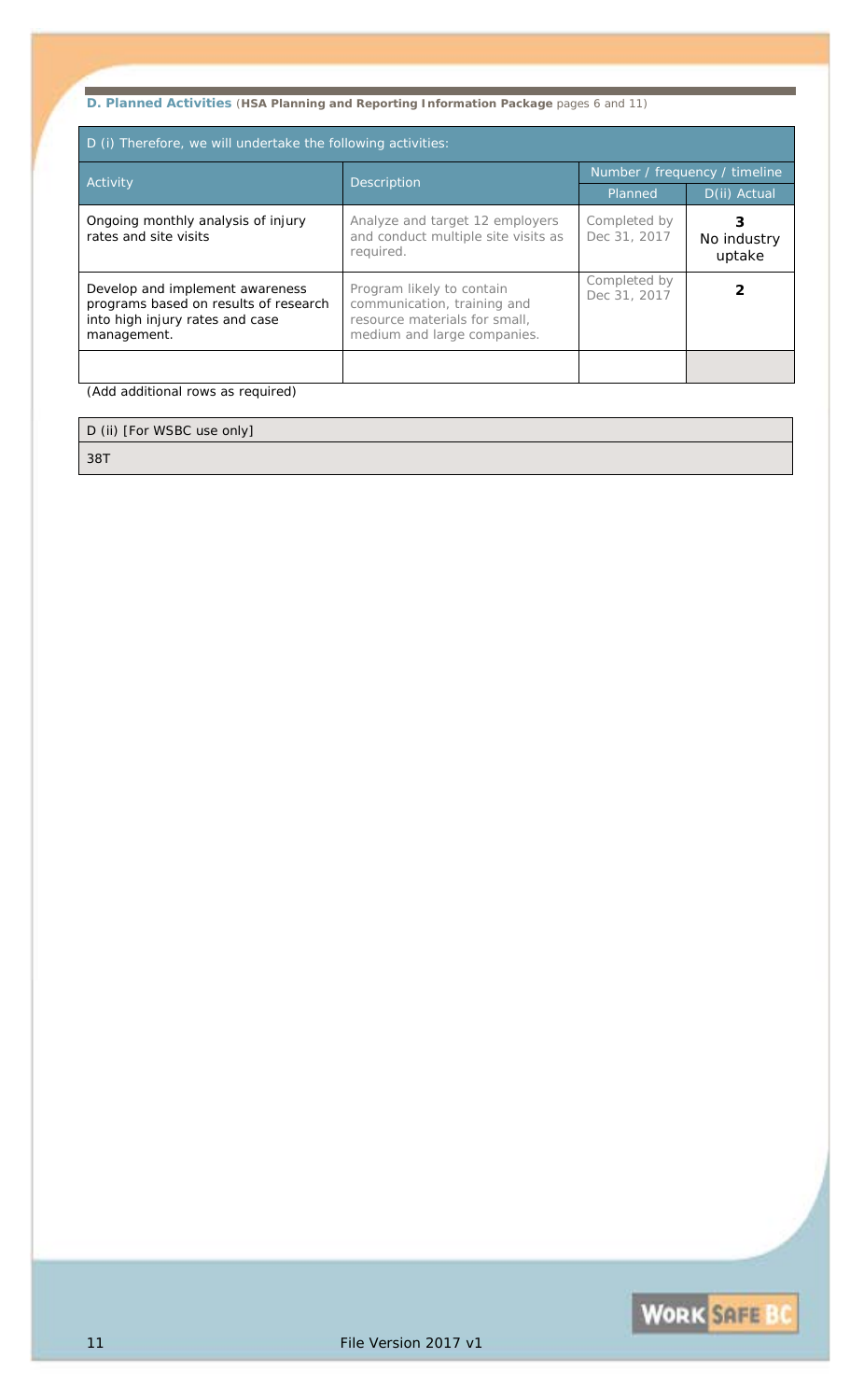**D. Planned Activities** (**HSA Planning and Reporting Information Package** pages 6 and 11)

| D (i) Therefore, we will undertake the following activities: | | | |
|---|---|---|---|
| Activity | Description | Number / frequency / timeline | |
| | | Planned | D(ii) Actual |
| Ongoing monthly analysis of injury rates and site visits | Analyze and target 12 employers and conduct multiple site visits as required. | Completed by Dec 31, 2017 | **3** No industry uptake |
| Develop and implement awareness programs based on results of research into high injury rates and case management. | Program likely to contain communication, training and resource materials for small, medium and large companies. | Completed by Dec 31, 2017 | **2** |
| | | | |

(Add additional rows as required)

| D (ii) [For WSBC use only] |
|---|
| 38T |

File Version 2017 v1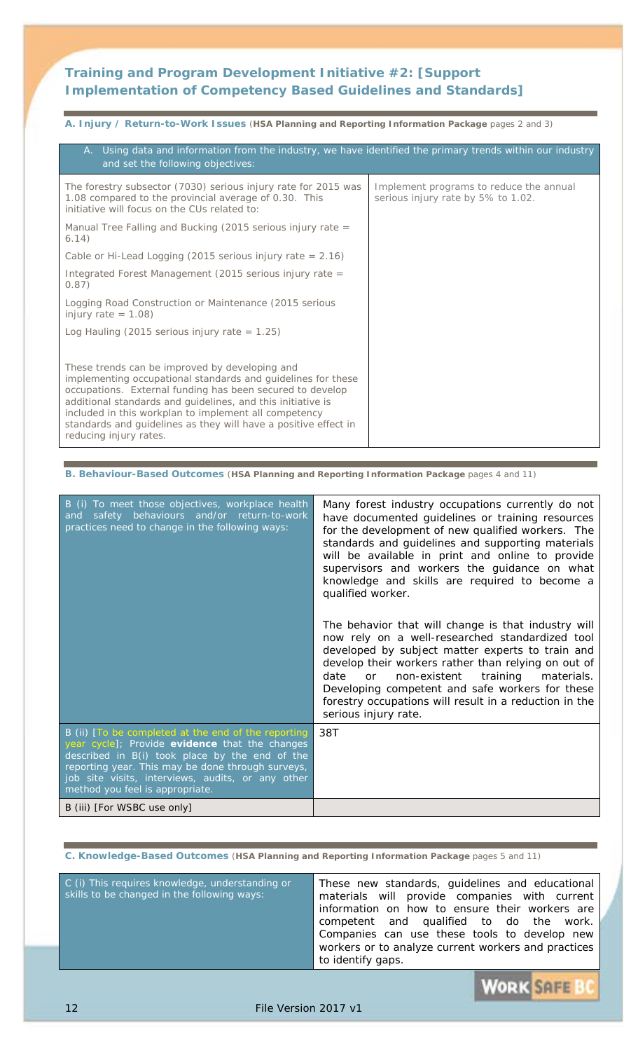## Training and Program Development Initiative #2: [Support Implementation of Competency Based Guidelines and Standards]

**A. Injury / Return-to-Work Issues** (**HSA Planning and Reporting Information Package** pages 2 and 3)

| A. Using data and information from the industry, we have identified the primary trends within our industry and set the following objectives: | |
|---|---|
| The forestry subsector (7030) serious injury rate for 2015 was 1.08 compared to the provincial average of 0.30. This initiative will focus on the CUs related to:<br><br>Manual Tree Falling and Bucking (2015 serious injury rate = 6.14)<br><br>Cable or Hi-Lead Logging (2015 serious injury rate = 2.16)<br><br>Integrated Forest Management (2015 serious injury rate = 0.87)<br><br>Logging Road Construction or Maintenance (2015 serious injury rate = 1.08)<br><br>Log Hauling (2015 serious injury rate = 1.25)<br><br>These trends can be improved by developing and implementing occupational standards and guidelines for these occupations. External funding has been secured to develop additional standards and guidelines, and this initiative is included in this workplan to implement all competency standards and guidelines as they will have a positive effect in reducing injury rates. | Implement programs to reduce the annual serious injury rate by 5% to 1.02. |

**B. Behaviour-Based Outcomes** (**HSA Planning and Reporting Information Package** pages 4 and 11)

| | |
|---|---|
| B (i) To meet those objectives, workplace health and safety behaviours and/or return-to-work practices need to change in the following ways: | Many forest industry occupations currently do not have documented guidelines or training resources for the development of new qualified workers. The standards and guidelines and supporting materials will be available in print and online to provide supervisors and workers the guidance on what knowledge and skills are required to become a qualified worker.<br><br>The behavior that will change is that industry will now rely on a well-researched standardized tool developed by subject matter experts to train and develop their workers rather than relying on out of date or non-existent training materials. Developing competent and safe workers for these forestry occupations will result in a reduction in the serious injury rate. |
| B (ii) [To be completed at the end of the reporting year cycle]; Provide **evidence** that the changes described in B(i) took place by the end of the reporting year. This may be done through surveys, job site visits, interviews, audits, or any other method you feel is appropriate. | 38T |
| B (iii) [For WSBC use only] | |

**C. Knowledge-Based Outcomes** (**HSA Planning and Reporting Information Package** pages 5 and 11)

| | |
|---|---|
| C (i) This requires knowledge, understanding or skills to be changed in the following ways: | These new standards, guidelines and educational materials will provide companies with current information on how to ensure their workers are competent and qualified to do the work. Companies can use these tools to develop new workers or to analyze current workers and practices to identify gaps. |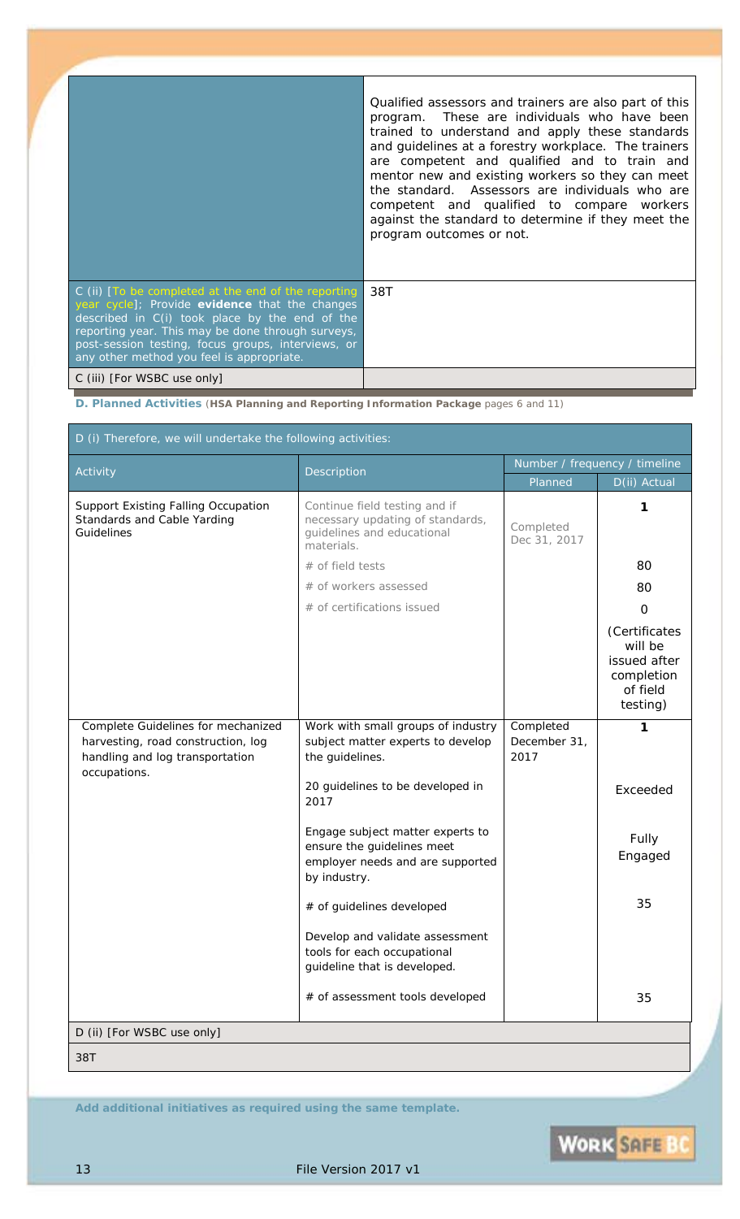| | |
|---|---|
| | Qualified assessors and trainers are also part of this program. These are individuals who have been trained to understand and apply these standards and guidelines at a forestry workplace. The trainers are competent and qualified and to train and mentor new and existing workers so they can meet the standard. Assessors are individuals who are competent and qualified to compare workers against the standard to determine if they meet the program outcomes or not. |
| C (ii) [To be completed at the end of the reporting year cycle]; Provide **evidence** that the changes described in C(i) took place by the end of the reporting year. This may be done through surveys, post-session testing, focus groups, interviews, or any other method you feel is appropriate. | 38T |
| C (iii) [For WSBC use only] | |

**D. Planned Activities** (**HSA Planning and Reporting Information Package** pages 6 and 11)

| D (i) Therefore, we will undertake the following activities: | | | |
|---|---|---|---|
| Activity | Description | Number / frequency / timeline | |
| | | Planned | D(ii) Actual |
| Support Existing Falling Occupation Standards and Cable Yarding Guidelines | Continue field testing and if necessary updating of standards, guidelines and educational materials. | Completed Dec 31, 2017 | 1 |
| | # of field tests | | 80 |
| | # of workers assessed | | 80 |
| | # of certifications issued | | 0 (Certificates will be issued after completion of field testing) |
| Complete Guidelines for mechanized harvesting, road construction, log handling and log transportation occupations. | Work with small groups of industry subject matter experts to develop the guidelines. | Completed December 31, 2017 | 1 |
| | 20 guidelines to be developed in 2017 | | Exceeded |
| | Engage subject matter experts to ensure the guidelines meet employer needs and are supported by industry. | | Fully Engaged |
| | # of guidelines developed | | 35 |
| | Develop and validate assessment tools for each occupational guideline that is developed. | | |
| | # of assessment tools developed | | 35 |
| D (ii) [For WSBC use only] | | | |
| 38T | | | |

**Add additional initiatives as required using the same template.**

File Version 2017 v1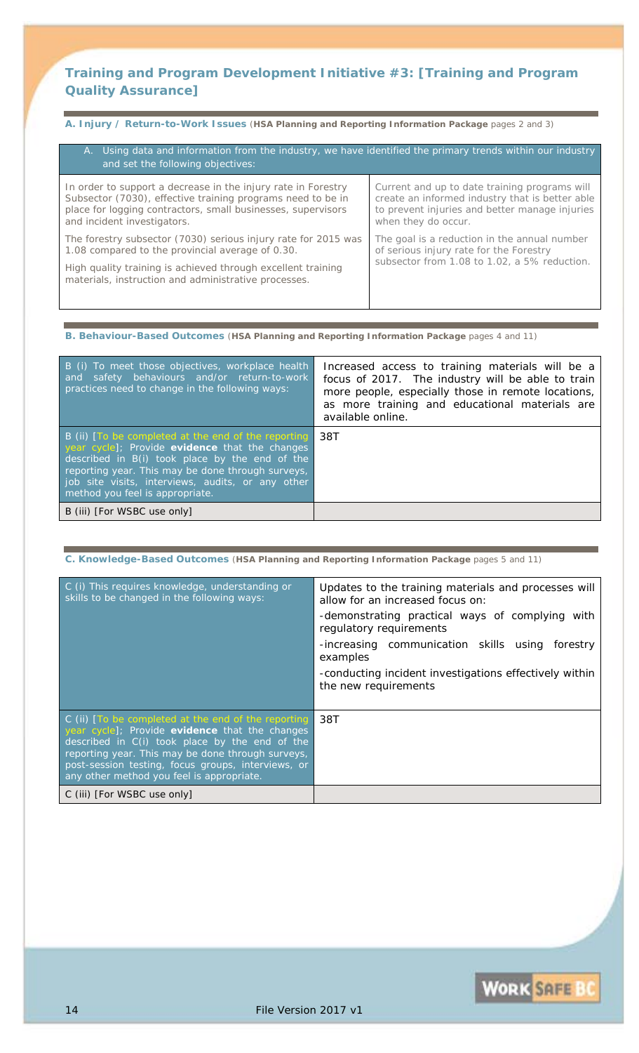## Training and Program Development Initiative #3: [Training and Program Quality Assurance]

### A. Injury / Return-to-Work Issues (**HSA Planning and Reporting Information Package** pages 2 and 3)

| A. Using data and information from the industry, we have identified the primary trends within our industry and set the following objectives: | |
|---|---|
| In order to support a decrease in the injury rate in Forestry Subsector (7030), effective training programs need to be in place for logging contractors, small businesses, supervisors and incident investigators. | Current and up to date training programs will create an informed industry that is better able to prevent injuries and better manage injuries when they do occur. |
| The forestry subsector (7030) serious injury rate for 2015 was 1.08 compared to the provincial average of 0.30.<br><br>High quality training is achieved through excellent training materials, instruction and administrative processes. | The goal is a reduction in the annual number of serious injury rate for the Forestry subsector from 1.08 to 1.02, a 5% reduction. |

### B. Behaviour-Based Outcomes (**HSA Planning and Reporting Information Package** pages 4 and 11)

| | |
|---|---|
| B (i) To meet those objectives, workplace health and safety behaviours and/or return-to-work practices need to change in the following ways: | Increased access to training materials will be a focus of 2017. The industry will be able to train more people, especially those in remote locations, as more training and educational materials are available online. |
| B (ii) [To be completed at the end of the reporting year cycle]; Provide **evidence** that the changes described in B(i) took place by the end of the reporting year. This may be done through surveys, job site visits, interviews, audits, or any other method you feel is appropriate. | 38T |
| B (iii) [For WSBC use only] | |

### C. Knowledge-Based Outcomes (**HSA Planning and Reporting Information Package** pages 5 and 11)

| | |
|---|---|
| C (i) This requires knowledge, understanding or skills to be changed in the following ways: | Updates to the training materials and processes will allow for an increased focus on:<br>-demonstrating practical ways of complying with regulatory requirements<br>-increasing communication skills using forestry examples<br>-conducting incident investigations effectively within the new requirements |
| C (ii) [To be completed at the end of the reporting year cycle]; Provide **evidence** that the changes described in C(i) took place by the end of the reporting year. This may be done through surveys, post-session testing, focus groups, interviews, or any other method you feel is appropriate. | 38T |
| C (iii) [For WSBC use only] | |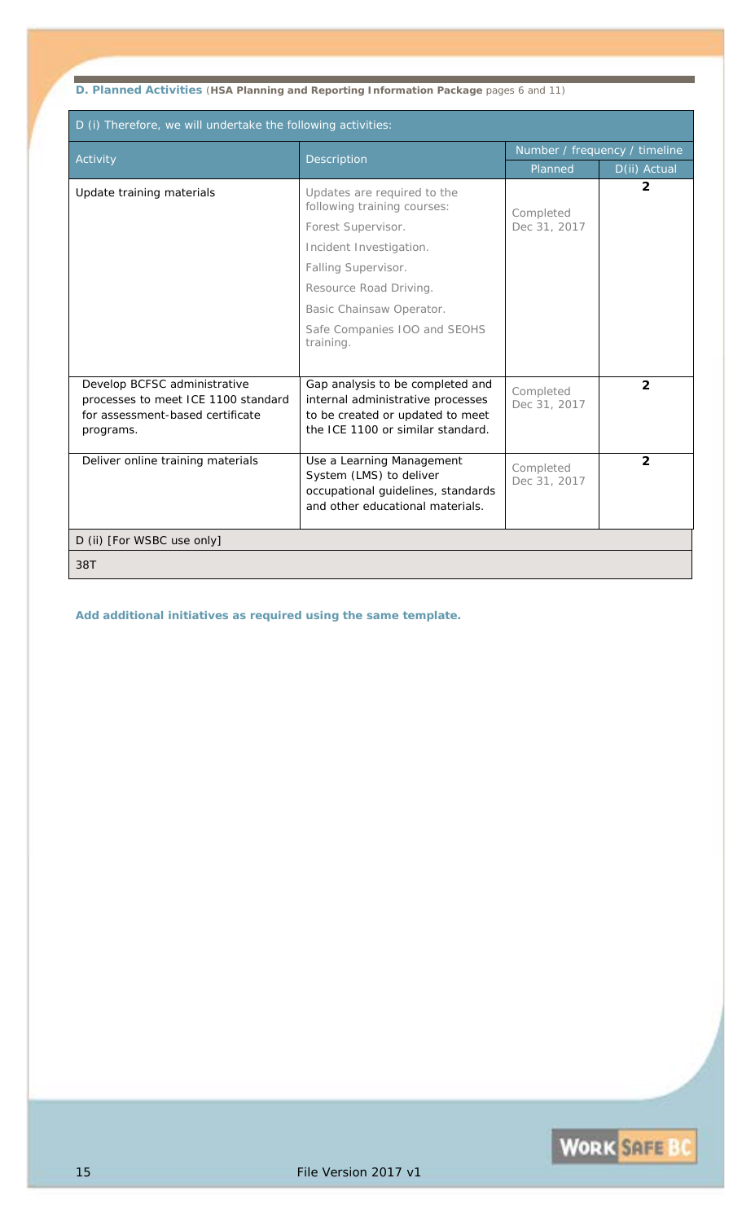**D. Planned Activities** (**HSA Planning and Reporting Information Package** pages 6 and 11)

| D (i) Therefore, we will undertake the following activities: | | | |
|---|---|---|---|
| Activity | Description | Number / frequency / timeline | |
| | | Planned | D(ii) Actual |
| Update training materials | Updates are required to the following training courses:<br>Forest Supervisor.<br>Incident Investigation.<br>Falling Supervisor.<br>Resource Road Driving.<br>Basic Chainsaw Operator.<br>Safe Companies IOO and SEOHS training. | Completed Dec 31, 2017 | 2 |
| Develop BCFSC administrative processes to meet ICE 1100 standard for assessment-based certificate programs. | Gap analysis to be completed and internal administrative processes to be created or updated to meet the ICE 1100 or similar standard. | Completed Dec 31, 2017 | 2 |
| Deliver online training materials | Use a Learning Management System (LMS) to deliver occupational guidelines, standards and other educational materials. | Completed Dec 31, 2017 | 2 |
| D (ii) [For WSBC use only] | | | |
| 38T | | | |

**Add additional initiatives as required using the same template.**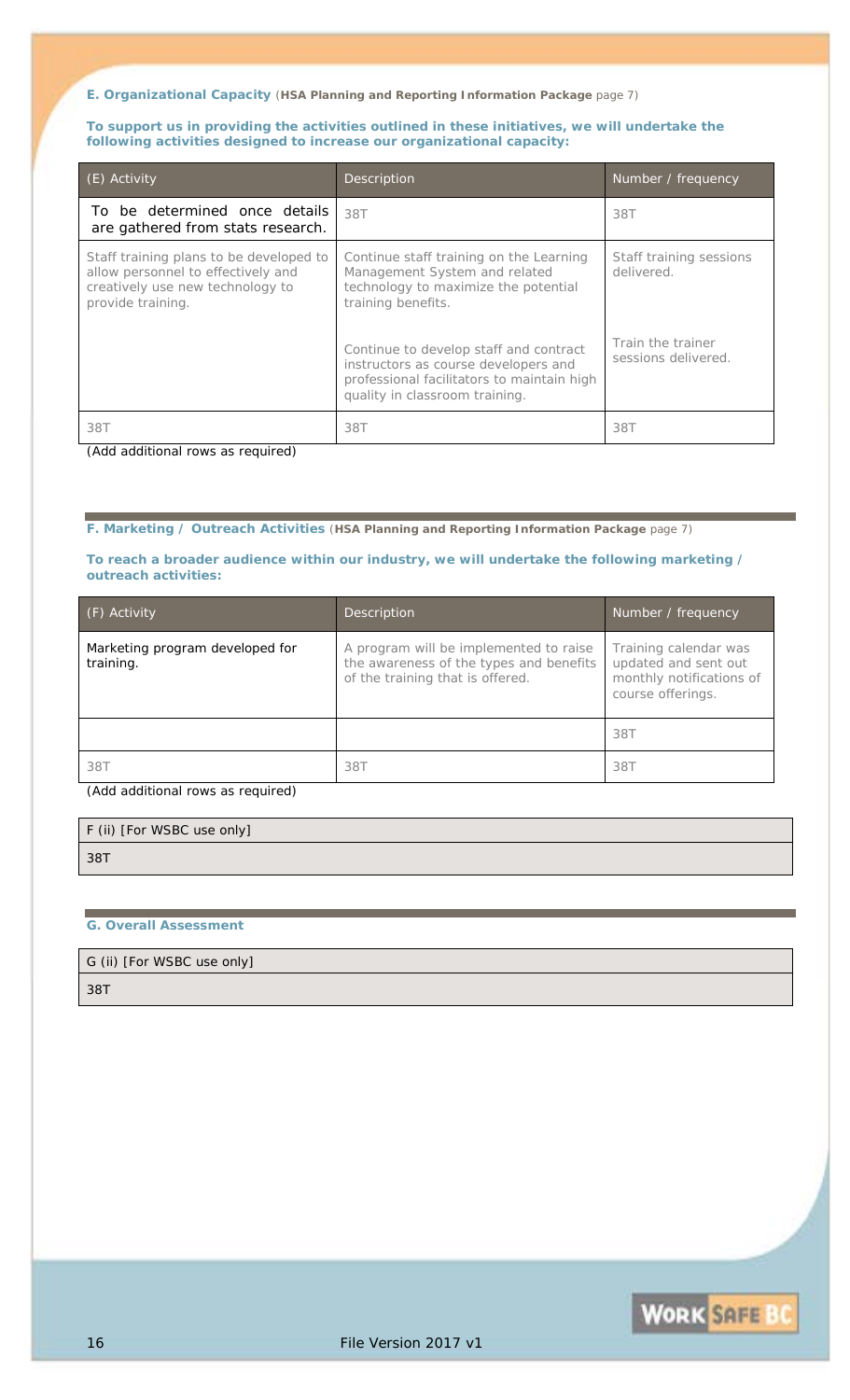**E. Organizational Capacity** (**HSA Planning and Reporting Information Package** page 7)

**To support us in providing the activities outlined in these initiatives, we will undertake the following activities designed to increase our organizational capacity:**

| (E) Activity | Description | Number / frequency |
|---|---|---|
| To be determined once details are gathered from stats research. | 38T | 38T |
| Staff training plans to be developed to allow personnel to effectively and creatively use new technology to provide training. | Continue staff training on the Learning Management System and related technology to maximize the potential training benefits. | Staff training sessions delivered. |
| | Continue to develop staff and contract instructors as course developers and professional facilitators to maintain high quality in classroom training. | Train the trainer sessions delivered. |
| 38T | 38T | 38T |

(Add additional rows as required)

**F. Marketing / Outreach Activities** (**HSA Planning and Reporting Information Package** page 7)

**To reach a broader audience within our industry, we will undertake the following marketing / outreach activities:**

| (F) Activity | Description | Number / frequency |
|---|---|---|
| Marketing program developed for training. | A program will be implemented to raise the awareness of the types and benefits of the training that is offered. | Training calendar was updated and sent out monthly notifications of course offerings. |
| | | 38T |
| 38T | 38T | 38T |

(Add additional rows as required)

| F (ii) [For WSBC use only] |
|---|
| 38T |

**G. Overall Assessment**

| G (ii) [For WSBC use only] |
|---|
| 38T |

File Version 2017 v1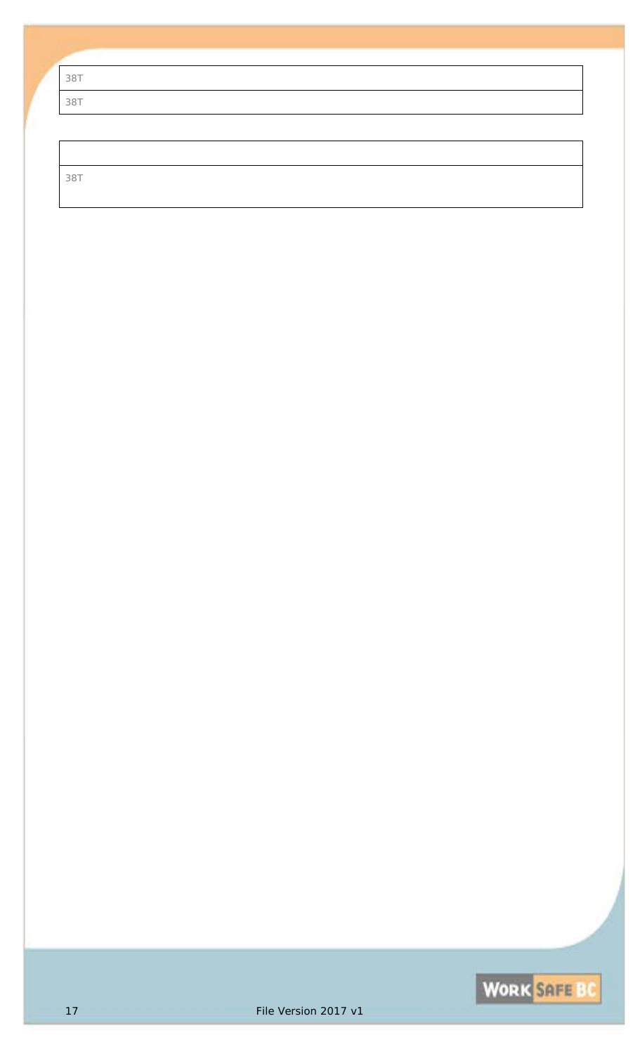| 38T |
|---|
| 38T |

| |
|---|
| 38T |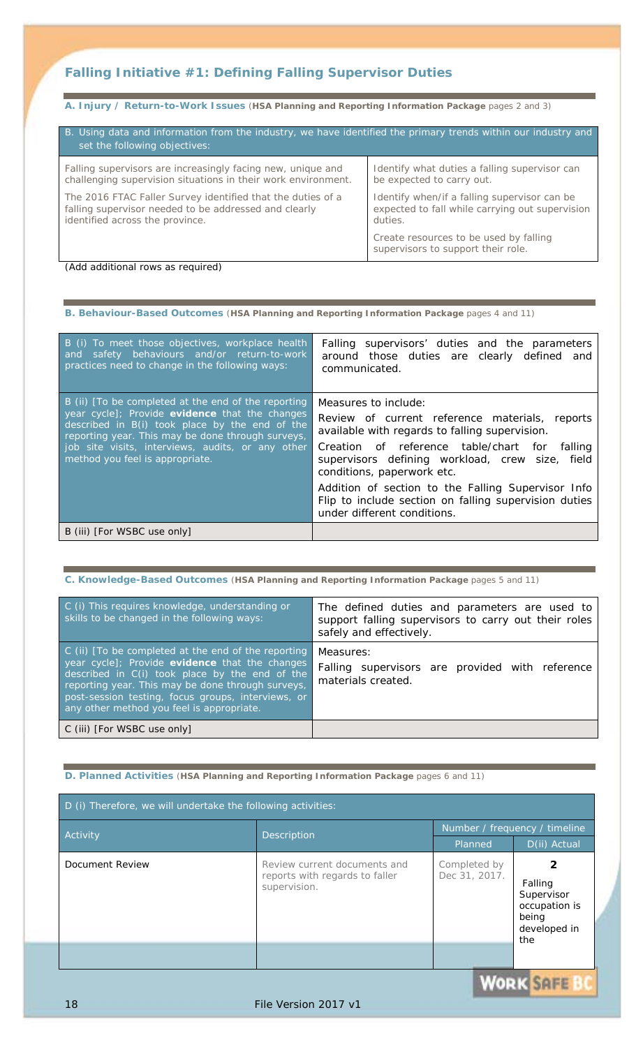## Falling Initiative #1: Defining Falling Supervisor Duties

### A. Injury / Return-to-Work Issues (**HSA Planning and Reporting Information Package** pages 2 and 3)

| B. Using data and information from the industry, we have identified the primary trends within our industry and set the following objectives: | |
|---|---|
| Falling supervisors are increasingly facing new, unique and challenging supervision situations in their work environment. | Identify what duties a falling supervisor can be expected to carry out. |
| The 2016 FTAC Faller Survey identified that the duties of a falling supervisor needed to be addressed and clearly identified across the province. | Identify when/if a falling supervisor can be expected to fall while carrying out supervision duties. |
| | Create resources to be used by falling supervisors to support their role. |

(Add additional rows as required)

### B. Behaviour-Based Outcomes (**HSA Planning and Reporting Information Package** pages 4 and 11)

| | |
|---|---|
| B (i) To meet those objectives, workplace health and safety behaviours and/or return-to-work practices need to change in the following ways: | Falling supervisors' duties and the parameters around those duties are clearly defined and communicated. |
| B (ii) [To be completed at the end of the reporting year cycle]; Provide **evidence** that the changes described in B(i) took place by the end of the reporting year. This may be done through surveys, job site visits, interviews, audits, or any other method you feel is appropriate. | Measures to include:<br>Review of current reference materials, reports available with regards to falling supervision.<br>Creation of reference table/chart for falling supervisors defining workload, crew size, field conditions, paperwork etc.<br>Addition of section to the Falling Supervisor Info Flip to include section on falling supervision duties under different conditions. |
| B (iii) [For WSBC use only] | |

### C. Knowledge-Based Outcomes (**HSA Planning and Reporting Information Package** pages 5 and 11)

| | |
|---|---|
| C (i) This requires knowledge, understanding or skills to be changed in the following ways: | The defined duties and parameters are used to support falling supervisors to carry out their roles safely and effectively. |
| C (ii) [To be completed at the end of the reporting year cycle]; Provide **evidence** that the changes described in C(i) took place by the end of the reporting year. This may be done through surveys, post-session testing, focus groups, interviews, or any other method you feel is appropriate. | Measures:<br>Falling supervisors are provided with reference materials created. |
| C (iii) [For WSBC use only] | |

### D. Planned Activities (**HSA Planning and Reporting Information Package** pages 6 and 11)

D (i) Therefore, we will undertake the following activities:

| Activity | Description | Number / frequency / timeline | |
|---|---|---|---|
| | | Planned | D(ii) Actual |
| Document Review | Review current documents and reports with regards to faller supervision. | Completed by Dec 31, 2017. | **2**<br>Falling Supervisor occupation is being developed in the |
| | | | |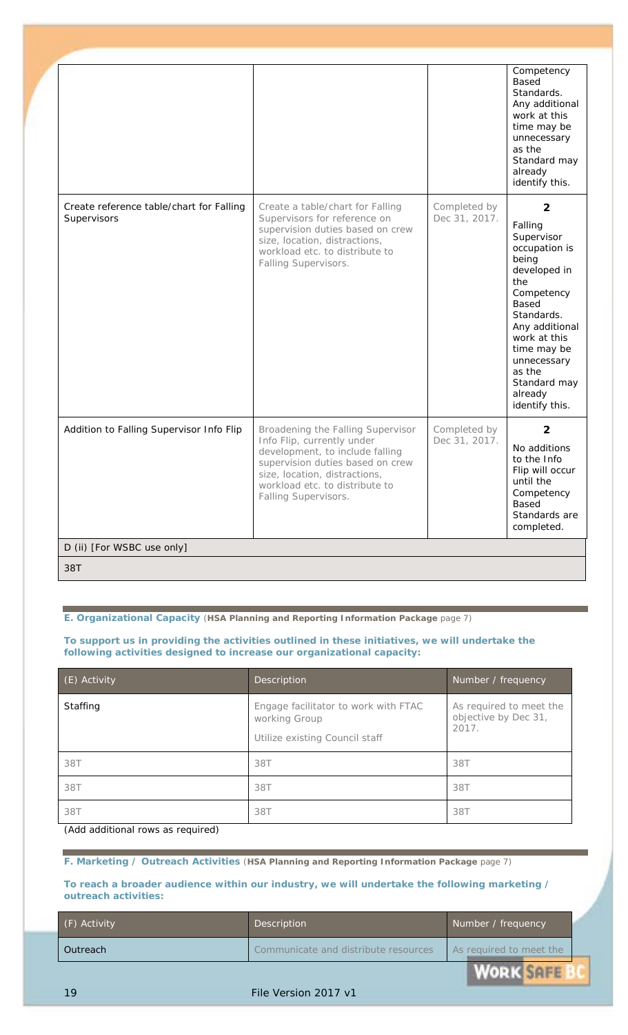| | | | Competency Based Standards. Any additional work at this time may be unnecessary as the Standard may already identify this. |
|---|---|---|---|
| Create reference table/chart for Falling Supervisors | Create a table/chart for Falling Supervisors for reference on supervision duties based on crew size, location, distractions, workload etc. to distribute to Falling Supervisors. | Completed by Dec 31, 2017. | **2** Falling Supervisor occupation is being developed in the Competency Based Standards. Any additional work at this time may be unnecessary as the Standard may already identify this. |
| Addition to Falling Supervisor Info Flip | Broadening the Falling Supervisor Info Flip, currently under development, to include falling supervision duties based on crew size, location, distractions, workload etc. to distribute to Falling Supervisors. | Completed by Dec 31, 2017. | **2** No additions to the Info Flip will occur until the Competency Based Standards are completed. |
| D (ii) [For WSBC use only] | | | |
| 38T | | | |

**E. Organizational Capacity** (**HSA Planning and Reporting Information Package** page 7)

**To support us in providing the activities outlined in these initiatives, we will undertake the following activities designed to increase our organizational capacity:**

| (E) Activity | Description | Number / frequency |
|---|---|---|
| Staffing | Engage facilitator to work with FTAC working Group<br>Utilize existing Council staff | As required to meet the objective by Dec 31, 2017. |
| 38T | 38T | 38T |
| 38T | 38T | 38T |
| 38T | 38T | 38T |

(Add additional rows as required)

**F. Marketing / Outreach Activities** (**HSA Planning and Reporting Information Package** page 7)

**To reach a broader audience within our industry, we will undertake the following marketing / outreach activities:**

| (F) Activity | Description | Number / frequency |
|---|---|---|
| Outreach | Communicate and distribute resources | As required to meet the |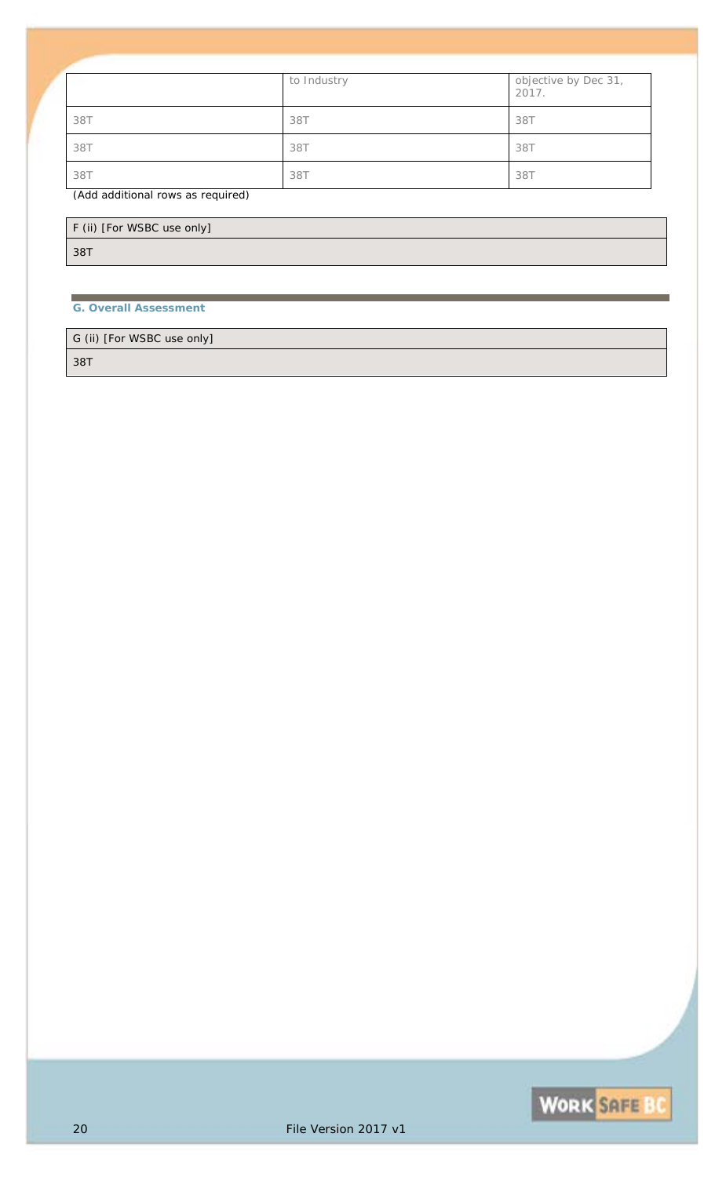| | to Industry | objective by Dec 31, 2017. |
|---|---|---|
| 38T | 38T | 38T |
| 38T | 38T | 38T |
| 38T | 38T | 38T |

(Add additional rows as required)

| F (ii) [For WSBC use only] |
|---|
| 38T |

### G. Overall Assessment

| G (ii) [For WSBC use only] |
|---|
| 38T |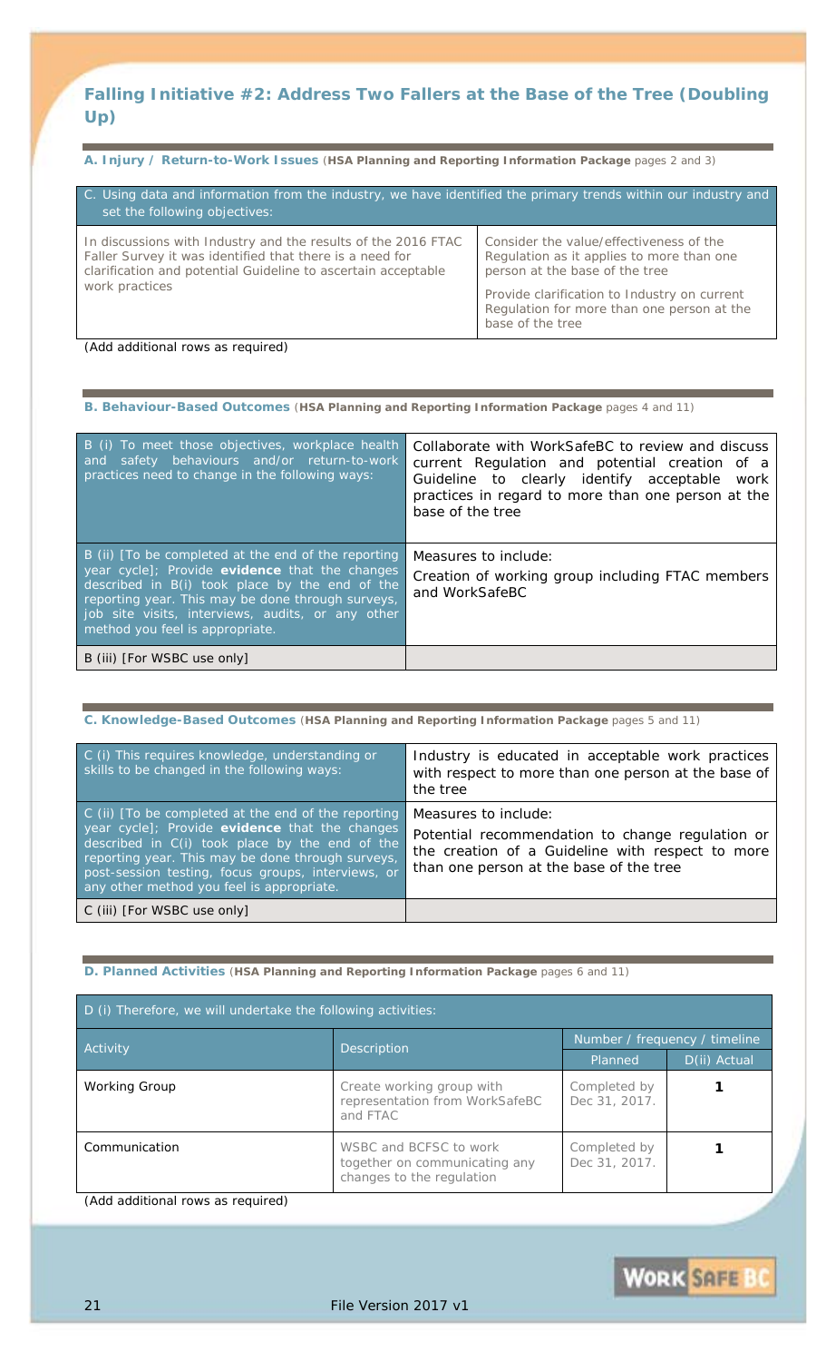## Falling Initiative #2: Address Two Fallers at the Base of the Tree (Doubling Up)

### A. Injury / Return-to-Work Issues (**HSA Planning and Reporting Information Package** pages 2 and 3)

| C. Using data and information from the industry, we have identified the primary trends within our industry and set the following objectives: | |
|---|---|
| In discussions with Industry and the results of the 2016 FTAC Faller Survey it was identified that there is a need for clarification and potential Guideline to ascertain acceptable work practices | Consider the value/effectiveness of the Regulation as it applies to more than one person at the base of the tree<br><br>Provide clarification to Industry on current Regulation for more than one person at the base of the tree |

(Add additional rows as required)

### B. Behaviour-Based Outcomes (**HSA Planning and Reporting Information Package** pages 4 and 11)

| | |
|---|---|
| B (i) To meet those objectives, workplace health and safety behaviours and/or return-to-work practices need to change in the following ways: | Collaborate with WorkSafeBC to review and discuss current Regulation and potential creation of a Guideline to clearly identify acceptable work practices in regard to more than one person at the base of the tree |
| B (ii) [To be completed at the end of the reporting year cycle]; Provide **evidence** that the changes described in B(i) took place by the end of the reporting year. This may be done through surveys, job site visits, interviews, audits, or any other method you feel is appropriate. | Measures to include:<br>Creation of working group including FTAC members and WorkSafeBC |
| B (iii) [For WSBC use only] | |

### C. Knowledge-Based Outcomes (**HSA Planning and Reporting Information Package** pages 5 and 11)

| | |
|---|---|
| C (i) This requires knowledge, understanding or skills to be changed in the following ways: | Industry is educated in acceptable work practices with respect to more than one person at the base of the tree |
| C (ii) [To be completed at the end of the reporting year cycle]; Provide **evidence** that the changes described in C(i) took place by the end of the reporting year. This may be done through surveys, post-session testing, focus groups, interviews, or any other method you feel is appropriate. | Measures to include:<br>Potential recommendation to change regulation or the creation of a Guideline with respect to more than one person at the base of the tree |
| C (iii) [For WSBC use only] | |

### D. Planned Activities (**HSA Planning and Reporting Information Package** pages 6 and 11)

| D (i) Therefore, we will undertake the following activities: | | | |
|---|---|---|---|
| Activity | Description | Number / frequency / timeline | |
| | | Planned | D(ii) Actual |
| Working Group | Create working group with representation from WorkSafeBC and FTAC | Completed by Dec 31, 2017. | **1** |
| Communication | WSBC and BCFSC to work together on communicating any changes to the regulation | Completed by Dec 31, 2017. | **1** |

(Add additional rows as required)

File Version 2017 v1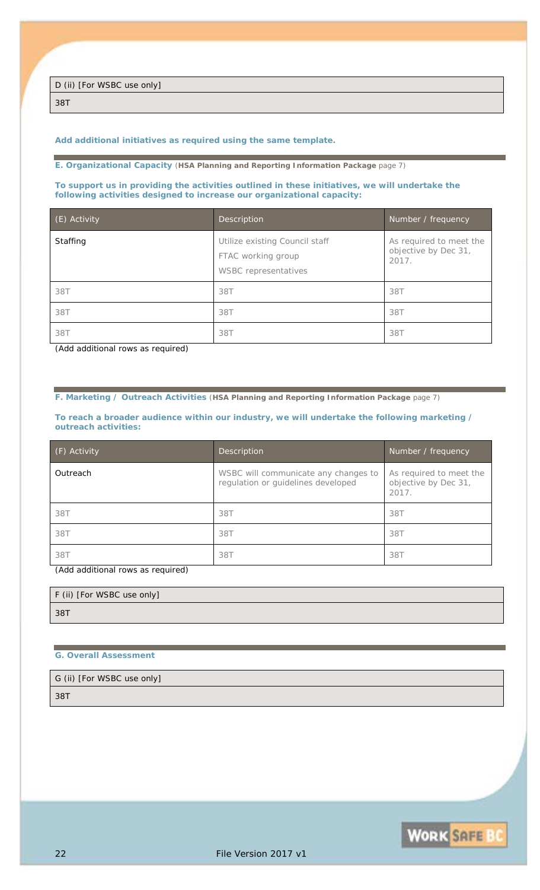| D (ii) [For WSBC use only] |
| --- |
| 38T |

**Add additional initiatives as required using the same template.**

## E. Organizational Capacity (**HSA Planning and Reporting Information Package** page 7)

**To support us in providing the activities outlined in these initiatives, we will undertake the following activities designed to increase our organizational capacity:**

| (E) Activity | Description | Number / frequency |
| --- | --- | --- |
| Staffing | Utilize existing Council staff<br>FTAC working group<br>WSBC representatives | As required to meet the objective by Dec 31, 2017. |
| 38T | 38T | 38T |
| 38T | 38T | 38T |
| 38T | 38T | 38T |

(Add additional rows as required)

## F. Marketing / Outreach Activities (**HSA Planning and Reporting Information Package** page 7)

**To reach a broader audience within our industry, we will undertake the following marketing / outreach activities:**

| (F) Activity | Description | Number / frequency |
| --- | --- | --- |
| Outreach | WSBC will communicate any changes to regulation or guidelines developed | As required to meet the objective by Dec 31, 2017. |
| 38T | 38T | 38T |
| 38T | 38T | 38T |
| 38T | 38T | 38T |

(Add additional rows as required)

| F (ii) [For WSBC use only] |
| --- |
| 38T |

## G. Overall Assessment

| G (ii) [For WSBC use only] |
| --- |
| 38T |

File Version 2017 v1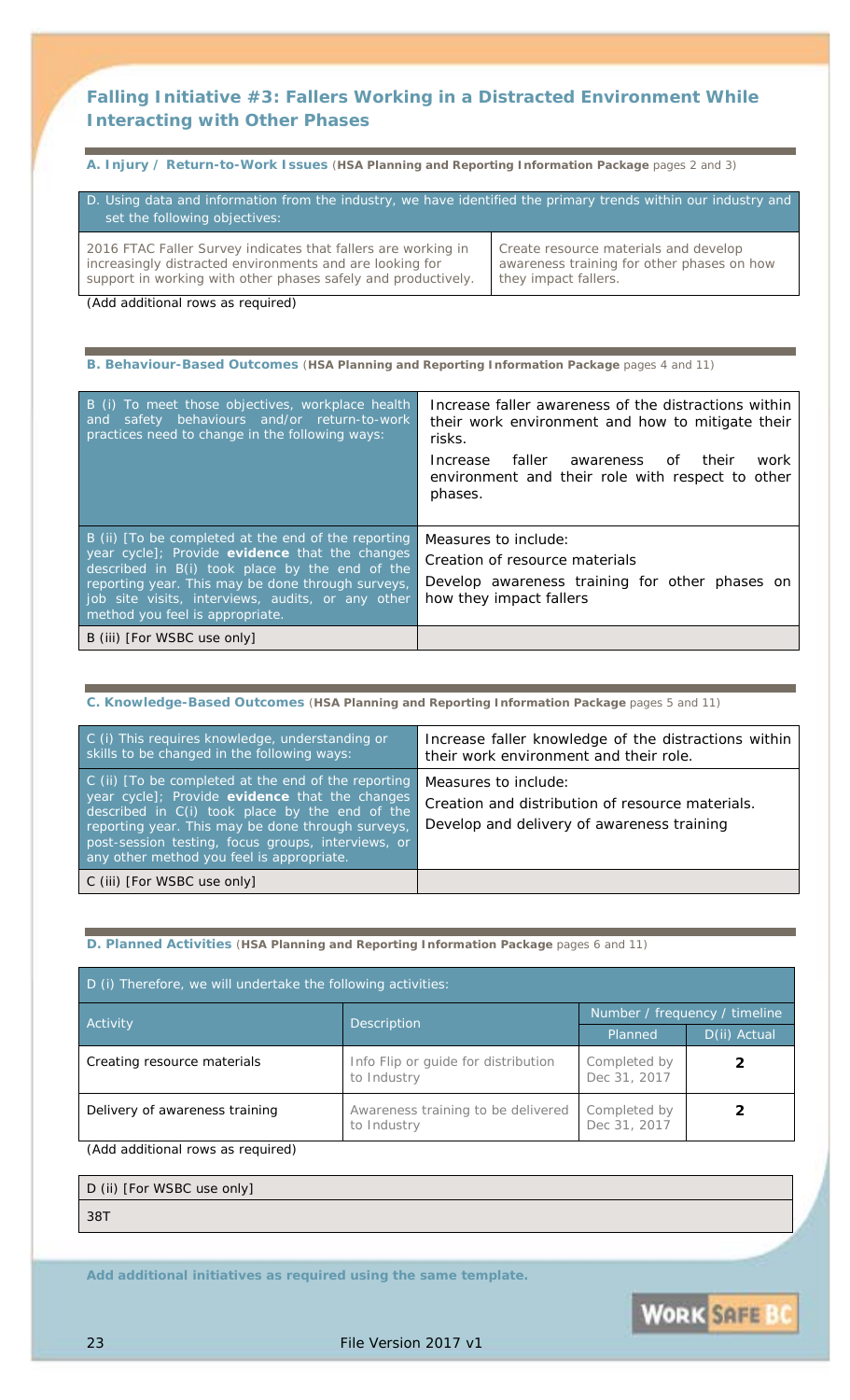## Falling Initiative #3: Fallers Working in a Distracted Environment While Interacting with Other Phases

**A. Injury / Return-to-Work Issues** (**HSA Planning and Reporting Information Package** pages 2 and 3)

| D. Using data and information from the industry, we have identified the primary trends within our industry and set the following objectives: | |
|---|---|
| 2016 FTAC Faller Survey indicates that fallers are working in increasingly distracted environments and are looking for support in working with other phases safely and productively. | Create resource materials and develop awareness training for other phases on how they impact fallers. |

(Add additional rows as required)

**B. Behaviour-Based Outcomes** (**HSA Planning and Reporting Information Package** pages 4 and 11)

| | |
|---|---|
| B (i) To meet those objectives, workplace health and safety behaviours and/or return-to-work practices need to change in the following ways: | Increase faller awareness of the distractions within their work environment and how to mitigate their risks.<br>Increase faller awareness of their work environment and their role with respect to other phases. |
| B (ii) [To be completed at the end of the reporting year cycle]; Provide **evidence** that the changes described in B(i) took place by the end of the reporting year. This may be done through surveys, job site visits, interviews, audits, or any other method you feel is appropriate. | Measures to include:<br>Creation of resource materials<br>Develop awareness training for other phases on how they impact fallers |
| B (iii) [For WSBC use only] | |

**C. Knowledge-Based Outcomes** (**HSA Planning and Reporting Information Package** pages 5 and 11)

| | |
|---|---|
| C (i) This requires knowledge, understanding or skills to be changed in the following ways: | Increase faller knowledge of the distractions within their work environment and their role. |
| C (ii) [To be completed at the end of the reporting year cycle]; Provide **evidence** that the changes described in C(i) took place by the end of the reporting year. This may be done through surveys, post-session testing, focus groups, interviews, or any other method you feel is appropriate. | Measures to include:<br>Creation and distribution of resource materials.<br>Develop and delivery of awareness training |
| C (iii) [For WSBC use only] | |

**D. Planned Activities** (**HSA Planning and Reporting Information Package** pages 6 and 11)

| D (i) Therefore, we will undertake the following activities: | | | |
|---|---|---|---|
| Activity | Description | Number / frequency / timeline | |
| | | Planned | D(ii) Actual |
| Creating resource materials | Info Flip or guide for distribution to Industry | Completed by Dec 31, 2017 | **2** |
| Delivery of awareness training | Awareness training to be delivered to Industry | Completed by Dec 31, 2017 | **2** |

(Add additional rows as required)

| D (ii) [For WSBC use only] |
|---|
| 38T |

**Add additional initiatives as required using the same template.**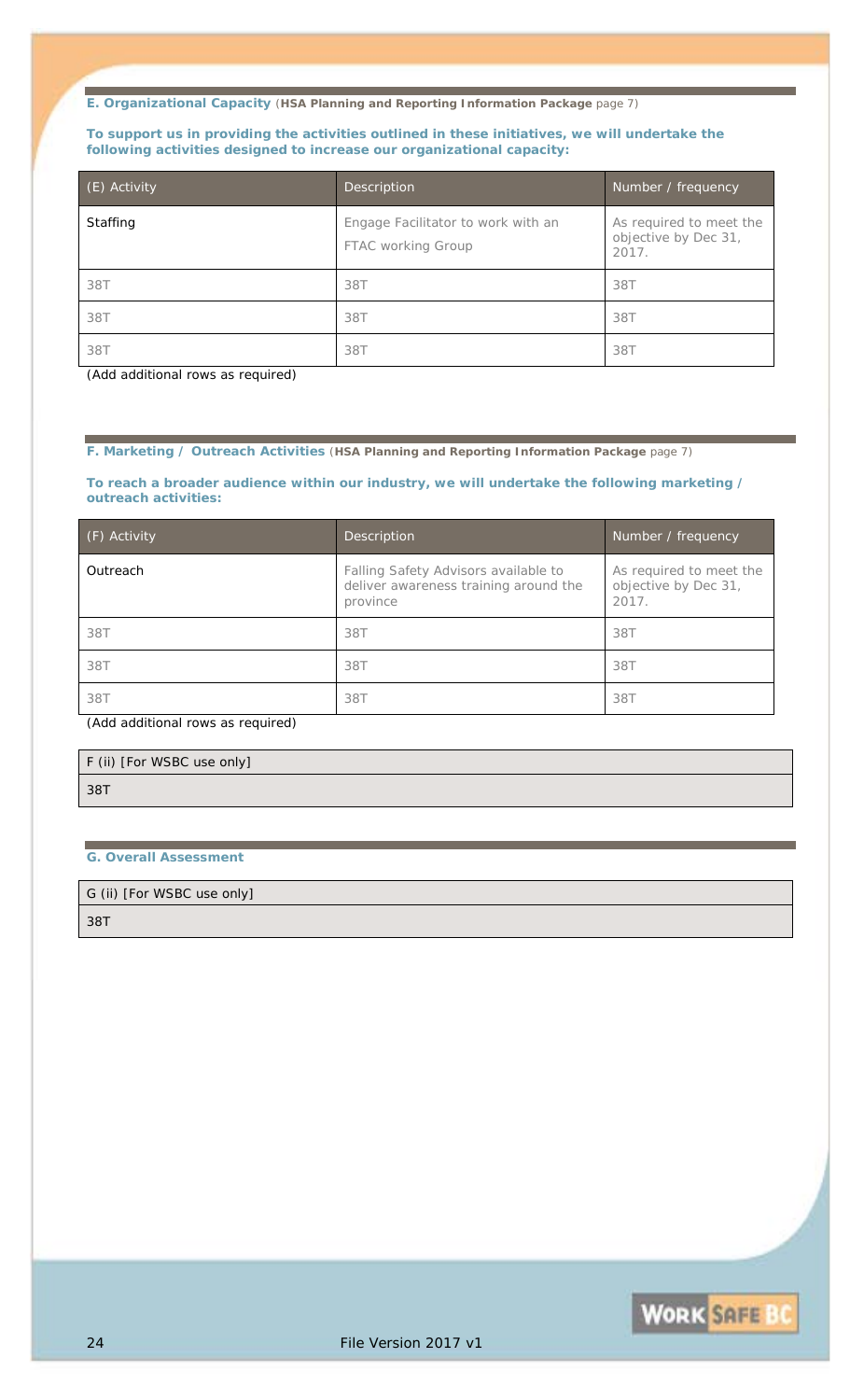**E. Organizational Capacity** (**HSA Planning and Reporting Information Package** page 7)

**To support us in providing the activities outlined in these initiatives, we will undertake the following activities designed to increase our organizational capacity:**

| (E) Activity | Description | Number / frequency |
|---|---|---|
| Staffing | Engage Facilitator to work with an FTAC working Group | As required to meet the objective by Dec 31, 2017. |
| 38T | 38T | 38T |
| 38T | 38T | 38T |
| 38T | 38T | 38T |

(Add additional rows as required)

**F. Marketing / Outreach Activities** (**HSA Planning and Reporting Information Package** page 7)

**To reach a broader audience within our industry, we will undertake the following marketing / outreach activities:**

| (F) Activity | Description | Number / frequency |
|---|---|---|
| Outreach | Falling Safety Advisors available to deliver awareness training around the province | As required to meet the objective by Dec 31, 2017. |
| 38T | 38T | 38T |
| 38T | 38T | 38T |
| 38T | 38T | 38T |

(Add additional rows as required)

| F (ii) [For WSBC use only] |
|---|
| 38T |

**G. Overall Assessment**

| G (ii) [For WSBC use only] |
|---|
| 38T |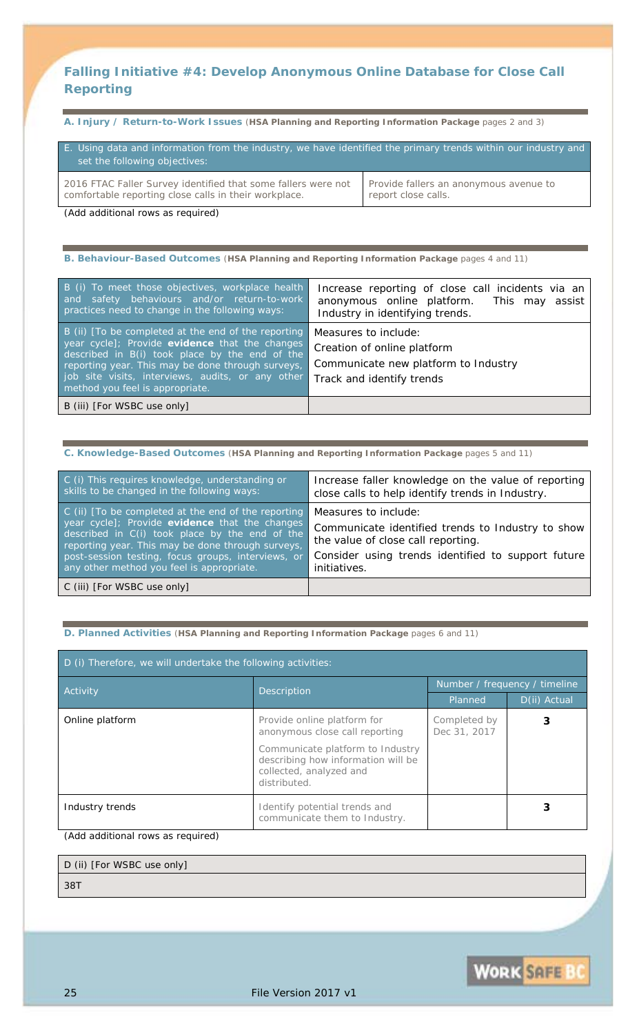## Falling Initiative #4: Develop Anonymous Online Database for Close Call Reporting

**A. Injury / Return-to-Work Issues** (**HSA Planning and Reporting Information Package** pages 2 and 3)

| E. Using data and information from the industry, we have identified the primary trends within our industry and set the following objectives: | |
|---|---|
| 2016 FTAC Faller Survey identified that some fallers were not comfortable reporting close calls in their workplace. | Provide fallers an anonymous avenue to report close calls. |

*(Add additional rows as required)*

**B. Behaviour-Based Outcomes** (**HSA Planning and Reporting Information Package** pages 4 and 11)

| | |
|---|---|
| B (i) To meet those objectives, workplace health and safety behaviours and/or return-to-work practices need to change in the following ways: | Increase reporting of close call incidents via an anonymous online platform. This may assist Industry in identifying trends. |
| B (ii) [To be completed at the end of the reporting year cycle]; Provide **evidence** that the changes described in B(i) took place by the end of the reporting year. This may be done through surveys, job site visits, interviews, audits, or any other method you feel is appropriate. | Measures to include:<br>Creation of online platform<br>Communicate new platform to Industry<br>Track and identify trends |
| B (iii) [For WSBC use only] | |

**C. Knowledge-Based Outcomes** (**HSA Planning and Reporting Information Package** pages 5 and 11)

| | |
|---|---|
| C (i) This requires knowledge, understanding or skills to be changed in the following ways: | Increase faller knowledge on the value of reporting close calls to help identify trends in Industry. |
| C (ii) [To be completed at the end of the reporting year cycle]; Provide **evidence** that the changes described in C(i) took place by the end of the reporting year. This may be done through surveys, post-session testing, focus groups, interviews, or any other method you feel is appropriate. | Measures to include:<br>Communicate identified trends to Industry to show the value of close call reporting.<br>Consider using trends identified to support future initiatives. |
| C (iii) [For WSBC use only] | |

**D. Planned Activities** (**HSA Planning and Reporting Information Package** pages 6 and 11)

D (i) Therefore, we will undertake the following activities:

| Activity | Description | Number / frequency / timeline | |
|---|---|---|---|
| | | Planned | D(ii) Actual |
| Online platform | Provide online platform for anonymous close call reporting<br><br>Communicate platform to Industry describing how information will be collected, analyzed and distributed. | Completed by Dec 31, 2017 | 3 |
| Industry trends | Identify potential trends and communicate them to Industry. | | 3 |

*(Add additional rows as required)*

| D (ii) [For WSBC use only] |
|---|
| 38T |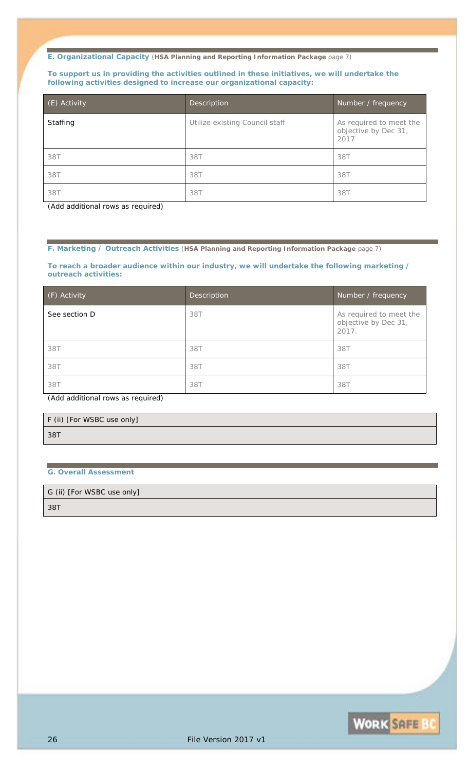### E. Organizational Capacity (**HSA Planning and Reporting Information Package** page 7)

**To support us in providing the activities outlined in these initiatives, we will undertake the following activities designed to increase our organizational capacity:**

| (E) Activity | Description | Number / frequency |
| --- | --- | --- |
| Staffing | Utilize existing Council staff | As required to meet the objective by Dec 31, 2017 |
| 38T | 38T | 38T |
| 38T | 38T | 38T |
| 38T | 38T | 38T |

(Add additional rows as required)

### F. Marketing / Outreach Activities (**HSA Planning and Reporting Information Package** page 7)

**To reach a broader audience within our industry, we will undertake the following marketing / outreach activities:**

| (F) Activity | Description | Number / frequency |
| --- | --- | --- |
| See section D | 38T | As required to meet the objective by Dec 31, 2017. |
| 38T | 38T | 38T |
| 38T | 38T | 38T |
| 38T | 38T | 38T |

(Add additional rows as required)

| F (ii) [For WSBC use only] |
| --- |
| 38T |

### G. Overall Assessment

| G (ii) [For WSBC use only] |
| --- |
| 38T |

File Version 2017 v1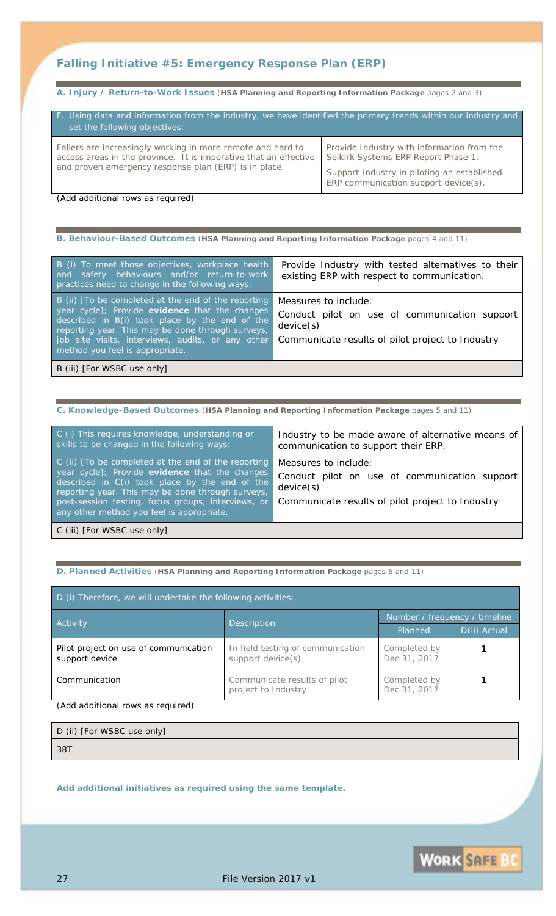## Falling Initiative #5: Emergency Response Plan (ERP)

**A. Injury / Return-to-Work Issues** (**HSA Planning and Reporting Information Package** pages 2 and 3)

| F. Using data and information from the industry, we have identified the primary trends within our industry and set the following objectives: | |
|---|---|
| Fallers are increasingly working in more remote and hard to access areas in the province. It is imperative that an effective and proven emergency response plan (ERP) is in place. | Provide Industry with information from the Selkirk Systems ERP Report Phase 1.<br><br>Support Industry in piloting an established ERP communication support device(s). |

(Add additional rows as required)

**B. Behaviour-Based Outcomes** (**HSA Planning and Reporting Information Package** pages 4 and 11)

| | |
|---|---|
| B (i) To meet those objectives, workplace health and safety behaviours and/or return-to-work practices need to change in the following ways: | Provide Industry with tested alternatives to their existing ERP with respect to communication. |
| B (ii) [To be completed at the end of the reporting year cycle]; Provide **evidence** that the changes described in B(i) took place by the end of the reporting year. This may be done through surveys, job site visits, interviews, audits, or any other method you feel is appropriate. | Measures to include:<br>Conduct pilot on use of communication support device(s)<br>Communicate results of pilot project to Industry |
| B (iii) [For WSBC use only] | |

**C. Knowledge-Based Outcomes** (**HSA Planning and Reporting Information Package** pages 5 and 11)

| | |
|---|---|
| C (i) This requires knowledge, understanding or skills to be changed in the following ways: | Industry to be made aware of alternative means of communication to support their ERP. |
| C (ii) [To be completed at the end of the reporting year cycle]; Provide **evidence** that the changes described in C(i) took place by the end of the reporting year. This may be done through surveys, post-session testing, focus groups, interviews, or any other method you feel is appropriate. | Measures to include:<br>Conduct pilot on use of communication support device(s)<br>Communicate results of pilot project to Industry |
| C (iii) [For WSBC use only] | |

**D. Planned Activities** (**HSA Planning and Reporting Information Package** pages 6 and 11)

| D (i) Therefore, we will undertake the following activities: | | | |
|---|---|---|---|
| Activity | Description | Number / frequency / timeline | |
| | | Planned | D(ii) Actual |
| Pilot project on use of communication support device | In field testing of communication support device(s) | Completed by Dec 31, 2017 | **1** |
| Communication | Communicate results of pilot project to Industry | Completed by Dec 31, 2017 | **1** |

(Add additional rows as required)

| D (ii) [For WSBC use only] |
|---|
| 38T |

**Add additional initiatives as required using the same template.**

File Version 2017 v1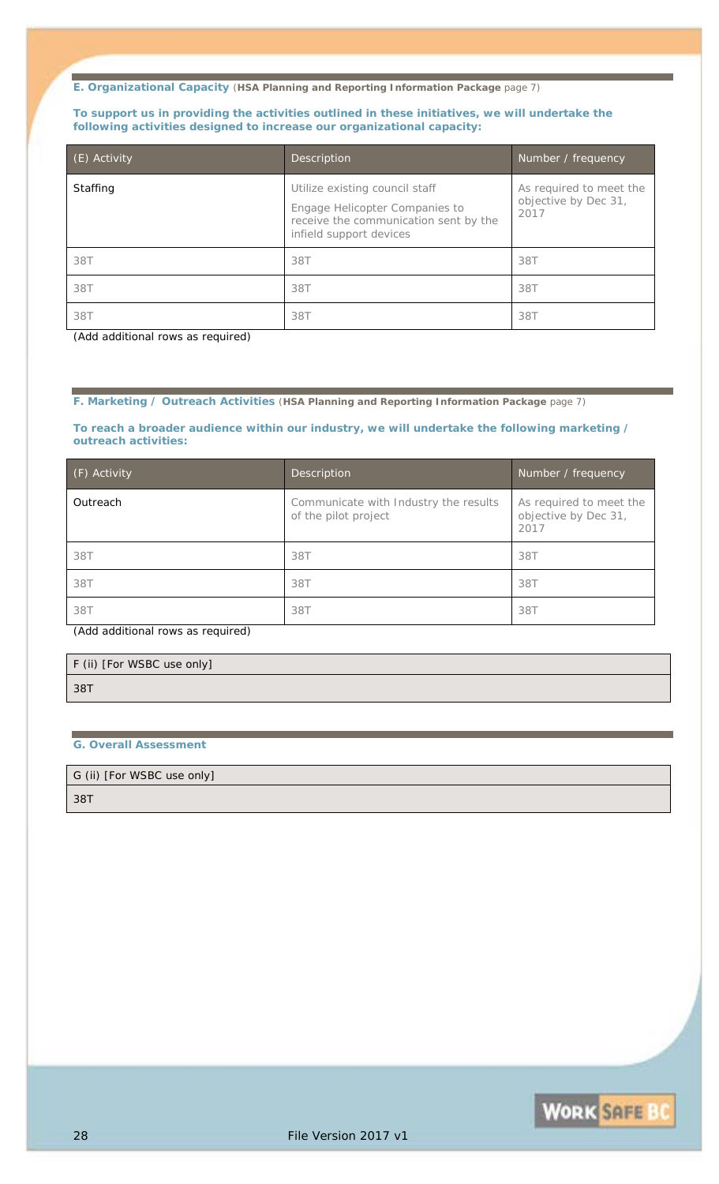### E. Organizational Capacity (**HSA Planning and Reporting Information Package** page 7)

**To support us in providing the activities outlined in these initiatives, we will undertake the following activities designed to increase our organizational capacity:**

| (E) Activity | Description | Number / frequency |
|---|---|---|
| Staffing | Utilize existing council staff<br>Engage Helicopter Companies to receive the communication sent by the infield support devices | As required to meet the objective by Dec 31, 2017 |
| 38T | 38T | 38T |
| 38T | 38T | 38T |
| 38T | 38T | 38T |

(Add additional rows as required)

### F. Marketing / Outreach Activities (**HSA Planning and Reporting Information Package** page 7)

**To reach a broader audience within our industry, we will undertake the following marketing / outreach activities:**

| (F) Activity | Description | Number / frequency |
|---|---|---|
| Outreach | Communicate with Industry the results of the pilot project | As required to meet the objective by Dec 31, 2017 |
| 38T | 38T | 38T |
| 38T | 38T | 38T |
| 38T | 38T | 38T |

(Add additional rows as required)

| F (ii) [For WSBC use only] |
|---|
| 38T |

### G. Overall Assessment

| G (ii) [For WSBC use only] |
|---|
| 38T |

File Version 2017 v1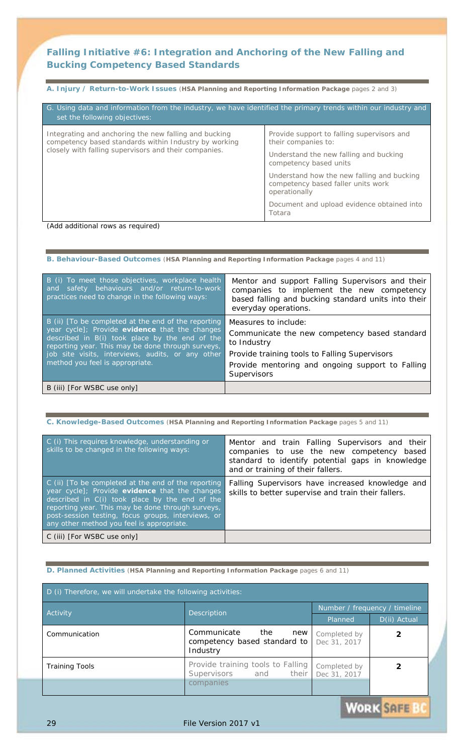## Falling Initiative #6: Integration and Anchoring of the New Falling and Bucking Competency Based Standards

**A. Injury / Return-to-Work Issues** (**HSA Planning and Reporting Information Package** pages 2 and 3)

| G. Using data and information from the industry, we have identified the primary trends within our industry and set the following objectives: | |
|---|---|
| Integrating and anchoring the new falling and bucking competency based standards within Industry by working closely with falling supervisors and their companies. | Provide support to falling supervisors and their companies to:<br><br>Understand the new falling and bucking competency based units<br><br>Understand how the new falling and bucking competency based faller units work operationally<br><br>Document and upload evidence obtained into Totara |

(Add additional rows as required)

**B. Behaviour-Based Outcomes** (**HSA Planning and Reporting Information Package** pages 4 and 11)

| | |
|---|---|
| B (i) To meet those objectives, workplace health and safety behaviours and/or return-to-work practices need to change in the following ways: | Mentor and support Falling Supervisors and their companies to implement the new competency based falling and bucking standard units into their everyday operations. |
| B (ii) [To be completed at the end of the reporting year cycle]; Provide **evidence** that the changes described in B(i) took place by the end of the reporting year. This may be done through surveys, job site visits, interviews, audits, or any other method you feel is appropriate. | Measures to include:<br>Communicate the new competency based standard to Industry<br>Provide training tools to Falling Supervisors<br>Provide mentoring and ongoing support to Falling Supervisors |
| B (iii) [For WSBC use only] | |

**C. Knowledge-Based Outcomes** (**HSA Planning and Reporting Information Package** pages 5 and 11)

| | |
|---|---|
| C (i) This requires knowledge, understanding or skills to be changed in the following ways: | Mentor and train Falling Supervisors and their companies to use the new competency based standard to identify potential gaps in knowledge and or training of their fallers. |
| C (ii) [To be completed at the end of the reporting year cycle]; Provide **evidence** that the changes described in C(i) took place by the end of the reporting year. This may be done through surveys, post-session testing, focus groups, interviews, or any other method you feel is appropriate. | Falling Supervisors have increased knowledge and skills to better supervise and train their fallers. |
| C (iii) [For WSBC use only] | |

**D. Planned Activities** (**HSA Planning and Reporting Information Package** pages 6 and 11)

D (i) Therefore, we will undertake the following activities:

| Activity | Description | Number / frequency / timeline | |
|---|---|---|---|
| | | Planned | D(ii) Actual |
| Communication | Communicate the new competency based standard to Industry | Completed by Dec 31, 2017 | **2** |
| Training Tools | Provide training tools to Falling Supervisors and their companies | Completed by Dec 31, 2017 | **2** |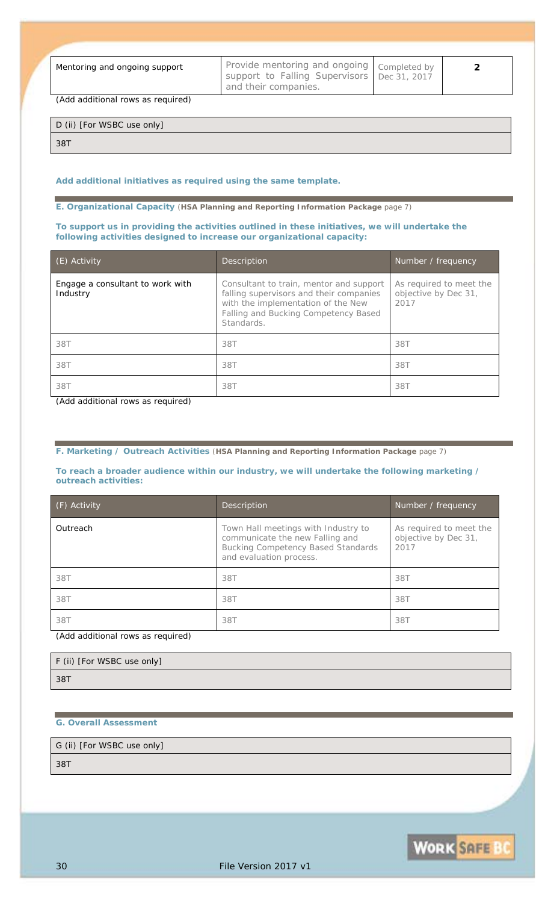| Mentoring and ongoing support | Provide mentoring and ongoing support to Falling Supervisors and their companies. | Completed by Dec 31, 2017 | **2** |
|---|---|---|---|

(Add additional rows as required)

| D (ii) [For WSBC use only] |
|---|
| 38T |

**Add additional initiatives as required using the same template.**

**E. Organizational Capacity** (**HSA Planning and Reporting Information Package** page 7)

**To support us in providing the activities outlined in these initiatives, we will undertake the following activities designed to increase our organizational capacity:**

| (E) Activity | Description | Number / frequency |
|---|---|---|
| Engage a consultant to work with Industry | Consultant to train, mentor and support falling supervisors and their companies with the implementation of the New Falling and Bucking Competency Based Standards. | As required to meet the objective by Dec 31, 2017 |
| 38T | 38T | 38T |
| 38T | 38T | 38T |
| 38T | 38T | 38T |

(Add additional rows as required)

**F. Marketing / Outreach Activities** (**HSA Planning and Reporting Information Package** page 7)

**To reach a broader audience within our industry, we will undertake the following marketing / outreach activities:**

| (F) Activity | Description | Number / frequency |
|---|---|---|
| Outreach | Town Hall meetings with Industry to communicate the new Falling and Bucking Competency Based Standards and evaluation process. | As required to meet the objective by Dec 31, 2017 |
| 38T | 38T | 38T |
| 38T | 38T | 38T |
| 38T | 38T | 38T |

(Add additional rows as required)

| F (ii) [For WSBC use only] |
|---|
| 38T |

**G. Overall Assessment**

| G (ii) [For WSBC use only] |
|---|
| 38T |

File Version 2017 v1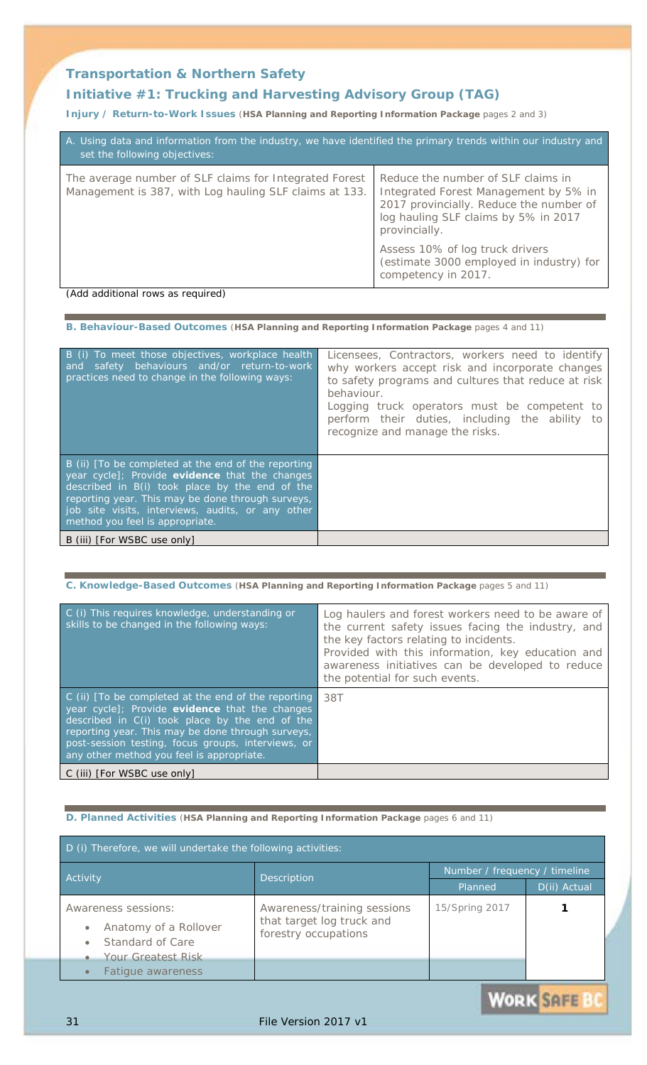## Transportation & Northern Safety

## Initiative #1: Trucking and Harvesting Advisory Group (TAG)

**Injury / Return-to-Work Issues** (**HSA Planning and Reporting Information Package** pages 2 and 3)

| A. Using data and information from the industry, we have identified the primary trends within our industry and set the following objectives: | |
|---|---|
| The average number of SLF claims for Integrated Forest Management is 387, with Log hauling SLF claims at 133. | Reduce the number of SLF claims in Integrated Forest Management by 5% in 2017 provincially. Reduce the number of log hauling SLF claims by 5% in 2017 provincially.<br><br>Assess 10% of log truck drivers (estimate 3000 employed in industry) for competency in 2017. |

(Add additional rows as required)

**B. Behaviour-Based Outcomes** (**HSA Planning and Reporting Information Package** pages 4 and 11)

| | |
|---|---|
| B (i) To meet those objectives, workplace health and safety behaviours and/or return-to-work practices need to change in the following ways: | Licensees, Contractors, workers need to identify why workers accept risk and incorporate changes to safety programs and cultures that reduce at risk behaviour.<br>Logging truck operators must be competent to perform their duties, including the ability to recognize and manage the risks. |
| B (ii) [To be completed at the end of the reporting year cycle]; Provide **evidence** that the changes described in B(i) took place by the end of the reporting year. This may be done through surveys, job site visits, interviews, audits, or any other method you feel is appropriate. | |
| B (iii) [For WSBC use only] | |

**C. Knowledge-Based Outcomes** (**HSA Planning and Reporting Information Package** pages 5 and 11)

| | |
|---|---|
| C (i) This requires knowledge, understanding or skills to be changed in the following ways: | Log haulers and forest workers need to be aware of the current safety issues facing the industry, and the key factors relating to incidents.<br>Provided with this information, key education and awareness initiatives can be developed to reduce the potential for such events. |
| C (ii) [To be completed at the end of the reporting year cycle]; Provide **evidence** that the changes described in C(i) took place by the end of the reporting year. This may be done through surveys, post-session testing, focus groups, interviews, or any other method you feel is appropriate. | 38T |
| C (iii) [For WSBC use only] | |

**D. Planned Activities** (**HSA Planning and Reporting Information Package** pages 6 and 11)

| D (i) Therefore, we will undertake the following activities: | | | |
|---|---|---|---|
| Activity | Description | Number / frequency / timeline | |
| | | Planned | D(ii) Actual |
| Awareness sessions:<br>• Anatomy of a Rollover<br>• Standard of Care<br>• Your Greatest Risk<br>• Fatigue awareness | Awareness/training sessions that target log truck and forestry occupations | 15/Spring 2017 | **1** |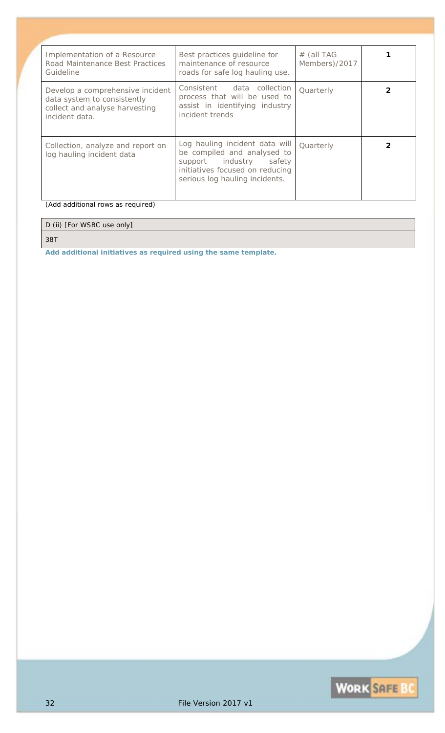| | | | |
|---|---|---|---|
| Implementation of a Resource Road Maintenance Best Practices Guideline | Best practices guideline for maintenance of resource roads for safe log hauling use. | # (all TAG Members)/2017 | **1** |
| Develop a comprehensive incident data system to consistently collect and analyse harvesting incident data. | Consistent data collection process that will be used to assist in identifying industry incident trends | Quarterly | **2** |
| Collection, analyze and report on log hauling incident data | Log hauling incident data will be compiled and analysed to support industry safety initiatives focused on reducing serious log hauling incidents. | Quarterly | **2** |

*(Add additional rows as required)*

| D (ii) [For WSBC use only] |
|---|
| 38T |

**Add additional initiatives as required using the same template.**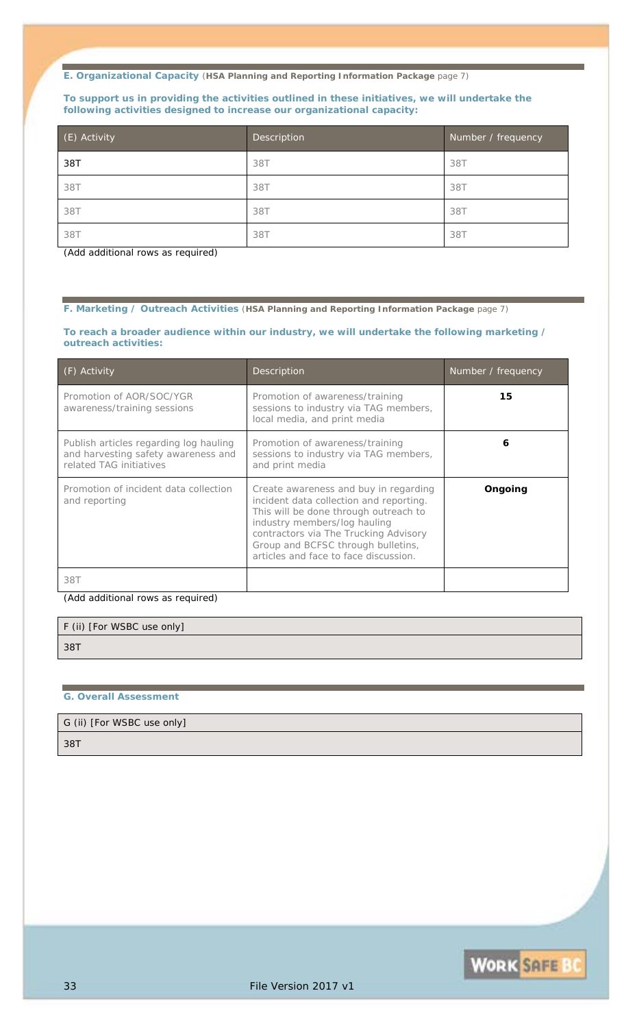### E. Organizational Capacity (**HSA Planning and Reporting Information Package** page 7)

**To support us in providing the activities outlined in these initiatives, we will undertake the following activities designed to increase our organizational capacity:**

| (E) Activity | Description | Number / frequency |
|---|---|---|
| 38T | 38T | 38T |
| 38T | 38T | 38T |
| 38T | 38T | 38T |
| 38T | 38T | 38T |

(Add additional rows as required)

### F. Marketing / Outreach Activities (**HSA Planning and Reporting Information Package** page 7)

**To reach a broader audience within our industry, we will undertake the following marketing / outreach activities:**

| (F) Activity | Description | Number / frequency |
|---|---|---|
| Promotion of AOR/SOC/YGR awareness/training sessions | Promotion of awareness/training sessions to industry via TAG members, local media, and print media | **15** |
| Publish articles regarding log hauling and harvesting safety awareness and related TAG initiatives | Promotion of awareness/training sessions to industry via TAG members, and print media | **6** |
| Promotion of incident data collection and reporting | Create awareness and buy in regarding incident data collection and reporting. This will be done through outreach to industry members/log hauling contractors via The Trucking Advisory Group and BCFSC through bulletins, articles and face to face discussion. | **Ongoing** |
| 38T | | |

(Add additional rows as required)

| F (ii) [For WSBC use only] |
|---|
| 38T |

### G. Overall Assessment

| G (ii) [For WSBC use only] |
|---|
| 38T |

File Version 2017 v1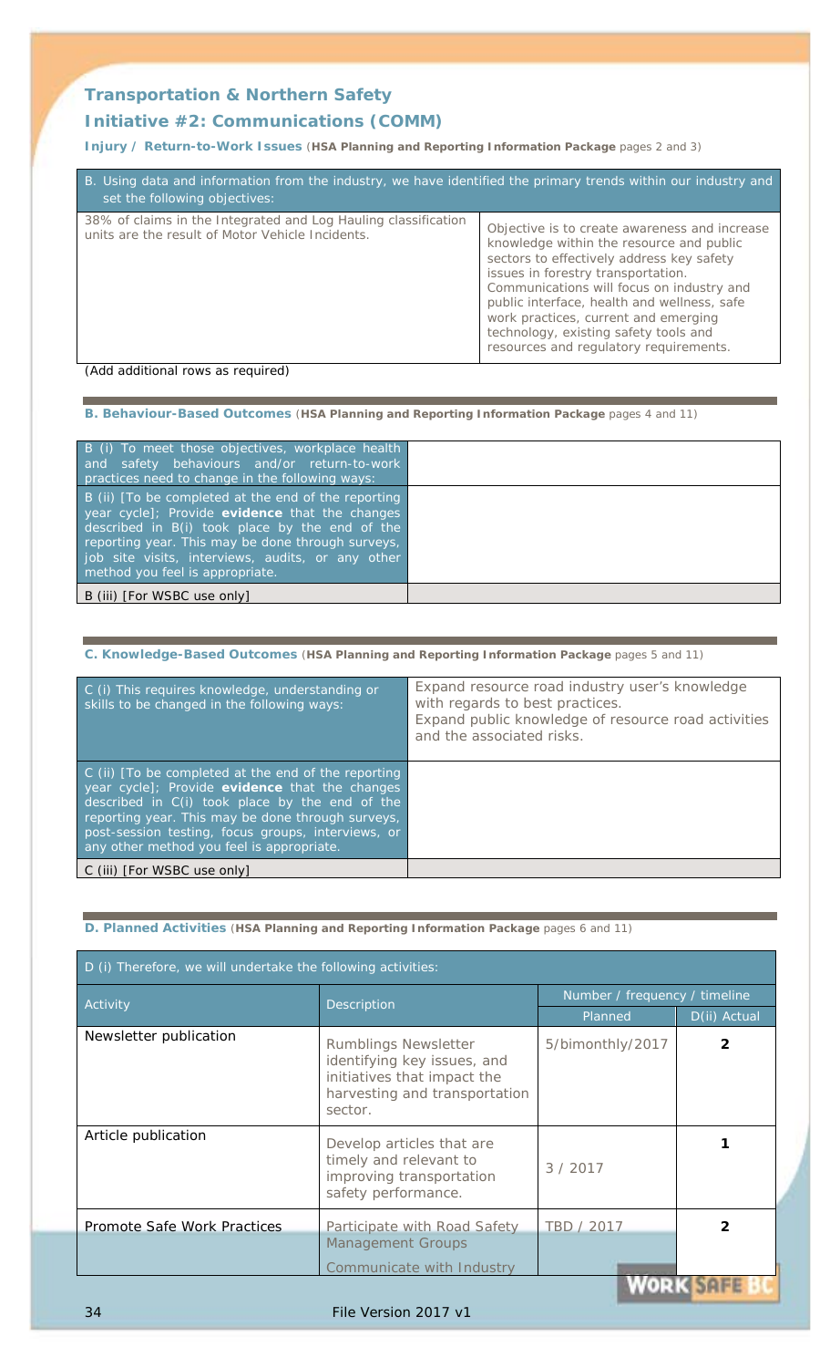## Transportation & Northern Safety

## Initiative #2: Communications (COMM)

**Injury / Return-to-Work Issues** (**HSA Planning and Reporting Information Package** pages 2 and 3)

| B. Using data and information from the industry, we have identified the primary trends within our industry and set the following objectives: | |
|---|---|
| 38% of claims in the Integrated and Log Hauling classification units are the result of Motor Vehicle Incidents. | Objective is to create awareness and increase knowledge within the resource and public sectors to effectively address key safety issues in forestry transportation. Communications will focus on industry and public interface, health and wellness, safe work practices, current and emerging technology, existing safety tools and resources and regulatory requirements. |

(Add additional rows as required)

**B. Behaviour-Based Outcomes** (**HSA Planning and Reporting Information Package** pages 4 and 11)

| | |
|---|---|
| B (i) To meet those objectives, workplace health and safety behaviours and/or return-to-work practices need to change in the following ways: | |
| B (ii) [To be completed at the end of the reporting year cycle]; Provide **evidence** that the changes described in B(i) took place by the end of the reporting year. This may be done through surveys, job site visits, interviews, audits, or any other method you feel is appropriate. | |
| B (iii) [For WSBC use only] | |

**C. Knowledge-Based Outcomes** (**HSA Planning and Reporting Information Package** pages 5 and 11)

| | |
|---|---|
| C (i) This requires knowledge, understanding or skills to be changed in the following ways: | Expand resource road industry user's knowledge with regards to best practices.<br>Expand public knowledge of resource road activities and the associated risks. |
| C (ii) [To be completed at the end of the reporting year cycle]; Provide **evidence** that the changes described in C(i) took place by the end of the reporting year. This may be done through surveys, post-session testing, focus groups, interviews, or any other method you feel is appropriate. | |
| C (iii) [For WSBC use only] | |

**D. Planned Activities** (**HSA Planning and Reporting Information Package** pages 6 and 11)

| D (i) Therefore, we will undertake the following activities: | | | |
|---|---|---|---|
| Activity | Description | Number / frequency / timeline | |
| | | Planned | D(ii) Actual |
| Newsletter publication | Rumblings Newsletter identifying key issues, and initiatives that impact the harvesting and transportation sector. | 5/bimonthly/2017 | **2** |
| Article publication | Develop articles that are timely and relevant to improving transportation safety performance. | 3 / 2017 | **1** |
| Promote Safe Work Practices | Participate with Road Safety Management Groups<br>Communicate with Industry | TBD / 2017 | **2** |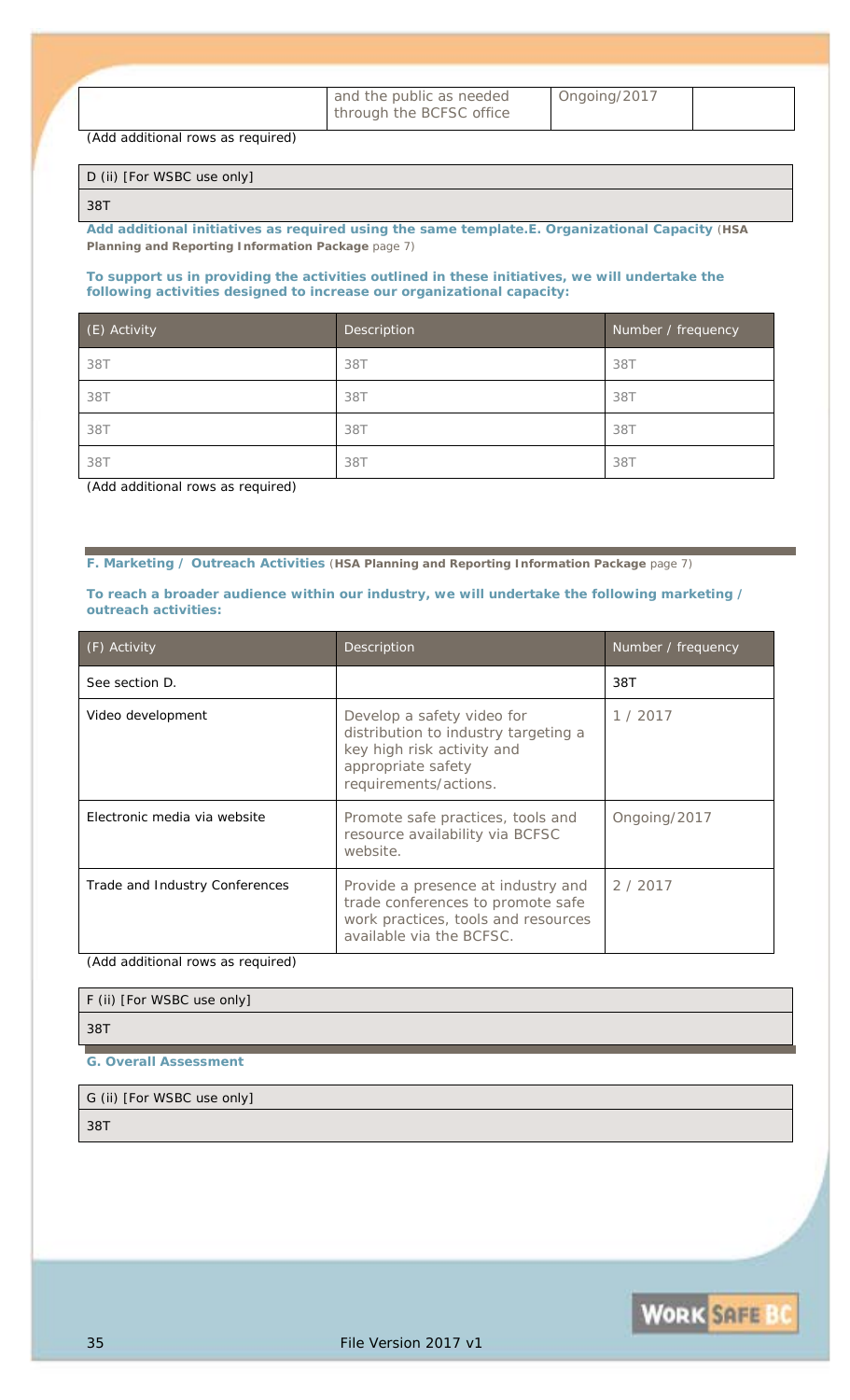| | and the public as needed through the BCFSC office | Ongoing/2017 | |
|---|---|---|---|

(Add additional rows as required)

| D (ii) [For WSBC use only] |
|---|
| 38T |

**Add additional initiatives as required using the same template.E. Organizational Capacity** (**HSA Planning and Reporting Information Package** page 7)

**To support us in providing the activities outlined in these initiatives, we will undertake the following activities designed to increase our organizational capacity:**

| (E) Activity | Description | Number / frequency |
|---|---|---|
| 38T | 38T | 38T |
| 38T | 38T | 38T |
| 38T | 38T | 38T |
| 38T | 38T | 38T |

(Add additional rows as required)

**F. Marketing / Outreach Activities** (**HSA Planning and Reporting Information Package** page 7)

**To reach a broader audience within our industry, we will undertake the following marketing / outreach activities:**

| (F) Activity | Description | Number / frequency |
|---|---|---|
| See section D. | | 38T |
| Video development | Develop a safety video for distribution to industry targeting a key high risk activity and appropriate safety requirements/actions. | 1 / 2017 |
| Electronic media via website | Promote safe practices, tools and resource availability via BCFSC website. | Ongoing/2017 |
| Trade and Industry Conferences | Provide a presence at industry and trade conferences to promote safe work practices, tools and resources available via the BCFSC. | 2 / 2017 |

(Add additional rows as required)

| F (ii) [For WSBC use only] |
|---|
| 38T |

**G. Overall Assessment**

| G (ii) [For WSBC use only] |
|---|
| 38T |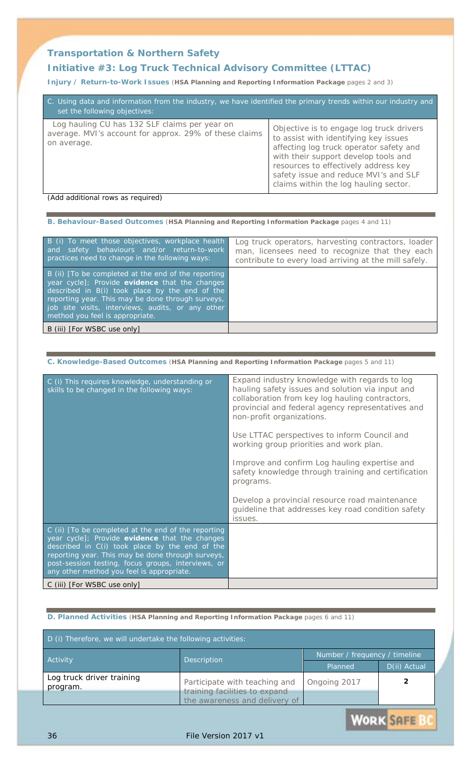## Transportation & Northern Safety

## Initiative #3: Log Truck Technical Advisory Committee (LTTAC)

**Injury / Return-to-Work Issues** (**HSA Planning and Reporting Information Package** pages 2 and 3)

| C. Using data and information from the industry, we have identified the primary trends within our industry and set the following objectives: | |
|---|---|
| Log hauling CU has 132 SLF claims per year on average. MVI's account for approx. 29% of these claims on average. | Objective is to engage log truck drivers to assist with identifying key issues affecting log truck operator safety and with their support develop tools and resources to effectively address key safety issue and reduce MVI's and SLF claims within the log hauling sector. |

(Add additional rows as required)

**B. Behaviour-Based Outcomes** (**HSA Planning and Reporting Information Package** pages 4 and 11)

| | |
|---|---|
| B (i) To meet those objectives, workplace health and safety behaviours and/or return-to-work practices need to change in the following ways: | Log truck operators, harvesting contractors, loader man, licensees need to recognize that they each contribute to every load arriving at the mill safely. |
| B (ii) [To be completed at the end of the reporting year cycle]; Provide **evidence** that the changes described in B(i) took place by the end of the reporting year. This may be done through surveys, job site visits, interviews, audits, or any other method you feel is appropriate. | |
| B (iii) [For WSBC use only] | |

**C. Knowledge-Based Outcomes** (**HSA Planning and Reporting Information Package** pages 5 and 11)

| | |
|---|---|
| C (i) This requires knowledge, understanding or skills to be changed in the following ways: | Expand industry knowledge with regards to log hauling safety issues and solution via input and collaboration from key log hauling contractors, provincial and federal agency representatives and non-profit organizations.<br><br>Use LTTAC perspectives to inform Council and working group priorities and work plan.<br><br>Improve and confirm Log hauling expertise and safety knowledge through training and certification programs.<br><br>Develop a provincial resource road maintenance guideline that addresses key road condition safety issues. |
| C (ii) [To be completed at the end of the reporting year cycle]; Provide **evidence** that the changes described in C(i) took place by the end of the reporting year. This may be done through surveys, post-session testing, focus groups, interviews, or any other method you feel is appropriate. | |
| C (iii) [For WSBC use only] | |

**D. Planned Activities** (**HSA Planning and Reporting Information Package** pages 6 and 11)

| D (i) Therefore, we will undertake the following activities: | | | |
|---|---|---|---|
| Activity | Description | Number / frequency / timeline | |
| | | Planned | D(ii) Actual |
| Log truck driver training program. | Participate with teaching and training facilities to expand the awareness and delivery of | Ongoing 2017 | 2 |

File Version 2017 v1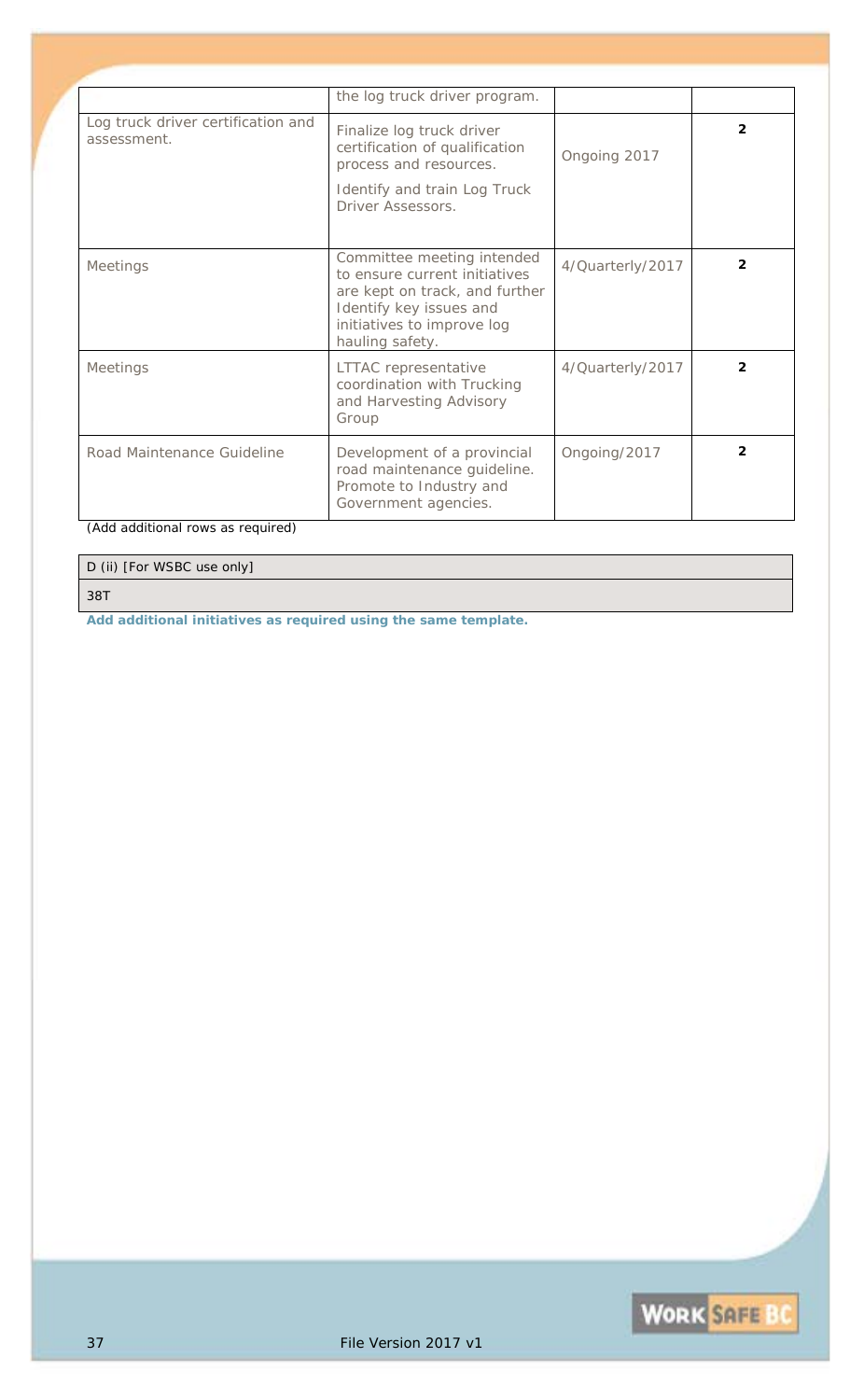| | | | |
|---|---|---|---|
| | the log truck driver program. | | |
| Log truck driver certification and assessment. | Finalize log truck driver certification of qualification process and resources.<br><br>Identify and train Log Truck Driver Assessors. | Ongoing 2017 | **2** |
| Meetings | Committee meeting intended to ensure current initiatives are kept on track, and further Identify key issues and initiatives to improve log hauling safety. | 4/Quarterly/2017 | **2** |
| Meetings | LTTAC representative coordination with Trucking and Harvesting Advisory Group | 4/Quarterly/2017 | **2** |
| Road Maintenance Guideline | Development of a provincial road maintenance guideline. Promote to Industry and Government agencies. | Ongoing/2017 | **2** |

(Add additional rows as required)

| D (ii) [For WSBC use only] |
|---|
| 38T |

**Add additional initiatives as required using the same template.**

File Version 2017 v1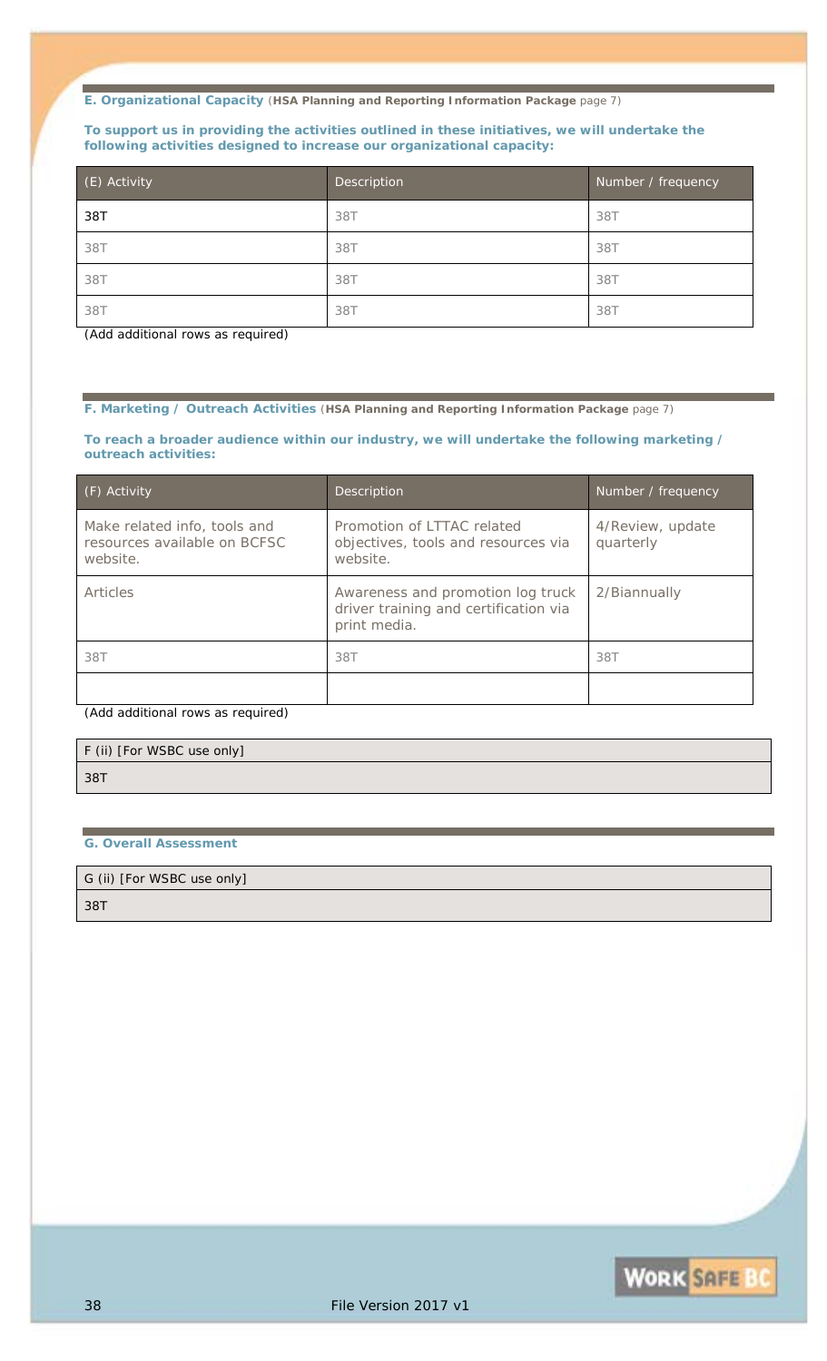**E. Organizational Capacity** (**HSA Planning and Reporting Information Package** page 7)

**To support us in providing the activities outlined in these initiatives, we will undertake the following activities designed to increase our organizational capacity:**

| (E) Activity | Description | Number / frequency |
|---|---|---|
| 38T | 38T | 38T |
| 38T | 38T | 38T |
| 38T | 38T | 38T |
| 38T | 38T | 38T |

(Add additional rows as required)

**F. Marketing / Outreach Activities** (**HSA Planning and Reporting Information Package** page 7)

**To reach a broader audience within our industry, we will undertake the following marketing / outreach activities:**

| (F) Activity | Description | Number / frequency |
|---|---|---|
| Make related info, tools and resources available on BCFSC website. | Promotion of LTTAC related objectives, tools and resources via website. | 4/Review, update quarterly |
| Articles | Awareness and promotion log truck driver training and certification via print media. | 2/Biannually |
| 38T | 38T | 38T |
| | | |

(Add additional rows as required)

| F (ii) [For WSBC use only] |
|---|
| 38T |

**G. Overall Assessment**

| G (ii) [For WSBC use only] |
|---|
| 38T |

File Version 2017 v1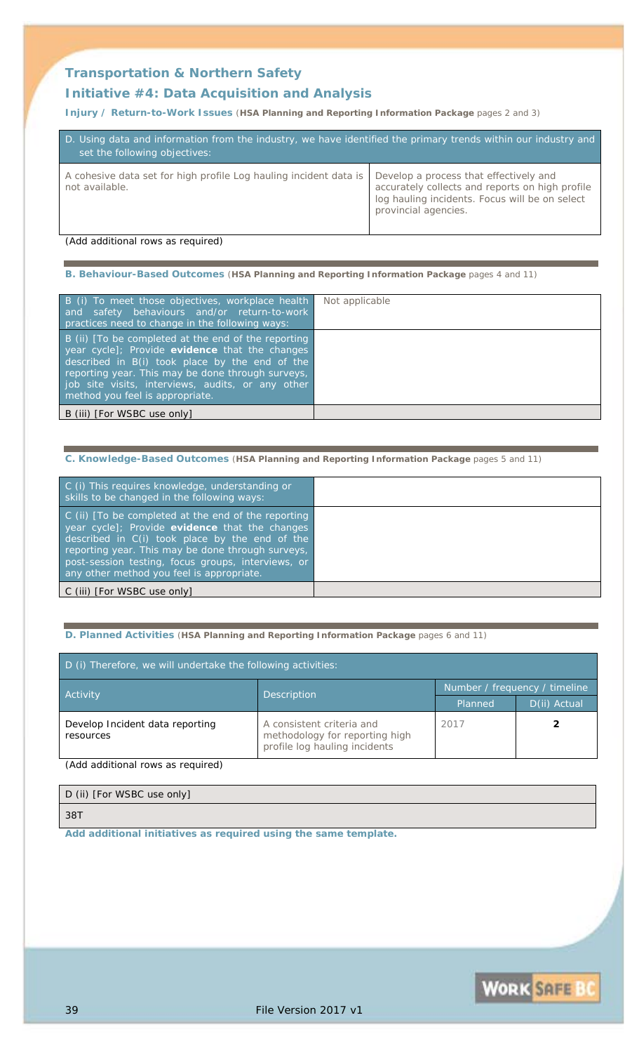## Transportation & Northern Safety

### Initiative #4: Data Acquisition and Analysis

**Injury / Return-to-Work Issues** (**HSA Planning and Reporting Information Package** pages 2 and 3)

| D. Using data and information from the industry, we have identified the primary trends within our industry and set the following objectives: | |
|---|---|
| A cohesive data set for high profile Log hauling incident data is not available. | Develop a process that effectively and accurately collects and reports on high profile log hauling incidents. Focus will be on select provincial agencies. |

(Add additional rows as required)

**B. Behaviour-Based Outcomes** (**HSA Planning and Reporting Information Package** pages 4 and 11)

| | |
|---|---|
| B (i) To meet those objectives, workplace health and safety behaviours and/or return-to-work practices need to change in the following ways: | Not applicable |
| B (ii) [To be completed at the end of the reporting year cycle]; Provide **evidence** that the changes described in B(i) took place by the end of the reporting year. This may be done through surveys, job site visits, interviews, audits, or any other method you feel is appropriate. | |
| B (iii) [For WSBC use only] | |

**C. Knowledge-Based Outcomes** (**HSA Planning and Reporting Information Package** pages 5 and 11)

| | |
|---|---|
| C (i) This requires knowledge, understanding or skills to be changed in the following ways: | |
| C (ii) [To be completed at the end of the reporting year cycle]; Provide **evidence** that the changes described in C(i) took place by the end of the reporting year. This may be done through surveys, post-session testing, focus groups, interviews, or any other method you feel is appropriate. | |
| C (iii) [For WSBC use only] | |

**D. Planned Activities** (**HSA Planning and Reporting Information Package** pages 6 and 11)

| D (i) Therefore, we will undertake the following activities: | | | |
|---|---|---|---|
| Activity | Description | Number / frequency / timeline | |
| | | Planned | D(ii) Actual |
| Develop Incident data reporting resources | A consistent criteria and methodology for reporting high profile log hauling incidents | 2017 | **2** |

(Add additional rows as required)

| D (ii) [For WSBC use only] |
|---|
| 38T |

**Add additional initiatives as required using the same template.**

File Version 2017 v1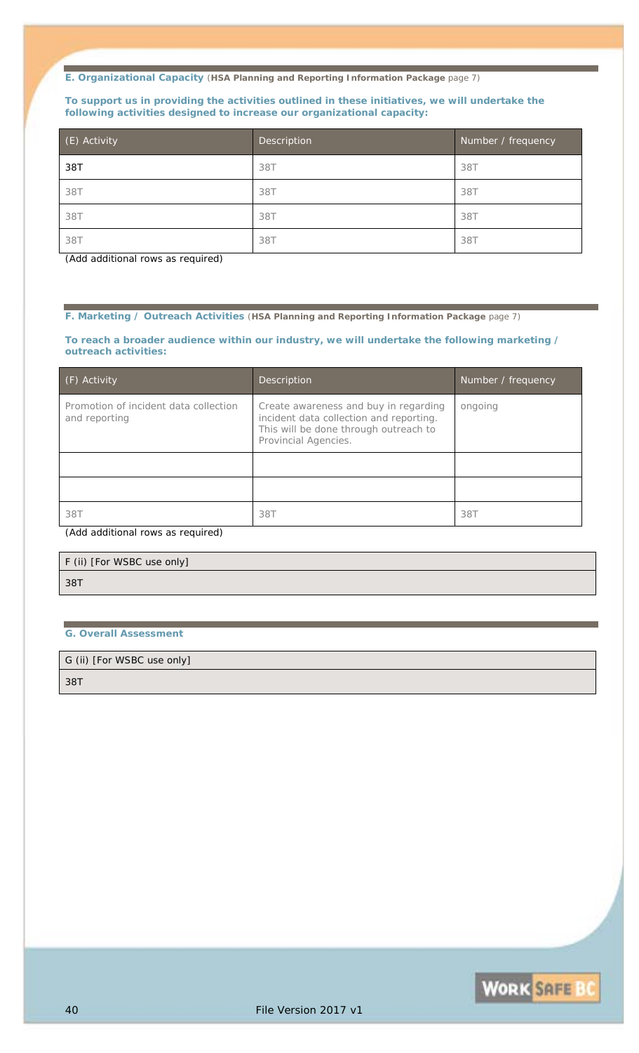**E. Organizational Capacity** (**HSA Planning and Reporting Information Package** page 7)

**To support us in providing the activities outlined in these initiatives, we will undertake the following activities designed to increase our organizational capacity:**

| (E) Activity | Description | Number / frequency |
|---|---|---|
| 38T | 38T | 38T |
| 38T | 38T | 38T |
| 38T | 38T | 38T |
| 38T | 38T | 38T |

(Add additional rows as required)

**F. Marketing / Outreach Activities** (**HSA Planning and Reporting Information Package** page 7)

**To reach a broader audience within our industry, we will undertake the following marketing / outreach activities:**

| (F) Activity | Description | Number / frequency |
|---|---|---|
| Promotion of incident data collection and reporting | Create awareness and buy in regarding incident data collection and reporting. This will be done through outreach to Provincial Agencies. | ongoing |
| | | |
| | | |
| 38T | 38T | 38T |

(Add additional rows as required)

| F (ii) [For WSBC use only] |
|---|
| 38T |

**G. Overall Assessment**

| G (ii) [For WSBC use only] |
|---|
| 38T |

File Version 2017 v1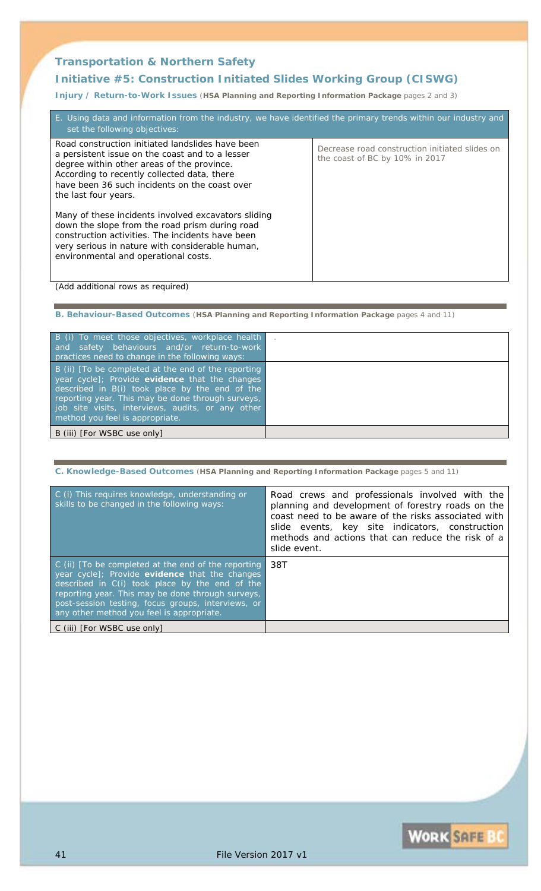## Transportation & Northern Safety

## Initiative #5: Construction Initiated Slides Working Group (CISWG)

**Injury / Return-to-Work Issues** (**HSA Planning and Reporting Information Package** pages 2 and 3)

| E. Using data and information from the industry, we have identified the primary trends within our industry and set the following objectives: | |
|---|---|
| Road construction initiated landslides have been a persistent issue on the coast and to a lesser degree within other areas of the province. According to recently collected data, there have been 36 such incidents on the coast over the last four years.<br><br>Many of these incidents involved excavators sliding down the slope from the road prism during road construction activities. The incidents have been very serious in nature with considerable human, environmental and operational costs. | Decrease road construction initiated slides on the coast of BC by 10% in 2017 |

(Add additional rows as required)

**B. Behaviour-Based Outcomes** (**HSA Planning and Reporting Information Package** pages 4 and 11)

| | |
|---|---|
| B (i) To meet those objectives, workplace health and safety behaviours and/or return-to-work practices need to change in the following ways: | . |
| B (ii) [To be completed at the end of the reporting year cycle]; Provide **evidence** that the changes described in B(i) took place by the end of the reporting year. This may be done through surveys, job site visits, interviews, audits, or any other method you feel is appropriate. | |
| B (iii) [For WSBC use only] | |

**C. Knowledge-Based Outcomes** (**HSA Planning and Reporting Information Package** pages 5 and 11)

| | |
|---|---|
| C (i) This requires knowledge, understanding or skills to be changed in the following ways: | Road crews and professionals involved with the planning and development of forestry roads on the coast need to be aware of the risks associated with slide events, key site indicators, construction methods and actions that can reduce the risk of a slide event. |
| C (ii) [To be completed at the end of the reporting year cycle]; Provide **evidence** that the changes described in C(i) took place by the end of the reporting year. This may be done through surveys, post-session testing, focus groups, interviews, or any other method you feel is appropriate. | 38T |
| C (iii) [For WSBC use only] | |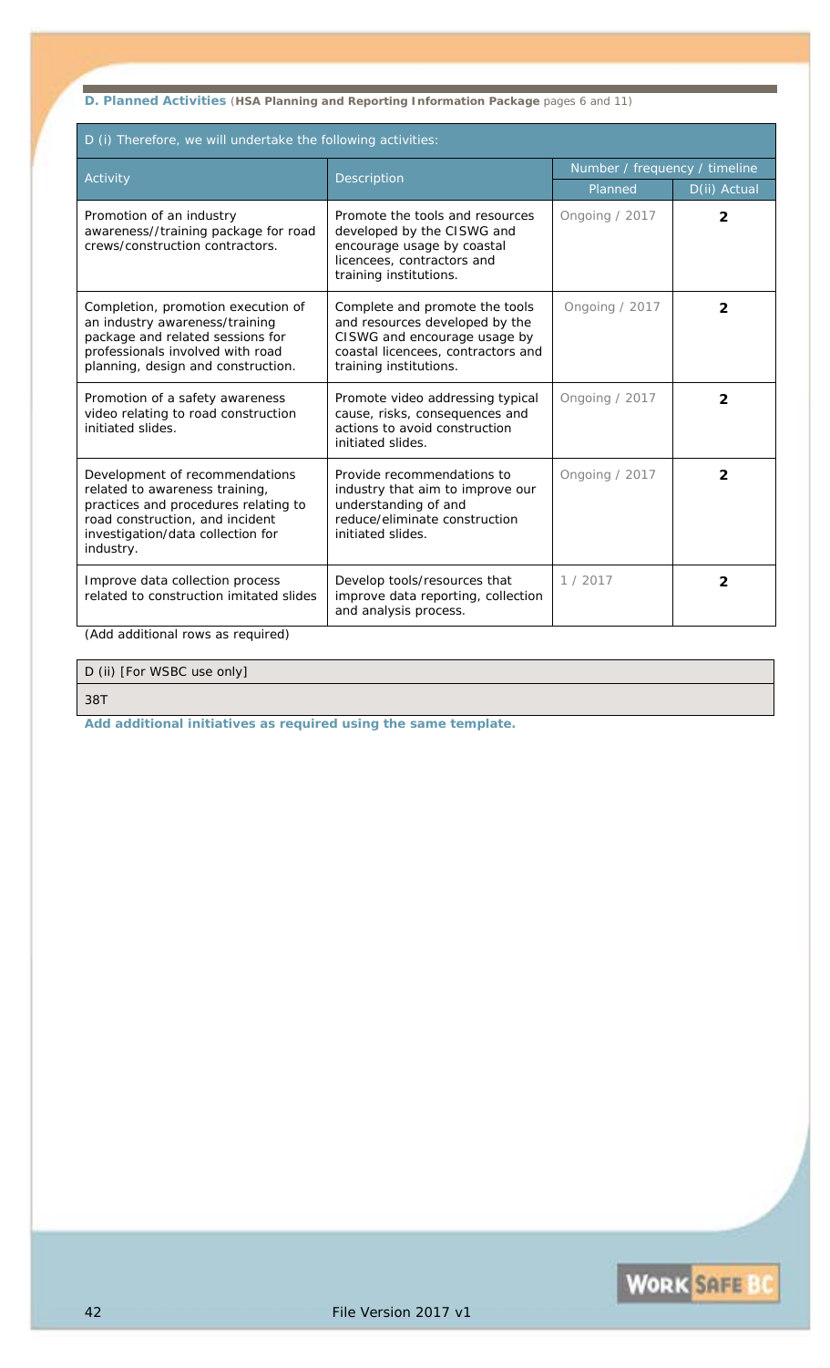**D. Planned Activities** (**HSA Planning and Reporting Information Package** pages 6 and 11)

| D (i) Therefore, we will undertake the following activities: | | | |
|---|---|---|---|
| Activity | Description | Number / frequency / timeline | |
| | | Planned | D(ii) Actual |
| Promotion of an industry awareness//training package for road crews/construction contractors. | Promote the tools and resources developed by the CISWG and encourage usage by coastal licencees, contractors and training institutions. | Ongoing / 2017 | **2** |
| Completion, promotion execution of an industry awareness/training package and related sessions for professionals involved with road planning, design and construction. | Complete and promote the tools and resources developed by the CISWG and encourage usage by coastal licencees, contractors and training institutions. | Ongoing / 2017 | **2** |
| Promotion of a safety awareness video relating to road construction initiated slides. | Promote video addressing typical cause, risks, consequences and actions to avoid construction initiated slides. | Ongoing / 2017 | **2** |
| Development of recommendations related to awareness training, practices and procedures relating to road construction, and incident investigation/data collection for industry. | Provide recommendations to industry that aim to improve our understanding of and reduce/eliminate construction initiated slides. | Ongoing / 2017 | **2** |
| Improve data collection process related to construction imitated slides | Develop tools/resources that improve data reporting, collection and analysis process. | 1 / 2017 | **2** |

(Add additional rows as required)

| D (ii) [For WSBC use only] |
|---|
| 38T |

**Add additional initiatives as required using the same template.**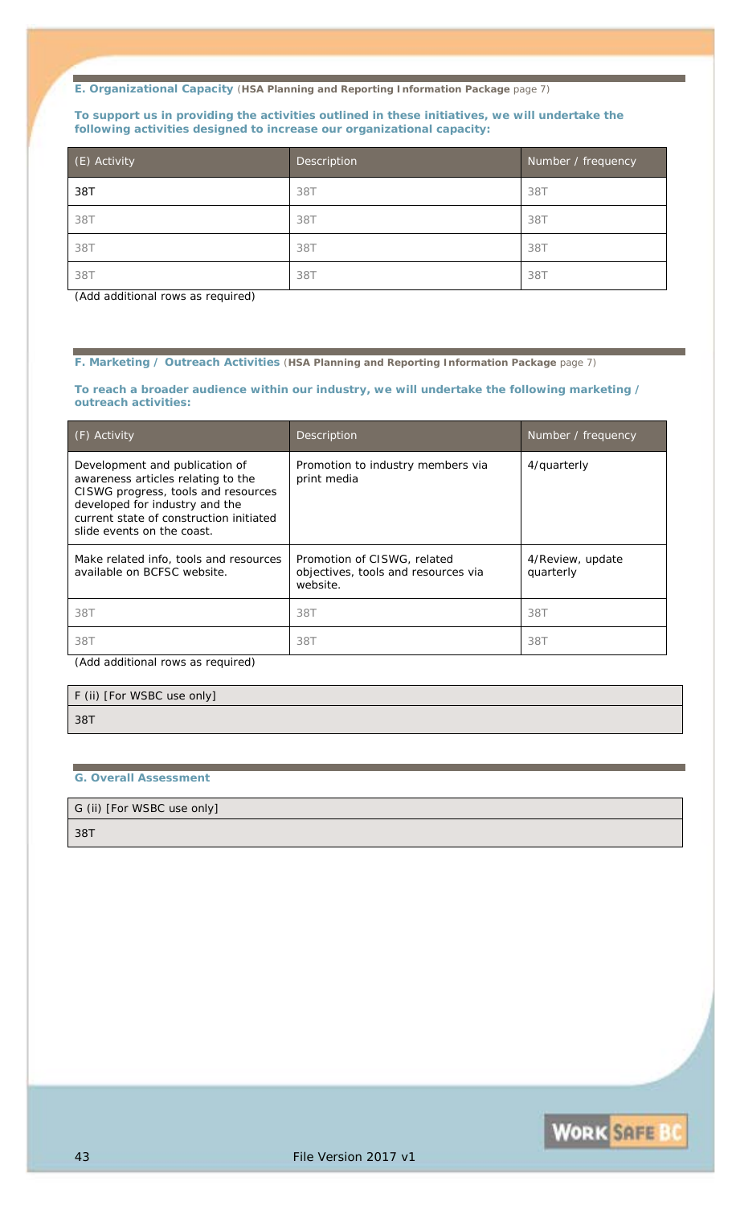### E. Organizational Capacity (**HSA Planning and Reporting Information Package** page 7)

**To support us in providing the activities outlined in these initiatives, we will undertake the following activities designed to increase our organizational capacity:**

| (E) Activity | Description | Number / frequency |
|---|---|---|
| 38T | 38T | 38T |
| 38T | 38T | 38T |
| 38T | 38T | 38T |
| 38T | 38T | 38T |

(Add additional rows as required)

### F. Marketing / Outreach Activities (**HSA Planning and Reporting Information Package** page 7)

**To reach a broader audience within our industry, we will undertake the following marketing / outreach activities:**

| (F) Activity | Description | Number / frequency |
|---|---|---|
| Development and publication of awareness articles relating to the CISWG progress, tools and resources developed for industry and the current state of construction initiated slide events on the coast. | Promotion to industry members via print media | 4/quarterly |
| Make related info, tools and resources available on BCFSC website. | Promotion of CISWG, related objectives, tools and resources via website. | 4/Review, update quarterly |
| 38T | 38T | 38T |
| 38T | 38T | 38T |

(Add additional rows as required)

| F (ii) [For WSBC use only] |
|---|
| 38T |

### G. Overall Assessment

| G (ii) [For WSBC use only] |
|---|
| 38T |

File Version 2017 v1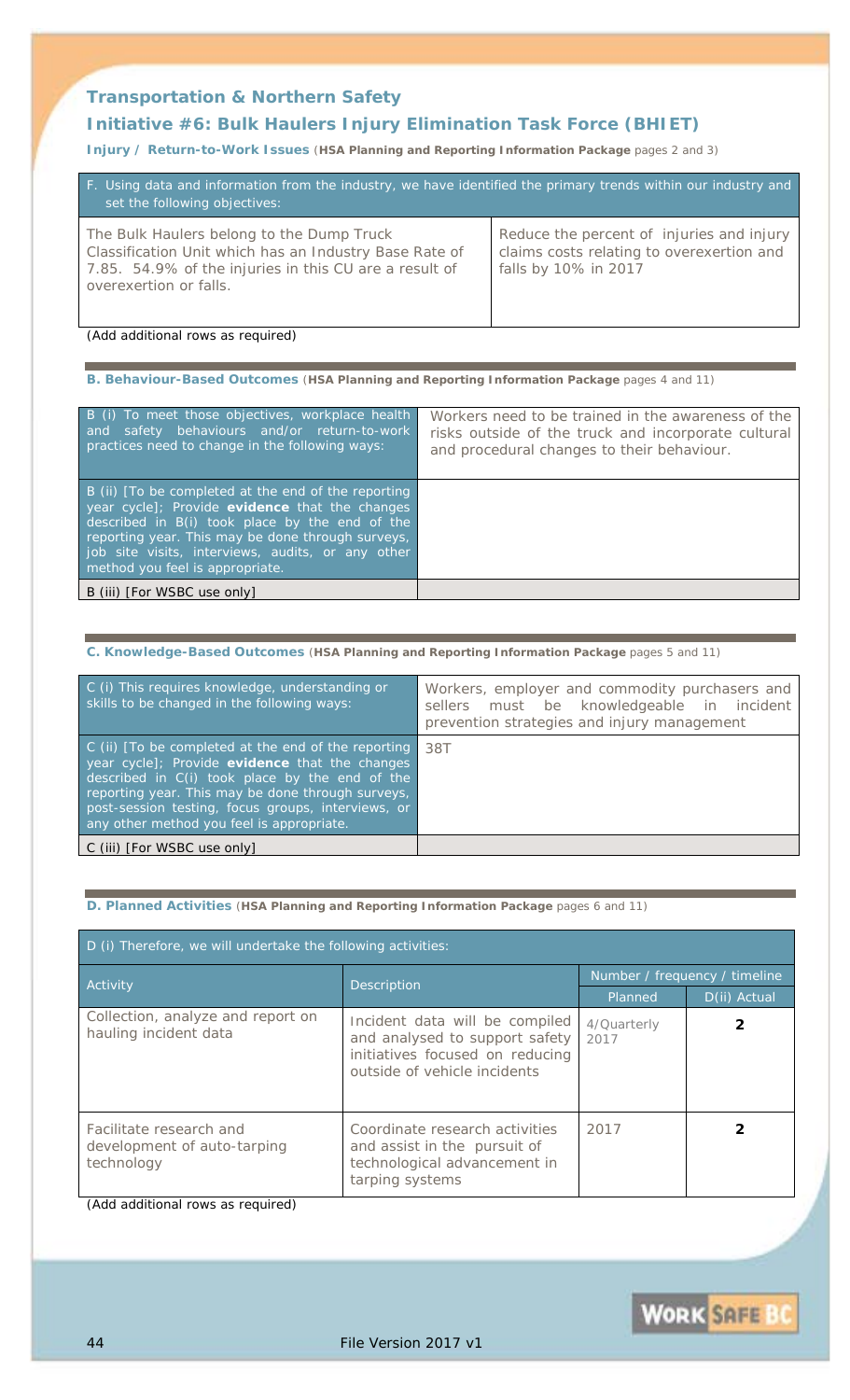## Transportation & Northern Safety

### Initiative #6: Bulk Haulers Injury Elimination Task Force (BHIET)

**Injury / Return-to-Work Issues** (**HSA Planning and Reporting Information Package** pages 2 and 3)

| F. Using data and information from the industry, we have identified the primary trends within our industry and set the following objectives: | |
|---|---|
| The Bulk Haulers belong to the Dump Truck Classification Unit which has an Industry Base Rate of 7.85. 54.9% of the injuries in this CU are a result of overexertion or falls. | Reduce the percent of injuries and injury claims costs relating to overexertion and falls by 10% in 2017 |

*(Add additional rows as required)*

**B. Behaviour-Based Outcomes** (**HSA Planning and Reporting Information Package** pages 4 and 11)

| | |
|---|---|
| B (i) To meet those objectives, workplace health and safety behaviours and/or return-to-work practices need to change in the following ways: | Workers need to be trained in the awareness of the risks outside of the truck and incorporate cultural and procedural changes to their behaviour. |
| B (ii) [To be completed at the end of the reporting year cycle]; Provide **evidence** that the changes described in B(i) took place by the end of the reporting year. This may be done through surveys, job site visits, interviews, audits, or any other method you feel is appropriate. | |
| B (iii) [For WSBC use only] | |

**C. Knowledge-Based Outcomes** (**HSA Planning and Reporting Information Package** pages 5 and 11)

| | |
|---|---|
| C (i) This requires knowledge, understanding or skills to be changed in the following ways: | Workers, employer and commodity purchasers and sellers must be knowledgeable in incident prevention strategies and injury management |
| C (ii) [To be completed at the end of the reporting year cycle]; Provide **evidence** that the changes described in C(i) took place by the end of the reporting year. This may be done through surveys, post-session testing, focus groups, interviews, or any other method you feel is appropriate. | 38T |
| C (iii) [For WSBC use only] | |

**D. Planned Activities** (**HSA Planning and Reporting Information Package** pages 6 and 11)

| D (i) Therefore, we will undertake the following activities: | | | |
|---|---|---|---|
| Activity | Description | Number / frequency / timeline | |
| | | Planned | D(ii) Actual |
| Collection, analyze and report on hauling incident data | Incident data will be compiled and analysed to support safety initiatives focused on reducing outside of vehicle incidents | 4/Quarterly 2017 | 2 |
| Facilitate research and development of auto-tarping technology | Coordinate research activities and assist in the pursuit of technological advancement in tarping systems | 2017 | 2 |

*(Add additional rows as required)*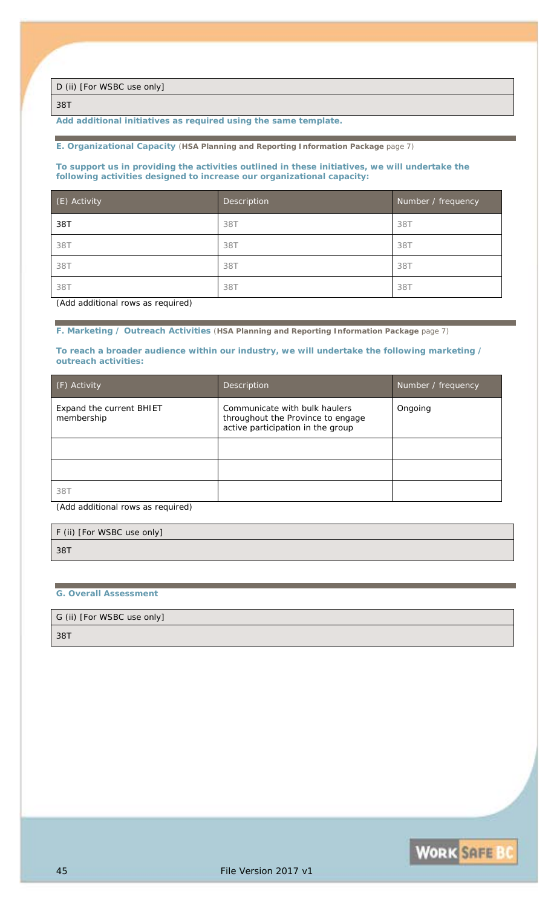| D (ii) [For WSBC use only] |
|---|
| 38T |

**Add additional initiatives as required using the same template.**

**E. Organizational Capacity** (**HSA Planning and Reporting Information Package** page 7)

**To support us in providing the activities outlined in these initiatives, we will undertake the following activities designed to increase our organizational capacity:**

| (E) Activity | Description | Number / frequency |
|---|---|---|
| 38T | 38T | 38T |
| 38T | 38T | 38T |
| 38T | 38T | 38T |
| 38T | 38T | 38T |

(Add additional rows as required)

**F. Marketing / Outreach Activities** (**HSA Planning and Reporting Information Package** page 7)

**To reach a broader audience within our industry, we will undertake the following marketing / outreach activities:**

| (F) Activity | Description | Number / frequency |
|---|---|---|
| Expand the current BHIET membership | Communicate with bulk haulers throughout the Province to engage active participation in the group | Ongoing |
| | | |
| | | |
| 38T | | |

(Add additional rows as required)

| F (ii) [For WSBC use only] |
|---|
| 38T |

**G. Overall Assessment**

| G (ii) [For WSBC use only] |
|---|
| 38T |

File Version 2017 v1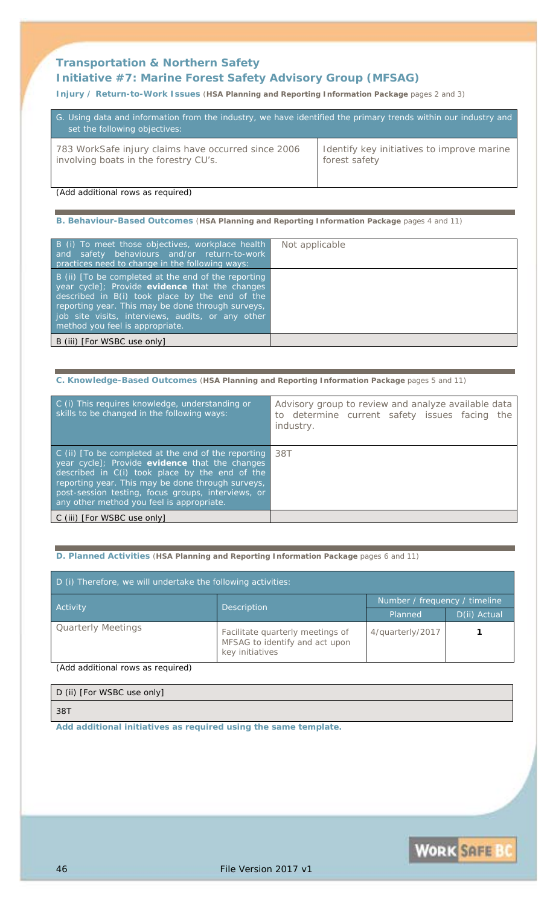## Transportation & Northern Safety

## Initiative #7: Marine Forest Safety Advisory Group (MFSAG)

**Injury / Return-to-Work Issues** (**HSA Planning and Reporting Information Package** pages 2 and 3)

| G. Using data and information from the industry, we have identified the primary trends within our industry and set the following objectives: | |
|---|---|
| 783 WorkSafe injury claims have occurred since 2006 involving boats in the forestry CU's. | Identify key initiatives to improve marine forest safety |

*(Add additional rows as required)*

**B. Behaviour-Based Outcomes** (**HSA Planning and Reporting Information Package** pages 4 and 11)

| | |
|---|---|
| B (i) To meet those objectives, workplace health and safety behaviours and/or return-to-work practices need to change in the following ways: | Not applicable |
| B (ii) [To be completed at the end of the reporting year cycle]; Provide **evidence** that the changes described in B(i) took place by the end of the reporting year. This may be done through surveys, job site visits, interviews, audits, or any other method you feel is appropriate. | |
| B (iii) [For WSBC use only] | |

**C. Knowledge-Based Outcomes** (**HSA Planning and Reporting Information Package** pages 5 and 11)

| | |
|---|---|
| C (i) This requires knowledge, understanding or skills to be changed in the following ways: | Advisory group to review and analyze available data to determine current safety issues facing the industry. |
| C (ii) [To be completed at the end of the reporting year cycle]; Provide **evidence** that the changes described in C(i) took place by the end of the reporting year. This may be done through surveys, post-session testing, focus groups, interviews, or any other method you feel is appropriate. | 38T |
| C (iii) [For WSBC use only] | |

**D. Planned Activities** (**HSA Planning and Reporting Information Package** pages 6 and 11)

D (i) Therefore, we will undertake the following activities:

| Activity | Description | Number / frequency / timeline | |
|---|---|---|---|
| | | Planned | D(ii) Actual |
| Quarterly Meetings | Facilitate quarterly meetings of MFSAG to identify and act upon key initiatives | 4/quarterly/2017 | **1** |

*(Add additional rows as required)*

| D (ii) [For WSBC use only] |
|---|
| 38T |

**Add additional initiatives as required using the same template.**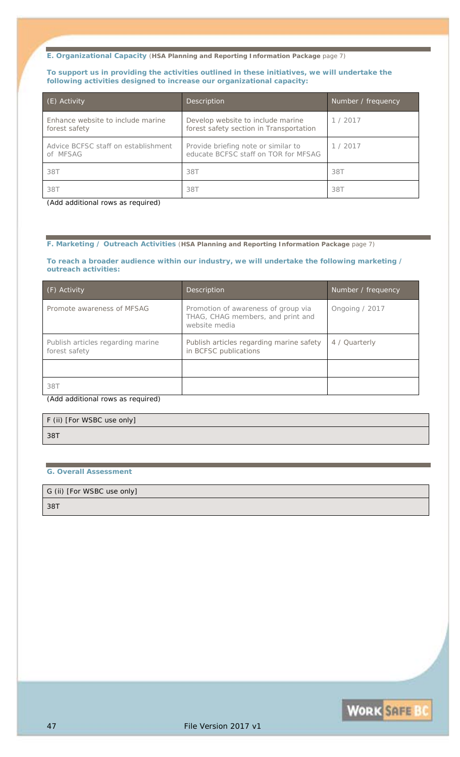### E. Organizational Capacity (**HSA Planning and Reporting Information Package** page 7)

**To support us in providing the activities outlined in these initiatives, we will undertake the following activities designed to increase our organizational capacity:**

| (E) Activity | Description | Number / frequency |
|---|---|---|
| Enhance website to include marine forest safety | Develop website to include marine forest safety section in Transportation | 1 / 2017 |
| Advice BCFSC staff on establishment of MFSAG | Provide briefing note or similar to educate BCFSC staff on TOR for MFSAG | 1 / 2017 |
| 38T | 38T | 38T |
| 38T | 38T | 38T |

(Add additional rows as required)

### F. Marketing / Outreach Activities (**HSA Planning and Reporting Information Package** page 7)

**To reach a broader audience within our industry, we will undertake the following marketing / outreach activities:**

| (F) Activity | Description | Number / frequency |
|---|---|---|
| Promote awareness of MFSAG | Promotion of awareness of group via THAG, CHAG members, and print and website media | Ongoing / 2017 |
| Publish articles regarding marine forest safety | Publish articles regarding marine safety in BCFSC publications | 4 / Quarterly |
| | | |
| 38T | | |

(Add additional rows as required)

| F (ii) [For WSBC use only] |
|---|
| 38T |

### G. Overall Assessment

| G (ii) [For WSBC use only] |
|---|
| 38T |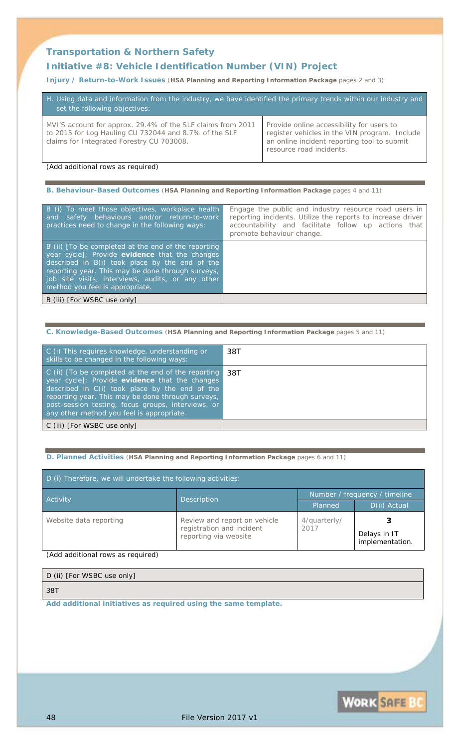## Transportation & Northern Safety

## Initiative #8: Vehicle Identification Number (VIN) Project

**Injury / Return-to-Work Issues** (**HSA Planning and Reporting Information Package** pages 2 and 3)

| H. Using data and information from the industry, we have identified the primary trends within our industry and set the following objectives: | |
|---|---|
| MVI'S account for approx. 29.4% of the SLF claims from 2011 to 2015 for Log Hauling CU 732044 and 8.7% of the SLF claims for Integrated Forestry CU 703008. | Provide online accessibility for users to register vehicles in the VIN program. Include an online incident reporting tool to submit resource road incidents. |

(Add additional rows as required)

**B. Behaviour-Based Outcomes** (**HSA Planning and Reporting Information Package** pages 4 and 11)

| | |
|---|---|
| B (i) To meet those objectives, workplace health and safety behaviours and/or return-to-work practices need to change in the following ways: | Engage the public and industry resource road users in reporting incidents. Utilize the reports to increase driver accountability and facilitate follow up actions that promote behaviour change. |
| B (ii) [To be completed at the end of the reporting year cycle]; Provide **evidence** that the changes described in B(i) took place by the end of the reporting year. This may be done through surveys, job site visits, interviews, audits, or any other method you feel is appropriate. | |
| B (iii) [For WSBC use only] | |

**C. Knowledge-Based Outcomes** (**HSA Planning and Reporting Information Package** pages 5 and 11)

| | |
|---|---|
| C (i) This requires knowledge, understanding or skills to be changed in the following ways: | 38T |
| C (ii) [To be completed at the end of the reporting year cycle]; Provide **evidence** that the changes described in C(i) took place by the end of the reporting year. This may be done through surveys, post-session testing, focus groups, interviews, or any other method you feel is appropriate. | 38T |
| C (iii) [For WSBC use only] | |

**D. Planned Activities** (**HSA Planning and Reporting Information Package** pages 6 and 11)

D (i) Therefore, we will undertake the following activities:

| Activity | Description | Number / frequency / timeline | |
|---|---|---|---|
| | | Planned | D(ii) Actual |
| Website data reporting | Review and report on vehicle registration and incident reporting via website | 4/quarterly/ 2017 | **3** Delays in IT implementation. |

(Add additional rows as required)

| D (ii) [For WSBC use only] |
|---|
| 38T |

**Add additional initiatives as required using the same template.**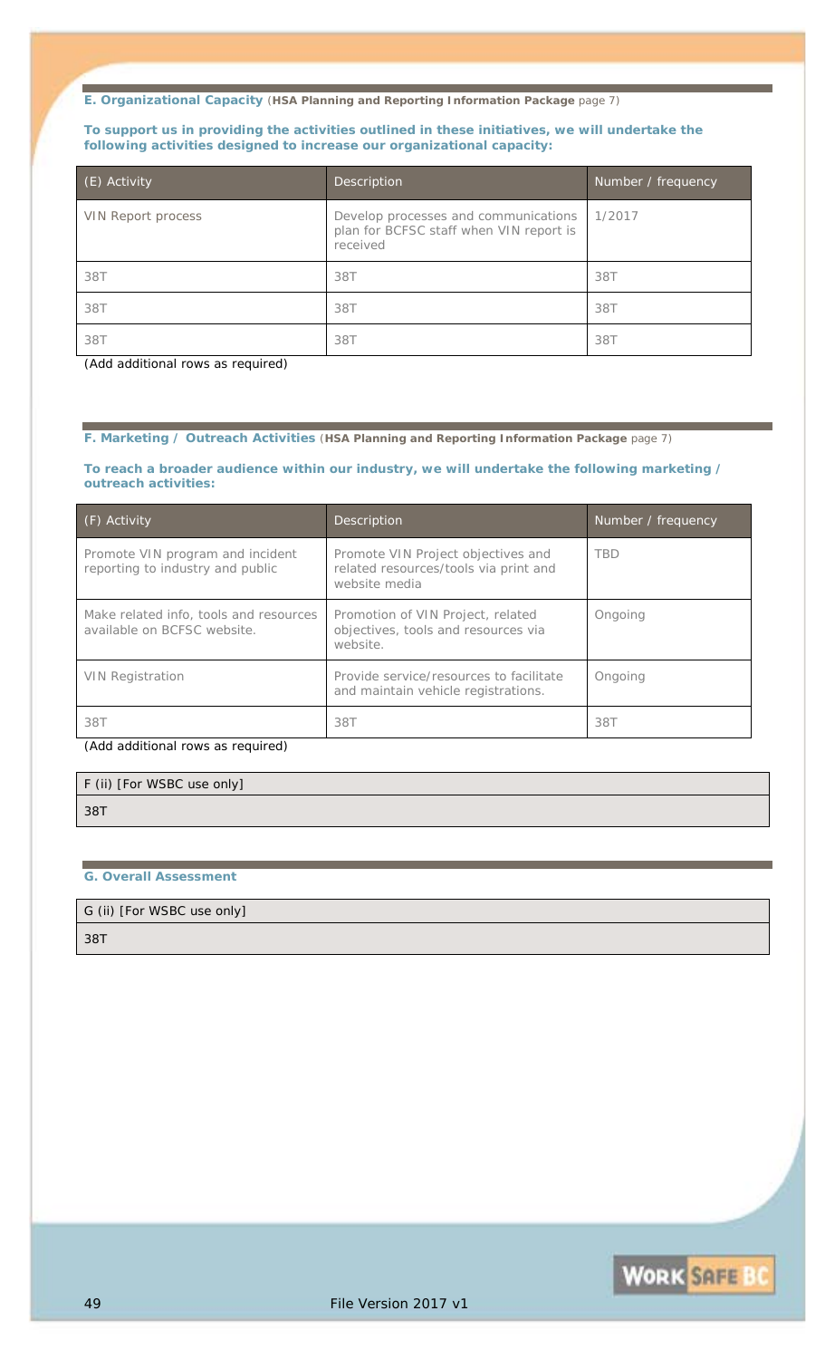### E. Organizational Capacity (**HSA Planning and Reporting Information Package** page 7)

**To support us in providing the activities outlined in these initiatives, we will undertake the following activities designed to increase our organizational capacity:**

| (E) Activity | Description | Number / frequency |
|---|---|---|
| VIN Report process | Develop processes and communications plan for BCFSC staff when VIN report is received | 1/2017 |
| 38T | 38T | 38T |
| 38T | 38T | 38T |
| 38T | 38T | 38T |

(Add additional rows as required)

### F. Marketing / Outreach Activities (**HSA Planning and Reporting Information Package** page 7)

**To reach a broader audience within our industry, we will undertake the following marketing / outreach activities:**

| (F) Activity | Description | Number / frequency |
|---|---|---|
| Promote VIN program and incident reporting to industry and public | Promote VIN Project objectives and related resources/tools via print and website media | TBD |
| Make related info, tools and resources available on BCFSC website. | Promotion of VIN Project, related objectives, tools and resources via website. | Ongoing |
| VIN Registration | Provide service/resources to facilitate and maintain vehicle registrations. | Ongoing |
| 38T | 38T | 38T |

(Add additional rows as required)

| F (ii) [For WSBC use only] |
|---|
| 38T |

### G. Overall Assessment

| G (ii) [For WSBC use only] |
|---|
| 38T |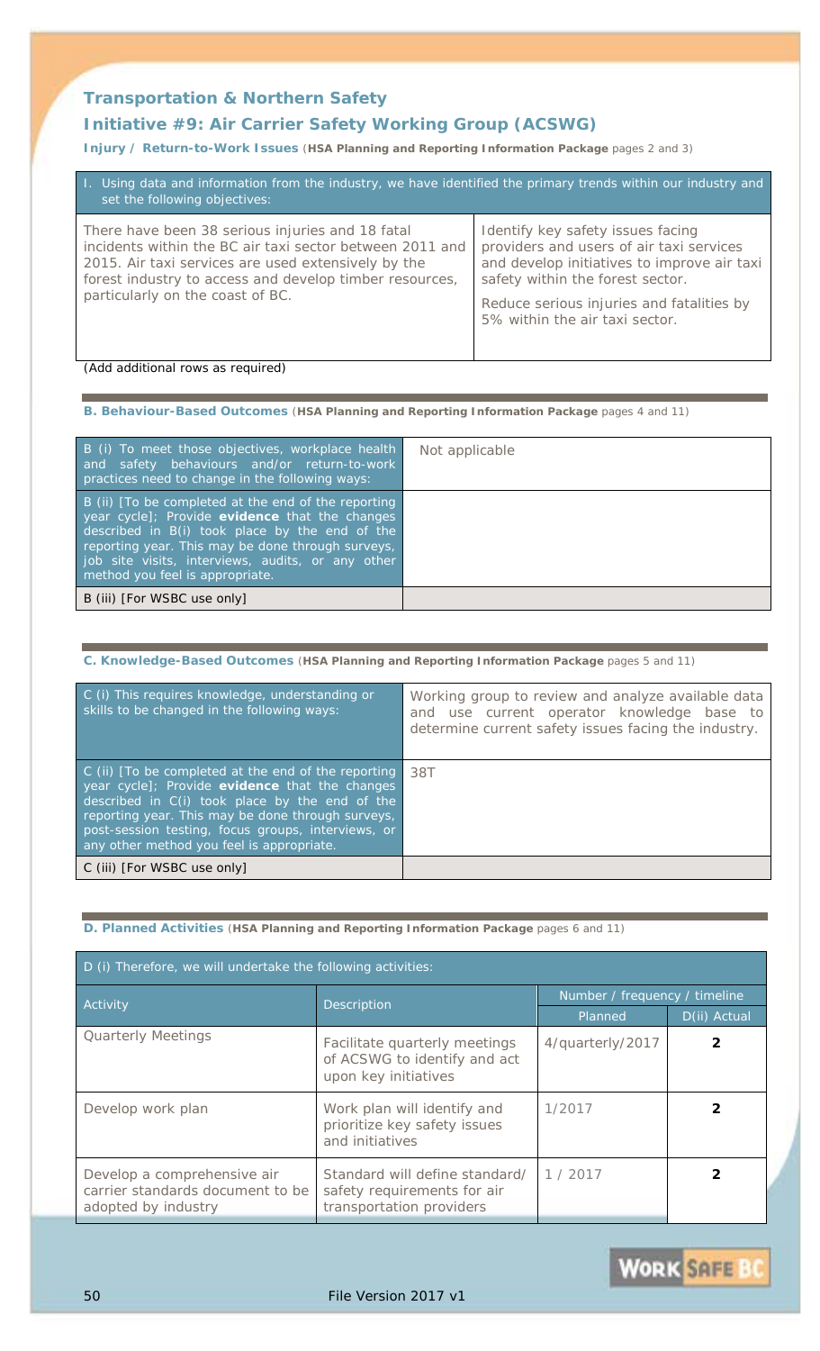## Transportation & Northern Safety

## Initiative #9: Air Carrier Safety Working Group (ACSWG)

**Injury / Return-to-Work Issues** (**HSA Planning and Reporting Information Package** pages 2 and 3)

| I. Using data and information from the industry, we have identified the primary trends within our industry and set the following objectives: | |
|---|---|
| There have been 38 serious injuries and 18 fatal incidents within the BC air taxi sector between 2011 and 2015. Air taxi services are used extensively by the forest industry to access and develop timber resources, particularly on the coast of BC. | Identify key safety issues facing providers and users of air taxi services and develop initiatives to improve air taxi safety within the forest sector.<br><br>Reduce serious injuries and fatalities by 5% within the air taxi sector. |

(Add additional rows as required)

**B. Behaviour-Based Outcomes** (**HSA Planning and Reporting Information Package** pages 4 and 11)

| | |
|---|---|
| B (i) To meet those objectives, workplace health and safety behaviours and/or return-to-work practices need to change in the following ways: | Not applicable |
| B (ii) [To be completed at the end of the reporting year cycle]; Provide **evidence** that the changes described in B(i) took place by the end of the reporting year. This may be done through surveys, job site visits, interviews, audits, or any other method you feel is appropriate. | |
| B (iii) [For WSBC use only] | |

**C. Knowledge-Based Outcomes** (**HSA Planning and Reporting Information Package** pages 5 and 11)

| | |
|---|---|
| C (i) This requires knowledge, understanding or skills to be changed in the following ways: | Working group to review and analyze available data and use current operator knowledge base to determine current safety issues facing the industry. |
| C (ii) [To be completed at the end of the reporting year cycle]; Provide **evidence** that the changes described in C(i) took place by the end of the reporting year. This may be done through surveys, post-session testing, focus groups, interviews, or any other method you feel is appropriate. | 38T |
| C (iii) [For WSBC use only] | |

**D. Planned Activities** (**HSA Planning and Reporting Information Package** pages 6 and 11)

| D (i) Therefore, we will undertake the following activities: | | | |
|---|---|---|---|
| Activity | Description | Number / frequency / timeline | |
| | | Planned | D(ii) Actual |
| Quarterly Meetings | Facilitate quarterly meetings of ACSWG to identify and act upon key initiatives | 4/quarterly/2017 | **2** |
| Develop work plan | Work plan will identify and prioritize key safety issues and initiatives | 1/2017 | **2** |
| Develop a comprehensive air carrier standards document to be adopted by industry | Standard will define standard/ safety requirements for air transportation providers | 1 / 2017 | **2** |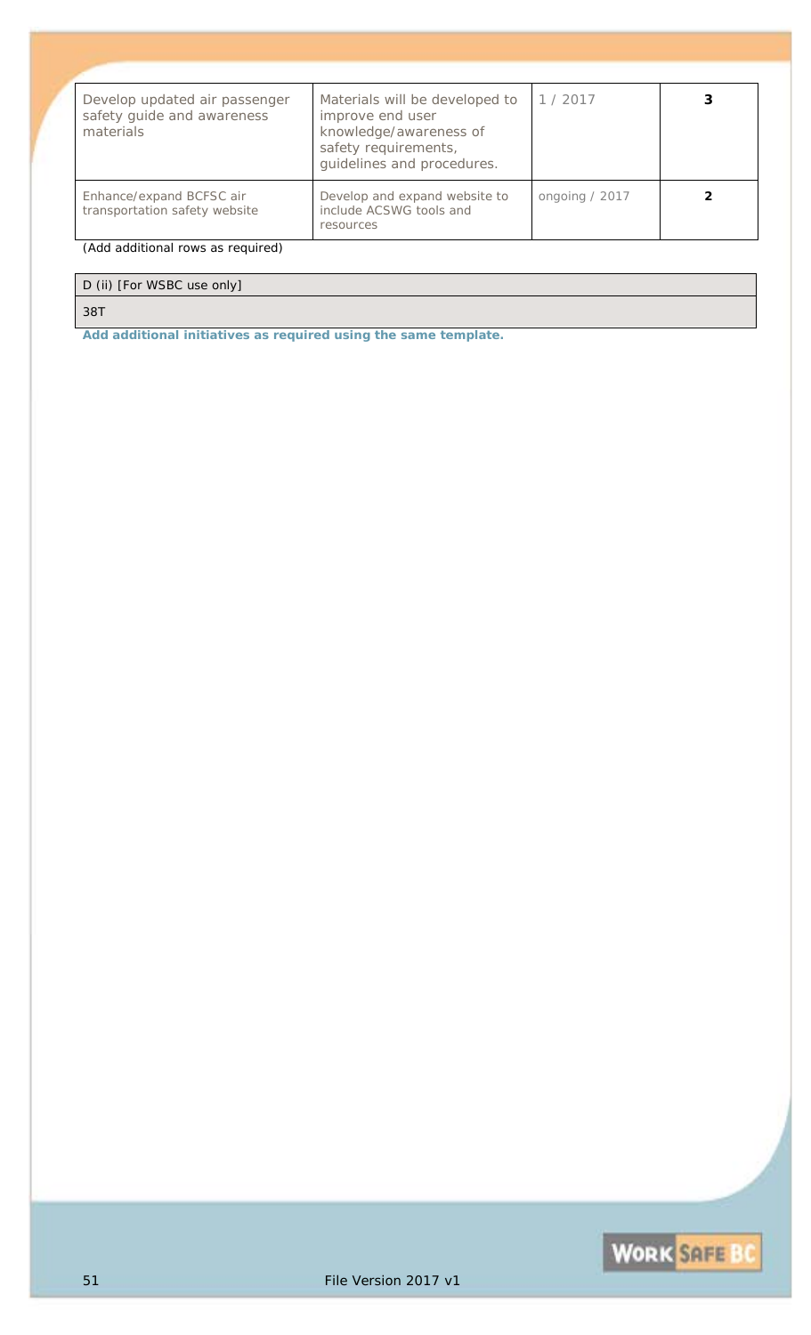| | | | |
|---|---|---|---|
| Develop updated air passenger safety guide and awareness materials | Materials will be developed to improve end user knowledge/awareness of safety requirements, guidelines and procedures. | 1 / 2017 | **3** |
| Enhance/expand BCFSC air transportation safety website | Develop and expand website to include ACSWG tools and resources | ongoing / 2017 | **2** |

(Add additional rows as required)

| D (ii) [For WSBC use only] |
|---|
| 38T |

**Add additional initiatives as required using the same template.**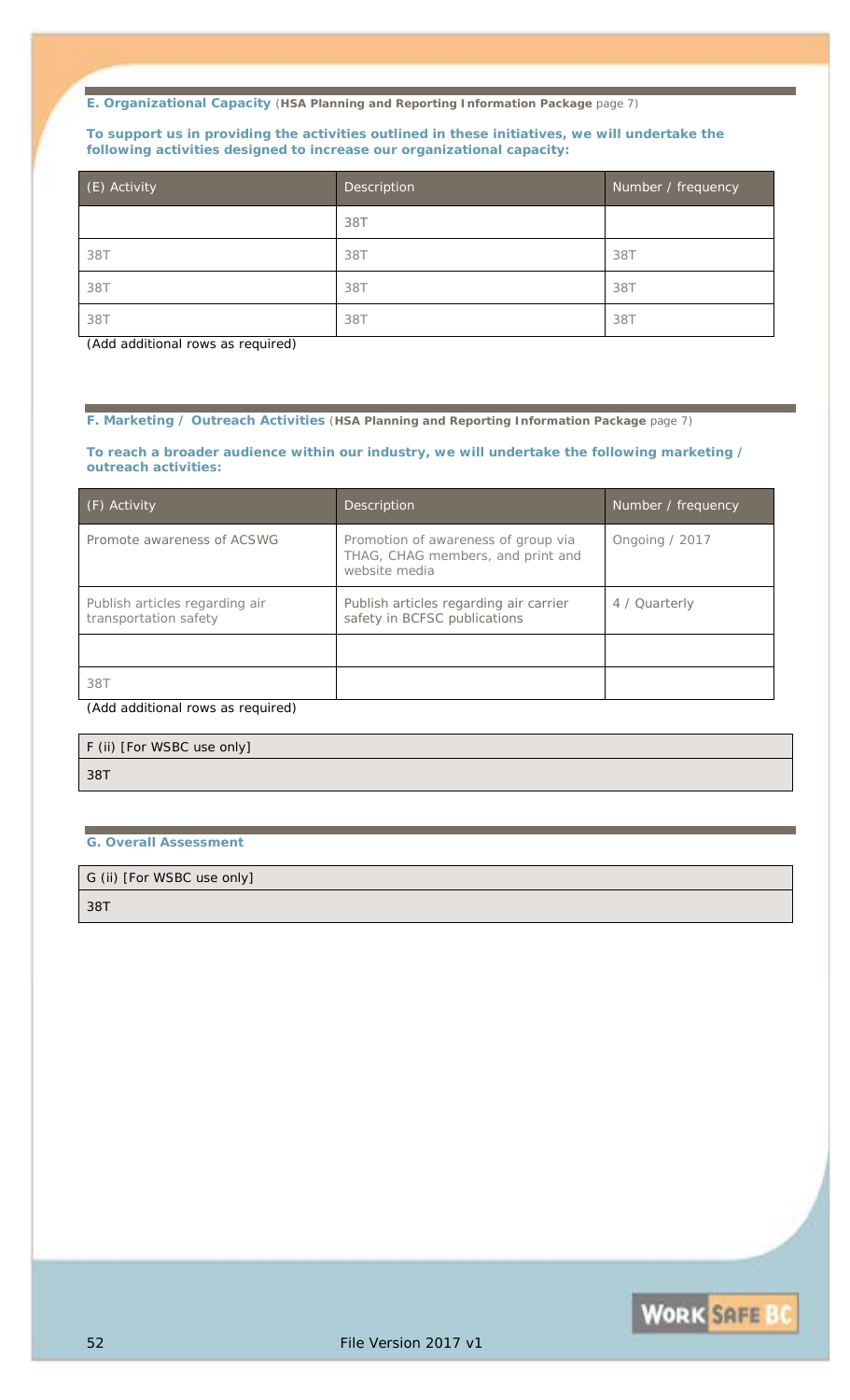### E. Organizational Capacity (**HSA Planning and Reporting Information Package** page 7)

**To support us in providing the activities outlined in these initiatives, we will undertake the following activities designed to increase our organizational capacity:**

| (E) Activity | Description | Number / frequency |
|---|---|---|
| | 38T | |
| 38T | 38T | 38T |
| 38T | 38T | 38T |
| 38T | 38T | 38T |

(Add additional rows as required)

### F. Marketing / Outreach Activities (**HSA Planning and Reporting Information Package** page 7)

**To reach a broader audience within our industry, we will undertake the following marketing / outreach activities:**

| (F) Activity | Description | Number / frequency |
|---|---|---|
| Promote awareness of ACSWG | Promotion of awareness of group via THAG, CHAG members, and print and website media | Ongoing / 2017 |
| Publish articles regarding air transportation safety | Publish articles regarding air carrier safety in BCFSC publications | 4 / Quarterly |
| | | |
| 38T | | |

(Add additional rows as required)

| F (ii) [For WSBC use only] |
|---|
| 38T |

### G. Overall Assessment

| G (ii) [For WSBC use only] |
|---|
| 38T |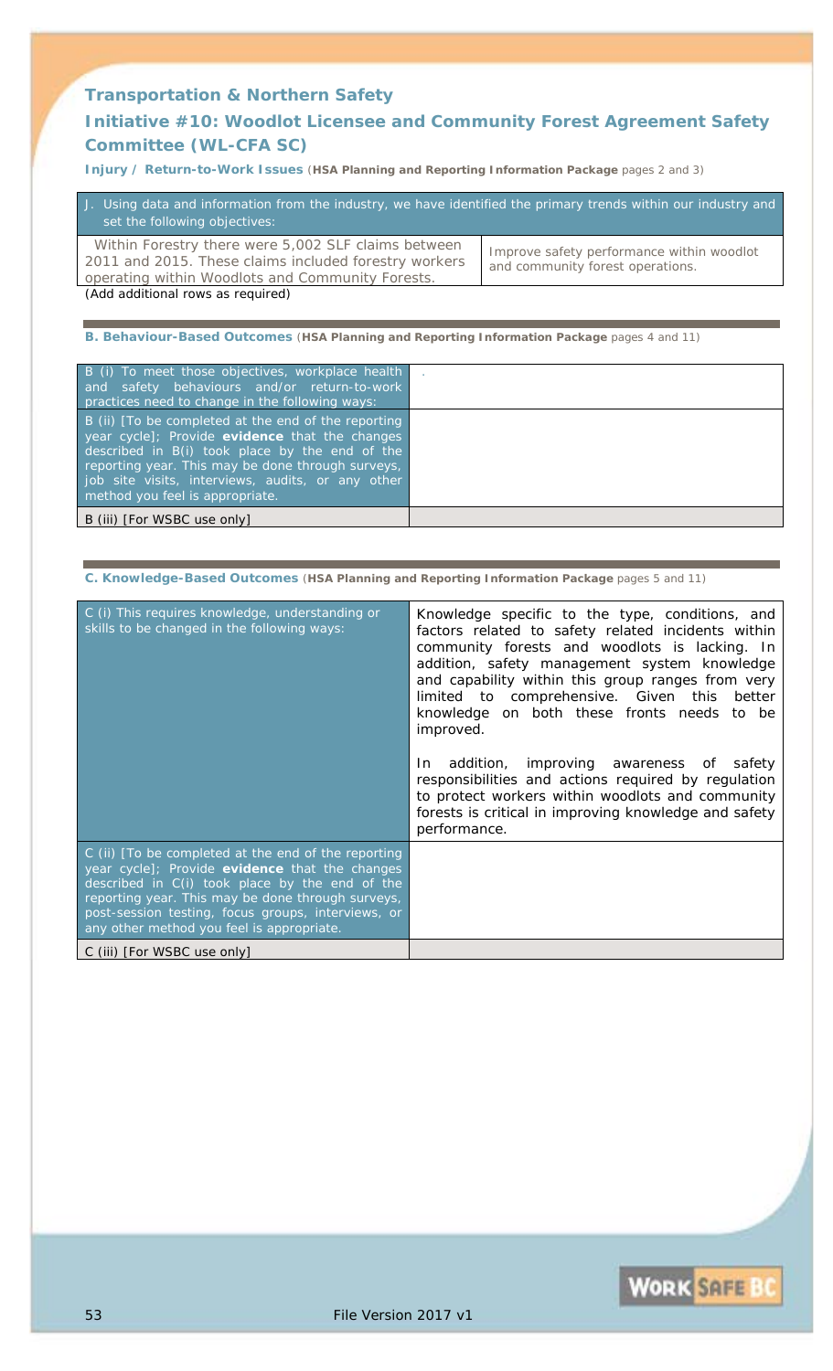## Transportation & Northern Safety

## Initiative #10: Woodlot Licensee and Community Forest Agreement Safety Committee (WL-CFA SC)

**Injury / Return-to-Work Issues** (**HSA Planning and Reporting Information Package** pages 2 and 3)

| J. Using data and information from the industry, we have identified the primary trends within our industry and set the following objectives: | |
|---|---|
| Within Forestry there were 5,002 SLF claims between 2011 and 2015. These claims included forestry workers operating within Woodlots and Community Forests. | Improve safety performance within woodlot and community forest operations. |

(Add additional rows as required)

**B. Behaviour-Based Outcomes** (**HSA Planning and Reporting Information Package** pages 4 and 11)

| | |
|---|---|
| B (i) To meet those objectives, workplace health and safety behaviours and/or return-to-work practices need to change in the following ways: | . |
| B (ii) [To be completed at the end of the reporting year cycle]; Provide **evidence** that the changes described in B(i) took place by the end of the reporting year. This may be done through surveys, job site visits, interviews, audits, or any other method you feel is appropriate. | |
| B (iii) [For WSBC use only] | |

**C. Knowledge-Based Outcomes** (**HSA Planning and Reporting Information Package** pages 5 and 11)

| | |
|---|---|
| C (i) This requires knowledge, understanding or skills to be changed in the following ways: | Knowledge specific to the type, conditions, and factors related to safety related incidents within community forests and woodlots is lacking. In addition, safety management system knowledge and capability within this group ranges from very limited to comprehensive. Given this better knowledge on both these fronts needs to be improved.<br><br>In addition, improving awareness of safety responsibilities and actions required by regulation to protect workers within woodlots and community forests is critical in improving knowledge and safety performance. |
| C (ii) [To be completed at the end of the reporting year cycle]; Provide **evidence** that the changes described in C(i) took place by the end of the reporting year. This may be done through surveys, post-session testing, focus groups, interviews, or any other method you feel is appropriate. | |
| C (iii) [For WSBC use only] | |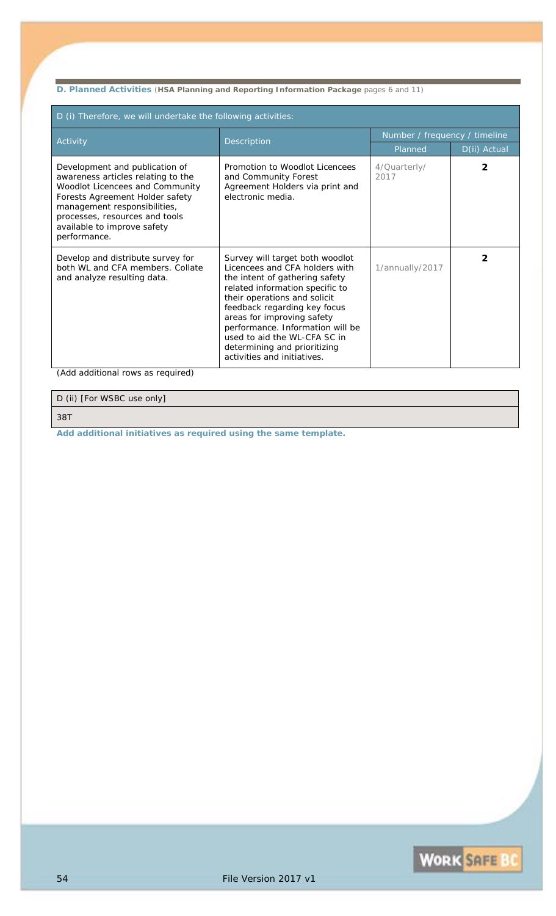**D. Planned Activities** (**HSA Planning and Reporting Information Package** pages 6 and 11)

| D (i) Therefore, we will undertake the following activities: | | | |
|---|---|---|---|
| Activity | Description | Number / frequency / timeline | |
| | | Planned | D(ii) Actual |
| Development and publication of awareness articles relating to the Woodlot Licencees and Community Forests Agreement Holder safety management responsibilities, processes, resources and tools available to improve safety performance. | Promotion to Woodlot Licencees and Community Forest Agreement Holders via print and electronic media. | 4/Quarterly/ 2017 | **2** |
| Develop and distribute survey for both WL and CFA members. Collate and analyze resulting data. | Survey will target both woodlot Licencees and CFA holders with the intent of gathering safety related information specific to their operations and solicit feedback regarding key focus areas for improving safety performance. Information will be used to aid the WL-CFA SC in determining and prioritizing activities and initiatives. | 1/annually/2017 | **2** |

(Add additional rows as required)

| D (ii) [For WSBC use only] |
|---|
| 38T |

**Add additional initiatives as required using the same template.**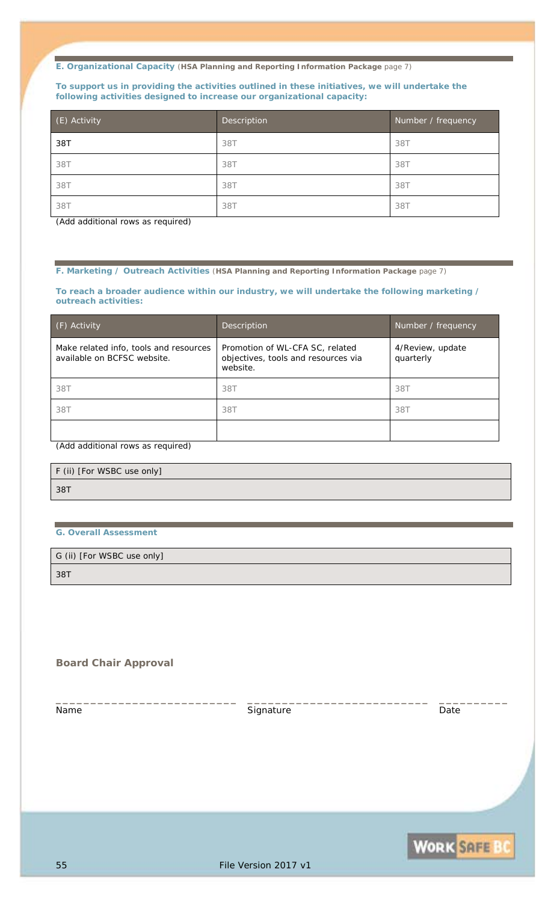### E. Organizational Capacity (**HSA Planning and Reporting Information Package** page 7)

**To support us in providing the activities outlined in these initiatives, we will undertake the following activities designed to increase our organizational capacity:**

| (E) Activity | Description | Number / frequency |
|---|---|---|
| 38T | 38T | 38T |
| 38T | 38T | 38T |
| 38T | 38T | 38T |
| 38T | 38T | 38T |

(Add additional rows as required)

### F. Marketing / Outreach Activities (**HSA Planning and Reporting Information Package** page 7)

**To reach a broader audience within our industry, we will undertake the following marketing / outreach activities:**

| (F) Activity | Description | Number / frequency |
|---|---|---|
| Make related info, tools and resources available on BCFSC website. | Promotion of WL-CFA SC, related objectives, tools and resources via website. | 4/Review, update quarterly |
| 38T | 38T | 38T |
| 38T | 38T | 38T |
| | | |

(Add additional rows as required)

| F (ii) [For WSBC use only] |
|---|
| 38T |

### G. Overall Assessment

| G (ii) [For WSBC use only] |
|---|
| 38T |

**Board Chair Approval**

_________________________ _________________________ __________

Name Signature Date